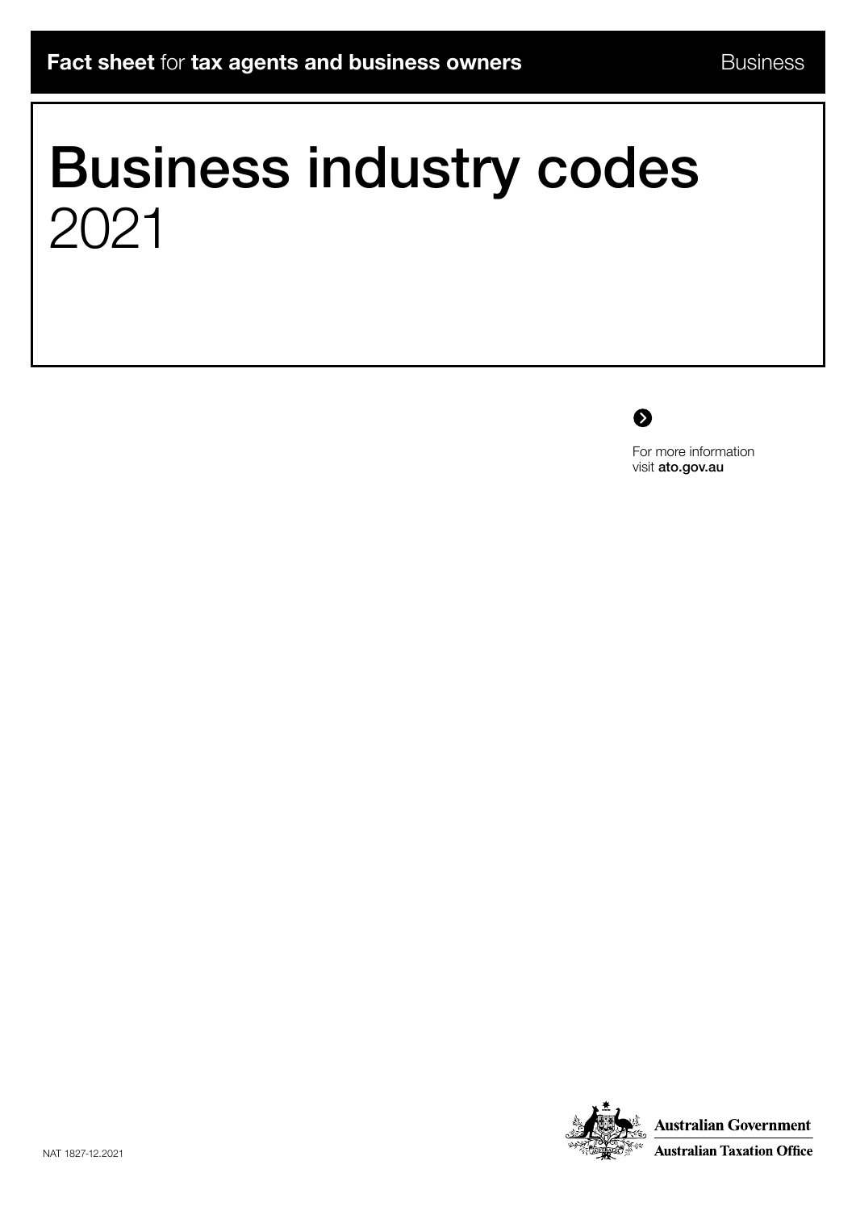**Fact sheet** for **tax agents and business owners** Business

# Business industry codes 2021

For more information visit **ato.gov.au**

NAT 1827-12.2021

Australian Government
Australian Taxation Office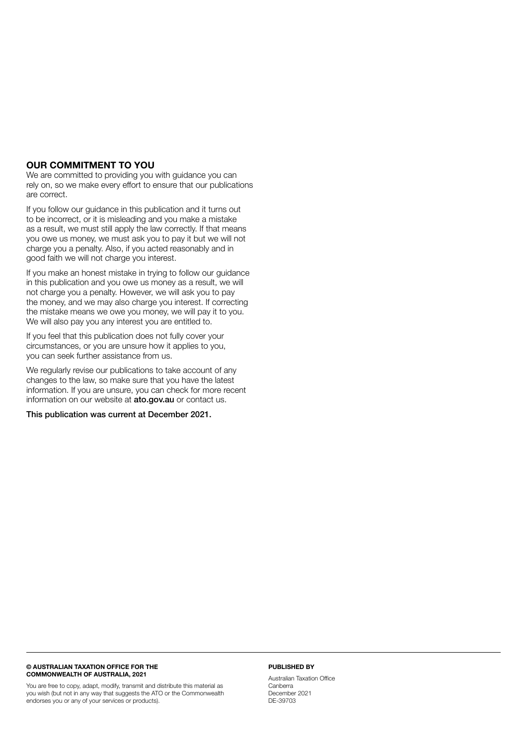## OUR COMMITMENT TO YOU

We are committed to providing you with guidance you can rely on, so we make every effort to ensure that our publications are correct.

If you follow our guidance in this publication and it turns out to be incorrect, or it is misleading and you make a mistake as a result, we must still apply the law correctly. If that means you owe us money, we must ask you to pay it but we will not charge you a penalty. Also, if you acted reasonably and in good faith we will not charge you interest.

If you make an honest mistake in trying to follow our guidance in this publication and you owe us money as a result, we will not charge you a penalty. However, we will ask you to pay the money, and we may also charge you interest. If correcting the mistake means we owe you money, we will pay it to you. We will also pay you any interest you are entitled to.

If you feel that this publication does not fully cover your circumstances, or you are unsure how it applies to you, you can seek further assistance from us.

We regularly revise our publications to take account of any changes to the law, so make sure that you have the latest information. If you are unsure, you can check for more recent information on our website at **ato.gov.au** or contact us.

**This publication was current at December 2021.**

---

**© AUSTRALIAN TAXATION OFFICE FOR THE COMMONWEALTH OF AUSTRALIA, 2021**

You are free to copy, adapt, modify, transmit and distribute this material as you wish (but not in any way that suggests the ATO or the Commonwealth endorses you or any of your services or products).

**PUBLISHED BY**

Australian Taxation Office
Canberra
December 2021
DE-39703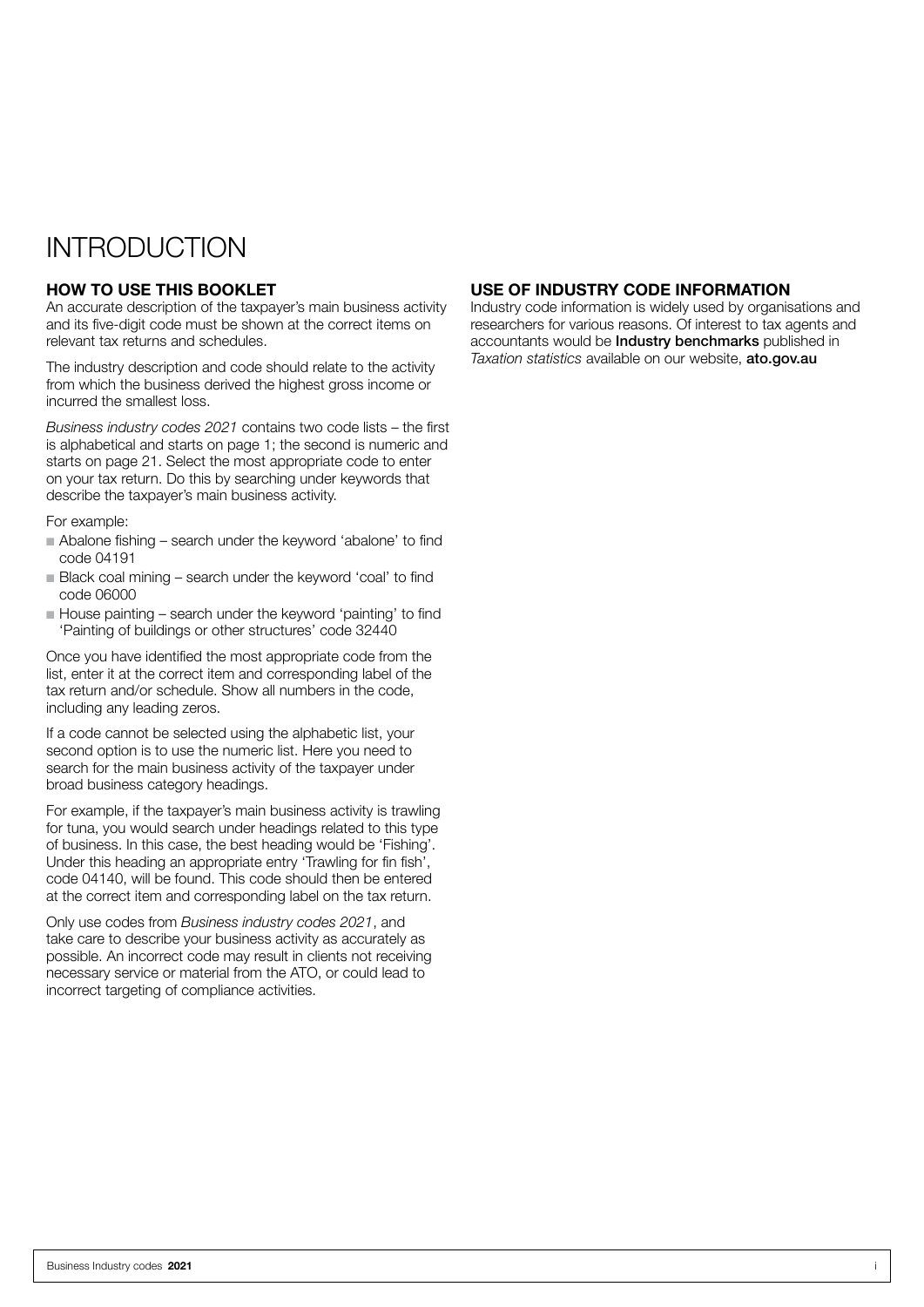# INTRODUCTION

## HOW TO USE THIS BOOKLET

An accurate description of the taxpayer's main business activity and its five-digit code must be shown at the correct items on relevant tax returns and schedules.

The industry description and code should relate to the activity from which the business derived the highest gross income or incurred the smallest loss.

*Business industry codes 2021* contains two code lists – the first is alphabetical and starts on page 1; the second is numeric and starts on page 21. Select the most appropriate code to enter on your tax return. Do this by searching under keywords that describe the taxpayer's main business activity.

For example:

- Abalone fishing – search under the keyword 'abalone' to find code 04191
- Black coal mining – search under the keyword 'coal' to find code 06000
- House painting – search under the keyword 'painting' to find 'Painting of buildings or other structures' code 32440

Once you have identified the most appropriate code from the list, enter it at the correct item and corresponding label of the tax return and/or schedule. Show all numbers in the code, including any leading zeros.

If a code cannot be selected using the alphabetic list, your second option is to use the numeric list. Here you need to search for the main business activity of the taxpayer under broad business category headings.

For example, if the taxpayer's main business activity is trawling for tuna, you would search under headings related to this type of business. In this case, the best heading would be 'Fishing'. Under this heading an appropriate entry 'Trawling for fin fish', code 04140, will be found. This code should then be entered at the correct item and corresponding label on the tax return.

Only use codes from *Business industry codes 2021*, and take care to describe your business activity as accurately as possible. An incorrect code may result in clients not receiving necessary service or material from the ATO, or could lead to incorrect targeting of compliance activities.

## USE OF INDUSTRY CODE INFORMATION

Industry code information is widely used by organisations and researchers for various reasons. Of interest to tax agents and accountants would be **Industry benchmarks** published in *Taxation statistics* available on our website, **ato.gov.au**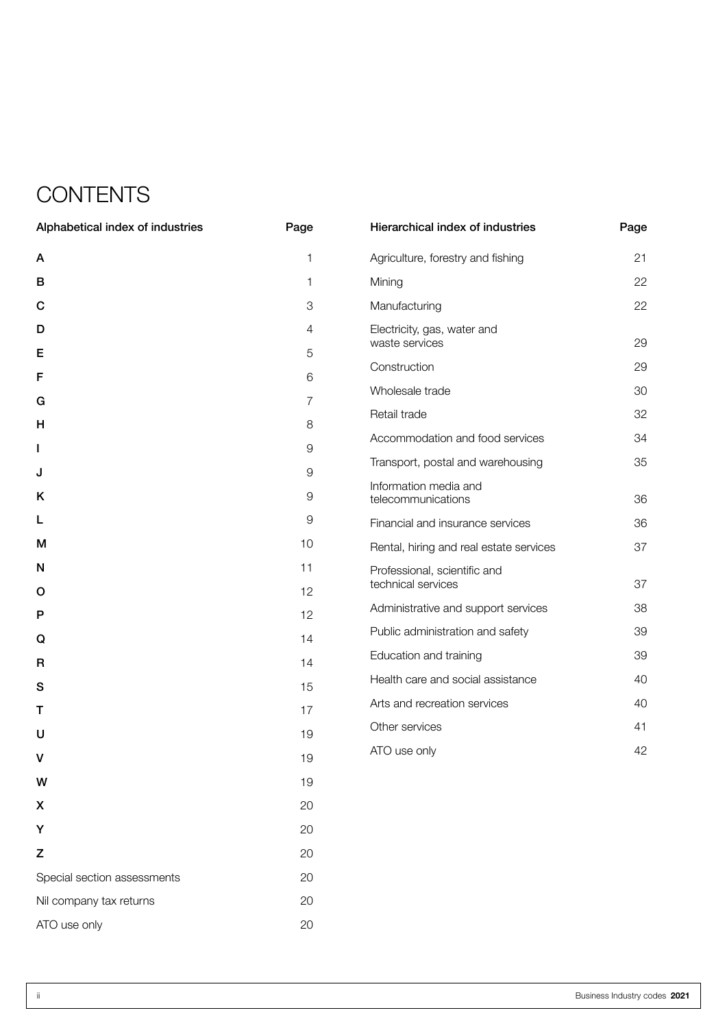# CONTENTS

| Alphabetical index of industries | Page |
|---|---|
| A | 1 |
| B | 1 |
| C | 3 |
| D | 4 |
| E | 5 |
| F | 6 |
| G | 7 |
| H | 8 |
| I | 9 |
| J | 9 |
| K | 9 |
| L | 9 |
| M | 10 |
| N | 11 |
| O | 12 |
| P | 12 |
| Q | 14 |
| R | 14 |
| S | 15 |
| T | 17 |
| U | 19 |
| V | 19 |
| W | 19 |
| X | 20 |
| Y | 20 |
| Z | 20 |
| Special section assessments | 20 |
| Nil company tax returns | 20 |
| ATO use only | 20 |

| Hierarchical index of industries | Page |
|---|---|
| Agriculture, forestry and fishing | 21 |
| Mining | 22 |
| Manufacturing | 22 |
| Electricity, gas, water and waste services | 29 |
| Construction | 29 |
| Wholesale trade | 30 |
| Retail trade | 32 |
| Accommodation and food services | 34 |
| Transport, postal and warehousing | 35 |
| Information media and telecommunications | 36 |
| Financial and insurance services | 36 |
| Rental, hiring and real estate services | 37 |
| Professional, scientific and technical services | 37 |
| Administrative and support services | 38 |
| Public administration and safety | 39 |
| Education and training | 39 |
| Health care and social assistance | 40 |
| Arts and recreation services | 40 |
| Other services | 41 |
| ATO use only | 42 |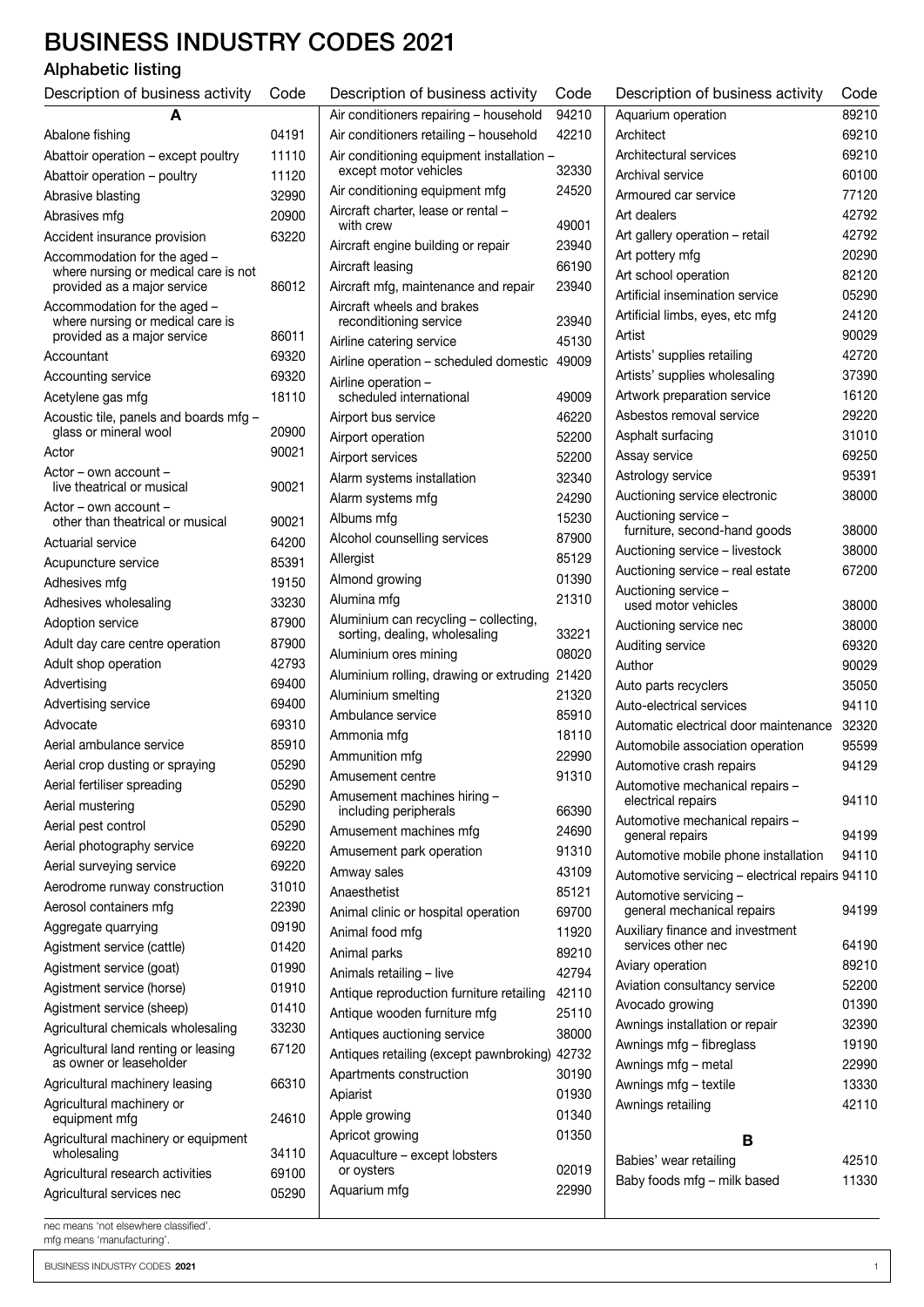# BUSINESS INDUSTRY CODES 2021

## Alphabetic listing

| Description of business activity | Code |
|---|---|
| **A** | |
| Abalone fishing | 04191 |
| Abattoir operation – except poultry | 11110 |
| Abattoir operation – poultry | 11120 |
| Abrasive blasting | 32990 |
| Abrasives mfg | 20900 |
| Accident insurance provision | 63220 |
| Accommodation for the aged – where nursing or medical care is not provided as a major service | 86012 |
| Accommodation for the aged – where nursing or medical care is provided as a major service | 86011 |
| Accountant | 69320 |
| Accounting service | 69320 |
| Acetylene gas mfg | 18110 |
| Acoustic tile, panels and boards mfg – glass or mineral wool | 20900 |
| Actor | 90021 |
| Actor – own account – live theatrical or musical | 90021 |
| Actor – own account – other than theatrical or musical | 90021 |
| Actuarial service | 64200 |
| Acupuncture service | 85391 |
| Adhesives mfg | 19150 |
| Adhesives wholesaling | 33230 |
| Adoption service | 87900 |
| Adult day care centre operation | 87900 |
| Adult shop operation | 42793 |
| Advertising | 69400 |
| Advertising service | 69400 |
| Advocate | 69310 |
| Aerial ambulance service | 85910 |
| Aerial crop dusting or spraying | 05290 |
| Aerial fertiliser spreading | 05290 |
| Aerial mustering | 05290 |
| Aerial pest control | 05290 |
| Aerial photography service | 69220 |
| Aerial surveying service | 69220 |
| Aerodrome runway construction | 31010 |
| Aerosol containers mfg | 22390 |
| Aggregate quarrying | 09190 |
| Agistment service (cattle) | 01420 |
| Agistment service (goat) | 01990 |
| Agistment service (horse) | 01910 |
| Agistment service (sheep) | 01410 |
| Agricultural chemicals wholesaling | 33230 |
| Agricultural land renting or leasing as owner or leaseholder | 67120 |
| Agricultural machinery leasing | 66310 |
| Agricultural machinery or equipment mfg | 24610 |
| Agricultural machinery or equipment wholesaling | 34110 |
| Agricultural research activities | 69100 |
| Agricultural services nec | 05290 |
| Air conditioners repairing – household | 94210 |
| Air conditioners retailing – household | 42210 |
| Air conditioning equipment installation – except motor vehicles | 32330 |
| Air conditioning equipment mfg | 24520 |
| Aircraft charter, lease or rental – with crew | 49001 |
| Aircraft engine building or repair | 23940 |
| Aircraft leasing | 66190 |
| Aircraft mfg, maintenance and repair | 23940 |
| Aircraft wheels and brakes reconditioning service | 23940 |
| Airline catering service | 45130 |
| Airline operation – scheduled domestic | 49009 |
| Airline operation – scheduled international | 49009 |
| Airport bus service | 46220 |
| Airport operation | 52200 |
| Airport services | 52200 |
| Alarm systems installation | 32340 |
| Alarm systems mfg | 24290 |
| Albums mfg | 15230 |
| Alcohol counselling services | 87900 |
| Allergist | 85129 |
| Almond growing | 01390 |
| Alumina mfg | 21310 |
| Aluminium can recycling – collecting, sorting, dealing, wholesaling | 33221 |
| Aluminium ores mining | 08020 |
| Aluminium rolling, drawing or extruding | 21420 |
| Aluminium smelting | 21320 |
| Ambulance service | 85910 |
| Ammonia mfg | 18110 |
| Ammunition mfg | 22990 |
| Amusement centre | 91310 |
| Amusement machines hiring – including peripherals | 66390 |
| Amusement machines mfg | 24690 |
| Amusement park operation | 91310 |
| Amway sales | 43109 |
| Anaesthetist | 85121 |
| Animal clinic or hospital operation | 69700 |
| Animal food mfg | 11920 |
| Animal parks | 89210 |
| Animals retailing – live | 42794 |
| Antique reproduction furniture retailing | 42110 |
| Antique wooden furniture mfg | 25110 |
| Antiques auctioning service | 38000 |
| Antiques retailing (except pawnbroking) | 42732 |
| Apartments construction | 30190 |
| Apiarist | 01930 |
| Apple growing | 01340 |
| Apricot growing | 01350 |
| Aquaculture – except lobsters or oysters | 02019 |
| Aquarium mfg | 22990 |
| Aquarium operation | 89210 |
| Architect | 69210 |
| Architectural services | 69210 |
| Archival service | 60100 |
| Armoured car service | 77120 |
| Art dealers | 42792 |
| Art gallery operation – retail | 42792 |
| Art pottery mfg | 20290 |
| Art school operation | 82120 |
| Artificial insemination service | 05290 |
| Artificial limbs, eyes, etc mfg | 24120 |
| Artist | 90029 |
| Artists' supplies retailing | 42720 |
| Artists' supplies wholesaling | 37390 |
| Artwork preparation service | 16120 |
| Asbestos removal service | 29220 |
| Asphalt surfacing | 31010 |
| Assay service | 69250 |
| Astrology service | 95391 |
| Auctioning service electronic | 38000 |
| Auctioning service – furniture, second-hand goods | 38000 |
| Auctioning service – livestock | 38000 |
| Auctioning service – real estate | 67200 |
| Auctioning service – used motor vehicles | 38000 |
| Auctioning service nec | 38000 |
| Auditing service | 69320 |
| Author | 90029 |
| Auto parts recyclers | 35050 |
| Auto-electrical services | 94110 |
| Automatic electrical door maintenance | 32320 |
| Automobile association operation | 95599 |
| Automotive crash repairs | 94129 |
| Automotive mechanical repairs – electrical repairs | 94110 |
| Automotive mechanical repairs – general repairs | 94199 |
| Automotive mobile phone installation | 94110 |
| Automotive servicing – electrical repairs | 94110 |
| Automotive servicing – general mechanical repairs | 94199 |
| Auxiliary finance and investment services other nec | 64190 |
| Aviary operation | 89210 |
| Aviation consultancy service | 52200 |
| Avocado growing | 01390 |
| Awnings installation or repair | 32390 |
| Awnings mfg – fibreglass | 19190 |
| Awnings mfg – metal | 22990 |
| Awnings mfg – textile | 13330 |
| Awnings retailing | 42110 |
| **B** | |
| Babies' wear retailing | 42510 |
| Baby foods mfg – milk based | 11330 |

nec means 'not elsewhere classified'.
mfg means 'manufacturing'.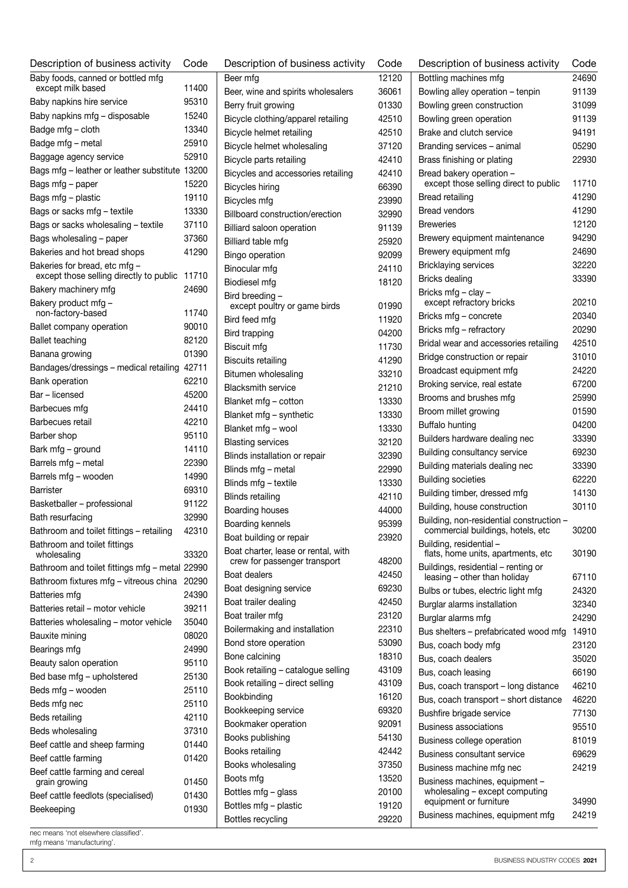| Description of business activity | Code |
|---|---|
| Baby foods, canned or bottled mfg except milk based | 11400 |
| Baby napkins hire service | 95310 |
| Baby napkins mfg – disposable | 15240 |
| Badge mfg – cloth | 13340 |
| Badge mfg – metal | 25910 |
| Baggage agency service | 52910 |
| Bags mfg – leather or leather substitute | 13200 |
| Bags mfg – paper | 15220 |
| Bags mfg – plastic | 19110 |
| Bags or sacks mfg – textile | 13330 |
| Bags or sacks wholesaling – textile | 37110 |
| Bags wholesaling – paper | 37360 |
| Bakeries and hot bread shops | 41290 |
| Bakeries for bread, etc mfg – except those selling directly to public | 11710 |
| Bakery machinery mfg | 24690 |
| Bakery product mfg – non-factory-based | 11740 |
| Ballet company operation | 90010 |
| Ballet teaching | 82120 |
| Banana growing | 01390 |
| Bandages/dressings – medical retailing | 42711 |
| Bank operation | 62210 |
| Bar – licensed | 45200 |
| Barbecues mfg | 24410 |
| Barbecues retail | 42210 |
| Barber shop | 95110 |
| Bark mfg – ground | 14110 |
| Barrels mfg – metal | 22390 |
| Barrels mfg – wooden | 14990 |
| Barrister | 69310 |
| Basketballer – professional | 91122 |
| Bath resurfacing | 32990 |
| Bathroom and toilet fittings – retailing | 42310 |
| Bathroom and toilet fittings wholesaling | 33320 |
| Bathroom and toilet fittings mfg – metal | 22990 |
| Bathroom fixtures mfg – vitreous china | 20290 |
| Batteries mfg | 24390 |
| Batteries retail – motor vehicle | 39211 |
| Batteries wholesaling – motor vehicle | 35040 |
| Bauxite mining | 08020 |
| Bearings mfg | 24990 |
| Beauty salon operation | 95110 |
| Bed base mfg – upholstered | 25130 |
| Beds mfg – wooden | 25110 |
| Beds mfg nec | 25110 |
| Beds retailing | 42110 |
| Beds wholesaling | 37310 |
| Beef cattle and sheep farming | 01440 |
| Beef cattle farming | 01420 |
| Beef cattle farming and cereal grain growing | 01450 |
| Beef cattle feedlots (specialised) | 01430 |
| Beekeeping | 01930 |
| Beer mfg | 12120 |
| Beer, wine and spirits wholesalers | 36061 |
| Berry fruit growing | 01330 |
| Bicycle clothing/apparel retailing | 42510 |
| Bicycle helmet retailing | 42510 |
| Bicycle helmet wholesaling | 37120 |
| Bicycle parts retailing | 42410 |
| Bicycles and accessories retailing | 42410 |
| Bicycles hiring | 66390 |
| Bicycles mfg | 23990 |
| Billboard construction/erection | 32990 |
| Billiard saloon operation | 91139 |
| Billiard table mfg | 25920 |
| Bingo operation | 92099 |
| Binocular mfg | 24110 |
| Biodiesel mfg | 18120 |
| Bird breeding – except poultry or game birds | 01990 |
| Bird feed mfg | 11920 |
| Bird trapping | 04200 |
| Biscuit mfg | 11730 |
| Biscuits retailing | 41290 |
| Bitumen wholesaling | 33210 |
| Blacksmith service | 21210 |
| Blanket mfg – cotton | 13330 |
| Blanket mfg – synthetic | 13330 |
| Blanket mfg – wool | 13330 |
| Blasting services | 32120 |
| Blinds installation or repair | 32390 |
| Blinds mfg – metal | 22990 |
| Blinds mfg – textile | 13330 |
| Blinds retailing | 42110 |
| Boarding houses | 44000 |
| Boarding kennels | 95399 |
| Boat building or repair | 23920 |
| Boat charter, lease or rental, with crew for passenger transport | 48200 |
| Boat dealers | 42450 |
| Boat designing service | 69230 |
| Boat trailer dealing | 42450 |
| Boat trailer mfg | 23120 |
| Boilermaking and installation | 22310 |
| Bond store operation | 53090 |
| Bone calcining | 18310 |
| Book retailing – catalogue selling | 43109 |
| Book retailing – direct selling | 43109 |
| Bookbinding | 16120 |
| Bookkeeping service | 69320 |
| Bookmaker operation | 92091 |
| Books publishing | 54130 |
| Books retailing | 42442 |
| Books wholesaling | 37350 |
| Boots mfg | 13520 |
| Bottles mfg – glass | 20100 |
| Bottles mfg – plastic | 19120 |
| Bottles recycling | 29220 |
| Bottling machines mfg | 24690 |
| Bowling alley operation – tenpin | 91139 |
| Bowling green construction | 31099 |
| Bowling green operation | 91139 |
| Brake and clutch service | 94191 |
| Branding services – animal | 05290 |
| Brass finishing or plating | 22930 |
| Bread bakery operation – except those selling direct to public | 11710 |
| Bread retailing | 41290 |
| Bread vendors | 41290 |
| Breweries | 12120 |
| Brewery equipment maintenance | 94290 |
| Brewery equipment mfg | 24690 |
| Bricklaying services | 32220 |
| Bricks dealing | 33390 |
| Bricks mfg – clay – except refractory bricks | 20210 |
| Bricks mfg – concrete | 20340 |
| Bricks mfg – refractory | 20290 |
| Bridal wear and accessories retailing | 42510 |
| Bridge construction or repair | 31010 |
| Broadcast equipment mfg | 24220 |
| Broking service, real estate | 67200 |
| Brooms and brushes mfg | 25990 |
| Broom millet growing | 01590 |
| Buffalo hunting | 04200 |
| Builders hardware dealing nec | 33390 |
| Building consultancy service | 69230 |
| Building materials dealing nec | 33390 |
| Building societies | 62220 |
| Building timber, dressed mfg | 14130 |
| Building, house construction | 30110 |
| Building, non-residential construction – commercial buildings, hotels, etc | 30200 |
| Building, residential – flats, home units, apartments, etc | 30190 |
| Buildings, residential – renting or leasing – other than holiday | 67110 |
| Bulbs or tubes, electric light mfg | 24320 |
| Burglar alarms installation | 32340 |
| Burglar alarms mfg | 24290 |
| Bus shelters – prefabricated wood mfg | 14910 |
| Bus, coach body mfg | 23120 |
| Bus, coach dealers | 35020 |
| Bus, coach leasing | 66190 |
| Bus, coach transport – long distance | 46210 |
| Bus, coach transport – short distance | 46220 |
| Bushfire brigade service | 77130 |
| Business associations | 95510 |
| Business college operation | 81019 |
| Business consultant service | 69629 |
| Business machine mfg nec | 24219 |
| Business machines, equipment – wholesaling – except computing equipment or furniture | 34990 |
| Business machines, equipment mfg | 24219 |

nec means 'not elsewhere classified'.
mfg means 'manufacturing'.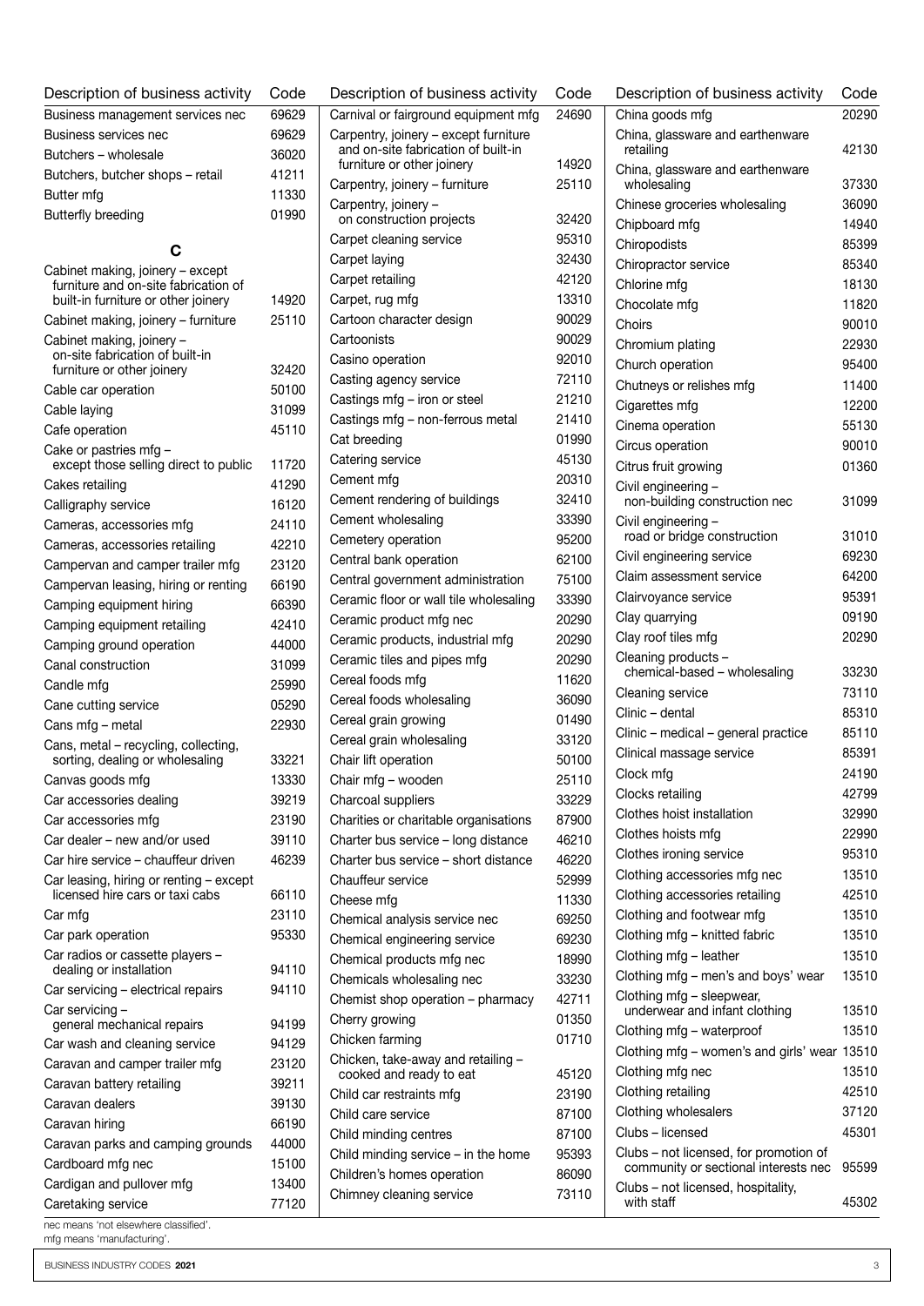| Description of business activity | Code |
|---|---|
| Business management services nec | 69629 |
| Business services nec | 69629 |
| Butchers – wholesale | 36020 |
| Butchers, butcher shops – retail | 41211 |
| Butter mfg | 11330 |
| Butterfly breeding | 01990 |

## C

| Description of business activity | Code |
|---|---|
| Cabinet making, joinery – except furniture and on-site fabrication of built-in furniture or other joinery | 14920 |
| Cabinet making, joinery – furniture | 25110 |
| Cabinet making, joinery – on-site fabrication of built-in furniture or other joinery | 32420 |
| Cable car operation | 50100 |
| Cable laying | 31099 |
| Cafe operation | 45110 |
| Cake or pastries mfg – except those selling direct to public | 11720 |
| Cakes retailing | 41290 |
| Calligraphy service | 16120 |
| Cameras, accessories mfg | 24110 |
| Cameras, accessories retailing | 42210 |
| Campervan and camper trailer mfg | 23120 |
| Campervan leasing, hiring or renting | 66190 |
| Camping equipment hiring | 66390 |
| Camping equipment retailing | 42410 |
| Camping ground operation | 44000 |
| Canal construction | 31099 |
| Candle mfg | 25990 |
| Cane cutting service | 05290 |
| Cans mfg – metal | 22930 |
| Cans, metal – recycling, collecting, sorting, dealing or wholesaling | 33221 |
| Canvas goods mfg | 13330 |
| Car accessories dealing | 39219 |
| Car accessories mfg | 23190 |
| Car dealer – new and/or used | 39110 |
| Car hire service – chauffeur driven | 46239 |
| Car leasing, hiring or renting – except licensed hire cars or taxi cabs | 66110 |
| Car mfg | 23110 |
| Car park operation | 95330 |
| Car radios or cassette players – dealing or installation | 94110 |
| Car servicing – electrical repairs | 94110 |
| Car servicing – general mechanical repairs | 94199 |
| Car wash and cleaning service | 94129 |
| Caravan and camper trailer mfg | 23120 |
| Caravan battery retailing | 39211 |
| Caravan dealers | 39130 |
| Caravan hiring | 66190 |
| Caravan parks and camping grounds | 44000 |
| Cardboard mfg nec | 15100 |
| Cardigan and pullover mfg | 13400 |
| Caretaking service | 77120 |
| Carnival or fairground equipment mfg | 24690 |
| Carpentry, joinery – except furniture and on-site fabrication of built-in furniture or other joinery | 14920 |
| Carpentry, joinery – furniture | 25110 |
| Carpentry, joinery – on construction projects | 32420 |
| Carpet cleaning service | 95310 |
| Carpet laying | 32430 |
| Carpet retailing | 42120 |
| Carpet, rug mfg | 13310 |
| Cartoon character design | 90029 |
| Cartoonists | 90029 |
| Casino operation | 92010 |
| Casting agency service | 72110 |
| Castings mfg – iron or steel | 21210 |
| Castings mfg – non-ferrous metal | 21410 |
| Cat breeding | 01990 |
| Catering service | 45130 |
| Cement mfg | 20310 |
| Cement rendering of buildings | 32410 |
| Cement wholesaling | 33390 |
| Cemetery operation | 95200 |
| Central bank operation | 62100 |
| Central government administration | 75100 |
| Ceramic floor or wall tile wholesaling | 33390 |
| Ceramic product mfg nec | 20290 |
| Ceramic products, industrial mfg | 20290 |
| Ceramic tiles and pipes mfg | 20290 |
| Cereal foods mfg | 11620 |
| Cereal foods wholesaling | 36090 |
| Cereal grain growing | 01490 |
| Cereal grain wholesaling | 33120 |
| Chair lift operation | 50100 |
| Chair mfg – wooden | 25110 |
| Charcoal suppliers | 33229 |
| Charities or charitable organisations | 87900 |
| Charter bus service – long distance | 46210 |
| Charter bus service – short distance | 46220 |
| Chauffeur service | 52999 |
| Cheese mfg | 11330 |
| Chemical analysis service nec | 69250 |
| Chemical engineering service | 69230 |
| Chemical products mfg nec | 18990 |
| Chemicals wholesaling nec | 33230 |
| Chemist shop operation – pharmacy | 42711 |
| Cherry growing | 01350 |
| Chicken farming | 01710 |
| Chicken, take-away and retailing – cooked and ready to eat | 45120 |
| Child car restraints mfg | 23190 |
| Child care service | 87100 |
| Child minding centres | 87100 |
| Child minding service – in the home | 95393 |
| Children's homes operation | 86090 |
| Chimney cleaning service | 73110 |
| China goods mfg | 20290 |
| China, glassware and earthenware retailing | 42130 |
| China, glassware and earthenware wholesaling | 37330 |
| Chinese groceries wholesaling | 36090 |
| Chipboard mfg | 14940 |
| Chiropodists | 85399 |
| Chiropractor service | 85340 |
| Chlorine mfg | 18130 |
| Chocolate mfg | 11820 |
| Choirs | 90010 |
| Chromium plating | 22930 |
| Church operation | 95400 |
| Chutneys or relishes mfg | 11400 |
| Cigarettes mfg | 12200 |
| Cinema operation | 55130 |
| Circus operation | 90010 |
| Citrus fruit growing | 01360 |
| Civil engineering – non-building construction nec | 31099 |
| Civil engineering – road or bridge construction | 31010 |
| Civil engineering service | 69230 |
| Claim assessment service | 64200 |
| Clairvoyance service | 95391 |
| Clay quarrying | 09190 |
| Clay roof tiles mfg | 20290 |
| Cleaning products – chemical-based – wholesaling | 33230 |
| Cleaning service | 73110 |
| Clinic – dental | 85310 |
| Clinic – medical – general practice | 85110 |
| Clinical massage service | 85391 |
| Clock mfg | 24190 |
| Clocks retailing | 42799 |
| Clothes hoist installation | 32990 |
| Clothes hoists mfg | 22990 |
| Clothes ironing service | 95310 |
| Clothing accessories mfg nec | 13510 |
| Clothing accessories retailing | 42510 |
| Clothing and footwear mfg | 13510 |
| Clothing mfg – knitted fabric | 13510 |
| Clothing mfg – leather | 13510 |
| Clothing mfg – men's and boys' wear | 13510 |
| Clothing mfg – sleepwear, underwear and infant clothing | 13510 |
| Clothing mfg – waterproof | 13510 |
| Clothing mfg – women's and girls' wear | 13510 |
| Clothing mfg nec | 13510 |
| Clothing retailing | 42510 |
| Clothing wholesalers | 37120 |
| Clubs – licensed | 45301 |
| Clubs – not licensed, for promotion of community or sectional interests nec | 95599 |
| Clubs – not licensed, hospitality, with staff | 45302 |

nec means 'not elsewhere classified'.
mfg means 'manufacturing'.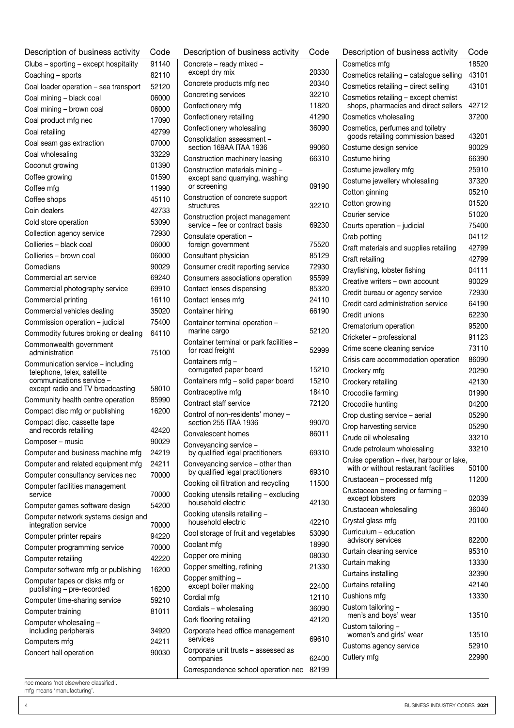| Description of business activity | Code |
|---|---|
| Clubs – sporting – except hospitality | 91140 |
| Coaching – sports | 82110 |
| Coal loader operation – sea transport | 52120 |
| Coal mining – black coal | 06000 |
| Coal mining – brown coal | 06000 |
| Coal product mfg nec | 17090 |
| Coal retailing | 42799 |
| Coal seam gas extraction | 07000 |
| Coal wholesaling | 33229 |
| Coconut growing | 01390 |
| Coffee growing | 01590 |
| Coffee mfg | 11990 |
| Coffee shops | 45110 |
| Coin dealers | 42733 |
| Cold store operation | 53090 |
| Collection agency service | 72930 |
| Collieries – black coal | 06000 |
| Collieries – brown coal | 06000 |
| Comedians | 90029 |
| Commercial art service | 69240 |
| Commercial photography service | 69910 |
| Commercial printing | 16110 |
| Commercial vehicles dealing | 35020 |
| Commission operation – judicial | 75400 |
| Commodity futures broking or dealing | 64110 |
| Commonwealth government administration | 75100 |
| Communication service – including telephone, telex, satellite communications service – except radio and TV broadcasting | 58010 |
| Community health centre operation | 85990 |
| Compact disc mfg or publishing | 16200 |
| Compact disc, cassette tape and records retailing | 42420 |
| Composer – music | 90029 |
| Computer and business machine mfg | 24219 |
| Computer and related equipment mfg | 24211 |
| Computer consultancy services nec | 70000 |
| Computer facilities management service | 70000 |
| Computer games software design | 54200 |
| Computer network systems design and integration service | 70000 |
| Computer printer repairs | 94220 |
| Computer programming service | 70000 |
| Computer retailing | 42220 |
| Computer software mfg or publishing | 16200 |
| Computer tapes or disks mfg or publishing – pre-recorded | 16200 |
| Computer time-sharing service | 59210 |
| Computer training | 81011 |
| Computer wholesaling – including peripherals | 34920 |
| Computers mfg | 24211 |
| Concert hall operation | 90030 |
| Concrete – ready mixed – except dry mix | 20330 |
| Concrete products mfg nec | 20340 |
| Concreting services | 32210 |
| Confectionery mfg | 11820 |
| Confectionery retailing | 41290 |
| Confectionery wholesaling | 36090 |
| Consolidation assessment – section 169AA ITAA 1936 | 99060 |
| Construction machinery leasing | 66310 |
| Construction materials mining – except sand quarrying, washing or screening | 09190 |
| Construction of concrete support structures | 32210 |
| Construction project management service – fee or contract basis | 69230 |
| Consulate operation – foreign government | 75520 |
| Consultant physician | 85129 |
| Consumer credit reporting service | 72930 |
| Consumers associations operation | 95599 |
| Contact lenses dispensing | 85320 |
| Contact lenses mfg | 24110 |
| Container hiring | 66190 |
| Container terminal operation – marine cargo | 52120 |
| Container terminal or park facilities – for road freight | 52999 |
| Containers mfg – corrugated paper board | 15210 |
| Containers mfg – solid paper board | 15210 |
| Contraceptive mfg | 18410 |
| Contract staff service | 72120 |
| Control of non-residents' money – section 255 ITAA 1936 | 99070 |
| Convalescent homes | 86011 |
| Conveyancing service – by qualified legal practitioners | 69310 |
| Conveyancing service – other than by qualified legal practitioners | 69310 |
| Cooking oil filtration and recycling | 11500 |
| Cooking utensils retailing – excluding household electric | 42130 |
| Cooking utensils retailing – household electric | 42210 |
| Cool storage of fruit and vegetables | 53090 |
| Coolant mfg | 18990 |
| Copper ore mining | 08030 |
| Copper smelting, refining | 21330 |
| Copper smithing – except boiler making | 22400 |
| Cordial mfg | 12110 |
| Cordials – wholesaling | 36090 |
| Cork flooring retailing | 42120 |
| Corporate head office management services | 69610 |
| Corporate unit trusts – assessed as companies | 62400 |
| Correspondence school operation nec | 82199 |
| Cosmetics mfg | 18520 |
| Cosmetics retailing – catalogue selling | 43101 |
| Cosmetics retailing – direct selling | 43101 |
| Cosmetics retailing – except chemist shops, pharmacies and direct sellers | 42712 |
| Cosmetics wholesaling | 37200 |
| Cosmetics, perfumes and toiletry goods retailing commission based | 43201 |
| Costume design service | 90029 |
| Costume hiring | 66390 |
| Costume jewellery mfg | 25910 |
| Costume jewellery wholesaling | 37320 |
| Cotton ginning | 05210 |
| Cotton growing | 01520 |
| Courier service | 51020 |
| Courts operation – judicial | 75400 |
| Crab potting | 04112 |
| Craft materials and supplies retailing | 42799 |
| Craft retailing | 42799 |
| Crayfishing, lobster fishing | 04111 |
| Creative writers – own account | 90029 |
| Credit bureau or agency service | 72930 |
| Credit card administration service | 64190 |
| Credit unions | 62230 |
| Crematorium operation | 95200 |
| Cricketer – professional | 91123 |
| Crime scene cleaning service | 73110 |
| Crisis care accommodation operation | 86090 |
| Crockery mfg | 20290 |
| Crockery retailing | 42130 |
| Crocodile farming | 01990 |
| Crocodile hunting | 04200 |
| Crop dusting service – aerial | 05290 |
| Crop harvesting service | 05290 |
| Crude oil wholesaling | 33210 |
| Crude petroleum wholesaling | 33210 |
| Cruise operation – river, harbour or lake, with or without restaurant facilities | 50100 |
| Crustacean – processed mfg | 11200 |
| Crustacean breeding or farming – except lobsters | 02039 |
| Crustacean wholesaling | 36040 |
| Crystal glass mfg | 20100 |
| Curriculum – education advisory services | 82200 |
| Curtain cleaning service | 95310 |
| Curtain making | 13330 |
| Curtains installing | 32390 |
| Curtains retailing | 42140 |
| Cushions mfg | 13330 |
| Custom tailoring – men's and boys' wear | 13510 |
| Custom tailoring – women's and girls' wear | 13510 |
| Customs agency service | 52910 |
| Cutlery mfg | 22990 |

nec means 'not elsewhere classified'.
mfg means 'manufacturing'.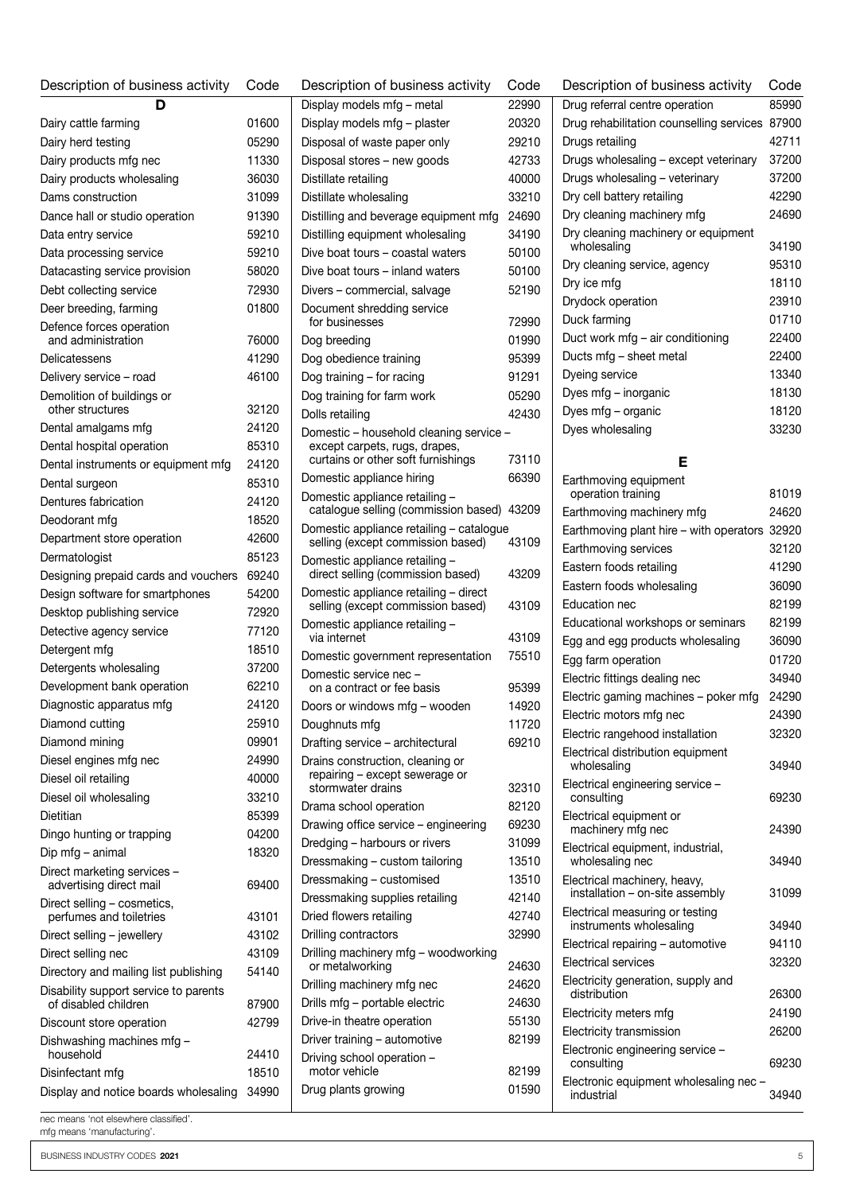| Description of business activity | Code |
|---|---|
| **D** | |
| Dairy cattle farming | 01600 |
| Dairy herd testing | 05290 |
| Dairy products mfg nec | 11330 |
| Dairy products wholesaling | 36030 |
| Dams construction | 31099 |
| Dance hall or studio operation | 91390 |
| Data entry service | 59210 |
| Data processing service | 59210 |
| Datacasting service provision | 58020 |
| Debt collecting service | 72930 |
| Deer breeding, farming | 01800 |
| Defence forces operation and administration | 76000 |
| Delicatessens | 41290 |
| Delivery service – road | 46100 |
| Demolition of buildings or other structures | 32120 |
| Dental amalgams mfg | 24120 |
| Dental hospital operation | 85310 |
| Dental instruments or equipment mfg | 24120 |
| Dental surgeon | 85310 |
| Dentures fabrication | 24120 |
| Deodorant mfg | 18520 |
| Department store operation | 42600 |
| Dermatologist | 85123 |
| Designing prepaid cards and vouchers | 69240 |
| Design software for smartphones | 54200 |
| Desktop publishing service | 72920 |
| Detective agency service | 77120 |
| Detergent mfg | 18510 |
| Detergents wholesaling | 37200 |
| Development bank operation | 62210 |
| Diagnostic apparatus mfg | 24120 |
| Diamond cutting | 25910 |
| Diamond mining | 09901 |
| Diesel engines mfg nec | 24990 |
| Diesel oil retailing | 40000 |
| Diesel oil wholesaling | 33210 |
| Dietitian | 85399 |
| Dingo hunting or trapping | 04200 |
| Dip mfg – animal | 18320 |
| Direct marketing services – advertising direct mail | 69400 |
| Direct selling – cosmetics, perfumes and toiletries | 43101 |
| Direct selling – jewellery | 43102 |
| Direct selling nec | 43109 |
| Directory and mailing list publishing | 54140 |
| Disability support service to parents of disabled children | 87900 |
| Discount store operation | 42799 |
| Dishwashing machines mfg – household | 24410 |
| Disinfectant mfg | 18510 |
| Display and notice boards wholesaling | 34990 |
| Display models mfg – metal | 22990 |
| Display models mfg – plaster | 20320 |
| Disposal of waste paper only | 29210 |
| Disposal stores – new goods | 42733 |
| Distillate retailing | 40000 |
| Distillate wholesaling | 33210 |
| Distilling and beverage equipment mfg | 24690 |
| Distilling equipment wholesaling | 34190 |
| Dive boat tours – coastal waters | 50100 |
| Dive boat tours – inland waters | 50100 |
| Divers – commercial, salvage | 52190 |
| Document shredding service for businesses | 72990 |
| Dog breeding | 01990 |
| Dog obedience training | 95399 |
| Dog training – for racing | 91291 |
| Dog training for farm work | 05290 |
| Dolls retailing | 42430 |
| Domestic – household cleaning service – except carpets, rugs, drapes, curtains or other soft furnishings | 73110 |
| Domestic appliance hiring | 66390 |
| Domestic appliance retailing – catalogue selling (commission based) | 43209 |
| Domestic appliance retailing – catalogue selling (except commission based) | 43109 |
| Domestic appliance retailing – direct selling (commission based) | 43209 |
| Domestic appliance retailing – direct selling (except commission based) | 43109 |
| Domestic appliance retailing – via internet | 43109 |
| Domestic government representation | 75510 |
| Domestic service nec – on a contract or fee basis | 95399 |
| Doors or windows mfg – wooden | 14920 |
| Doughnuts mfg | 11720 |
| Drafting service – architectural | 69210 |
| Drains construction, cleaning or repairing – except sewerage or stormwater drains | 32310 |
| Drama school operation | 82120 |
| Drawing office service – engineering | 69230 |
| Dredging – harbours or rivers | 31099 |
| Dressmaking – custom tailoring | 13510 |
| Dressmaking – customised | 13510 |
| Dressmaking supplies retailing | 42140 |
| Dried flowers retailing | 42740 |
| Drilling contractors | 32990 |
| Drilling machinery mfg – woodworking or metalworking | 24630 |
| Drilling machinery mfg nec | 24620 |
| Drills mfg – portable electric | 24630 |
| Drive-in theatre operation | 55130 |
| Driver training – automotive | 82199 |
| Driving school operation – motor vehicle | 82199 |
| Drug plants growing | 01590 |
| Drug referral centre operation | 85990 |
| Drug rehabilitation counselling services | 87900 |
| Drugs retailing | 42711 |
| Drugs wholesaling – except veterinary | 37200 |
| Drugs wholesaling – veterinary | 37200 |
| Dry cell battery retailing | 42290 |
| Dry cleaning machinery mfg | 24690 |
| Dry cleaning machinery or equipment wholesaling | 34190 |
| Dry cleaning service, agency | 95310 |
| Dry ice mfg | 18110 |
| Drydock operation | 23910 |
| Duck farming | 01710 |
| Duct work mfg – air conditioning | 22400 |
| Ducts mfg – sheet metal | 22400 |
| Dyeing service | 13340 |
| Dyes mfg – inorganic | 18130 |
| Dyes mfg – organic | 18120 |
| Dyes wholesaling | 33230 |
| **E** | |
| Earthmoving equipment operation training | 81019 |
| Earthmoving machinery mfg | 24620 |
| Earthmoving plant hire – with operators | 32920 |
| Earthmoving services | 32120 |
| Eastern foods retailing | 41290 |
| Eastern foods wholesaling | 36090 |
| Education nec | 82199 |
| Educational workshops or seminars | 82199 |
| Egg and egg products wholesaling | 36090 |
| Egg farm operation | 01720 |
| Electric fittings dealing nec | 34940 |
| Electric gaming machines – poker mfg | 24290 |
| Electric motors mfg nec | 24390 |
| Electric rangehood installation | 32320 |
| Electrical distribution equipment wholesaling | 34940 |
| Electrical engineering service – consulting | 69230 |
| Electrical equipment or machinery mfg nec | 24390 |
| Electrical equipment, industrial, wholesaling nec | 34940 |
| Electrical machinery, heavy, installation – on-site assembly | 31099 |
| Electrical measuring or testing instruments wholesaling | 34940 |
| Electrical repairing – automotive | 94110 |
| Electrical services | 32320 |
| Electricity generation, supply and distribution | 26300 |
| Electricity meters mfg | 24190 |
| Electricity transmission | 26200 |
| Electronic engineering service – consulting | 69230 |
| Electronic equipment wholesaling nec – industrial | 34940 |

nec means 'not elsewhere classified'.
mfg means 'manufacturing'.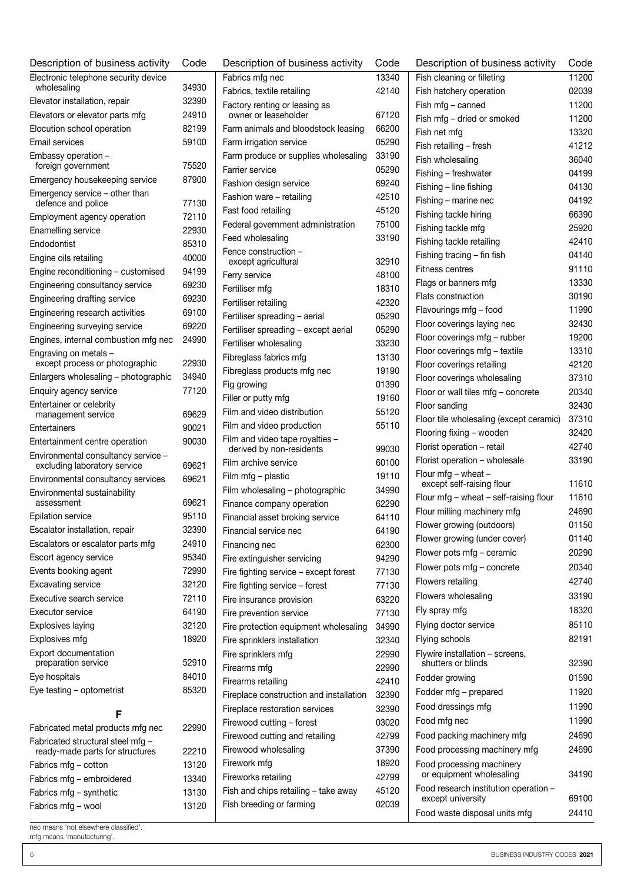| Description of business activity | Code |
|---|---|
| Electronic telephone security device wholesaling | 34930 |
| Elevator installation, repair | 32390 |
| Elevators or elevator parts mfg | 24910 |
| Elocution school operation | 82199 |
| Email services | 59100 |
| Embassy operation – foreign government | 75520 |
| Emergency housekeeping service | 87900 |
| Emergency service – other than defence and police | 77130 |
| Employment agency operation | 72110 |
| Enamelling service | 22930 |
| Endodontist | 85310 |
| Engine oils retailing | 40000 |
| Engine reconditioning – customised | 94199 |
| Engineering consultancy service | 69230 |
| Engineering drafting service | 69230 |
| Engineering research activities | 69100 |
| Engineering surveying service | 69220 |
| Engines, internal combustion mfg nec | 24990 |
| Engraving on metals – except process or photographic | 22930 |
| Enlargers wholesaling – photographic | 34940 |
| Enquiry agency service | 77120 |
| Entertainer or celebrity management service | 69629 |
| Entertainers | 90021 |
| Entertainment centre operation | 90030 |
| Environmental consultancy service – excluding laboratory service | 69621 |
| Environmental consultancy services | 69621 |
| Environmental sustainability assessment | 69621 |
| Epilation service | 95110 |
| Escalator installation, repair | 32390 |
| Escalators or escalator parts mfg | 24910 |
| Escort agency service | 95340 |
| Events booking agent | 72990 |
| Excavating service | 32120 |
| Executive search service | 72110 |
| Executor service | 64190 |
| Explosives laying | 32120 |
| Explosives mfg | 18920 |
| Export documentation preparation service | 52910 |
| Eye hospitals | 84010 |
| Eye testing – optometrist | 85320 |

## F

| Description of business activity | Code |
|---|---|
| Fabricated metal products mfg nec | 22990 |
| Fabricated structural steel mfg – ready-made parts for structures | 22210 |
| Fabrics mfg – cotton | 13120 |
| Fabrics mfg – embroidered | 13340 |
| Fabrics mfg – synthetic | 13130 |
| Fabrics mfg – wool | 13120 |
| Fabrics mfg nec | 13340 |
| Fabrics, textile retailing | 42140 |
| Factory renting or leasing as owner or leaseholder | 67120 |
| Farm animals and bloodstock leasing | 66200 |
| Farm irrigation service | 05290 |
| Farm produce or supplies wholesaling | 33190 |
| Farrier service | 05290 |
| Fashion design service | 69240 |
| Fashion ware – retailing | 42510 |
| Fast food retailing | 45120 |
| Federal government administration | 75100 |
| Feed wholesaling | 33190 |
| Fence construction – except agricultural | 32910 |
| Ferry service | 48100 |
| Fertiliser mfg | 18310 |
| Fertiliser retailing | 42320 |
| Fertiliser spreading – aerial | 05290 |
| Fertiliser spreading – except aerial | 05290 |
| Fertiliser wholesaling | 33230 |
| Fibreglass fabrics mfg | 13130 |
| Fibreglass products mfg nec | 19190 |
| Fig growing | 01390 |
| Filler or putty mfg | 19160 |
| Film and video distribution | 55120 |
| Film and video production | 55110 |
| Film and video tape royalties – derived by non-residents | 99030 |
| Film archive service | 60100 |
| Film mfg – plastic | 19110 |
| Film wholesaling – photographic | 34990 |
| Finance company operation | 62290 |
| Financial asset broking service | 64110 |
| Financial service nec | 64190 |
| Financing nec | 62300 |
| Fire extinguisher servicing | 94290 |
| Fire fighting service – except forest | 77130 |
| Fire fighting service – forest | 77130 |
| Fire insurance provision | 63220 |
| Fire prevention service | 77130 |
| Fire protection equipment wholesaling | 34990 |
| Fire sprinklers installation | 32340 |
| Fire sprinklers mfg | 22990 |
| Firearms mfg | 22990 |
| Firearms retailing | 42410 |
| Fireplace construction and installation | 32390 |
| Fireplace restoration services | 32390 |
| Firewood cutting – forest | 03020 |
| Firewood cutting and retailing | 42799 |
| Firewood wholesaling | 37390 |
| Firework mfg | 18920 |
| Fireworks retailing | 42799 |
| Fish and chips retailing – take away | 45120 |
| Fish breeding or farming | 02039 |
| Fish cleaning or filleting | 11200 |
| Fish hatchery operation | 02039 |
| Fish mfg – canned | 11200 |
| Fish mfg – dried or smoked | 11200 |
| Fish net mfg | 13320 |
| Fish retailing – fresh | 41212 |
| Fish wholesaling | 36040 |
| Fishing – freshwater | 04199 |
| Fishing – line fishing | 04130 |
| Fishing – marine nec | 04192 |
| Fishing tackle hiring | 66390 |
| Fishing tackle mfg | 25920 |
| Fishing tackle retailing | 42410 |
| Fishing tracing – fin fish | 04140 |
| Fitness centres | 91110 |
| Flags or banners mfg | 13330 |
| Flats construction | 30190 |
| Flavourings mfg – food | 11990 |
| Floor coverings laying nec | 32430 |
| Floor coverings mfg – rubber | 19200 |
| Floor coverings mfg – textile | 13310 |
| Floor coverings retailing | 42120 |
| Floor coverings wholesaling | 37310 |
| Floor or wall tiles mfg – concrete | 20340 |
| Floor sanding | 32430 |
| Floor tile wholesaling (except ceramic) | 37310 |
| Flooring fixing – wooden | 32420 |
| Florist operation – retail | 42740 |
| Florist operation – wholesale | 33190 |
| Flour mfg – wheat – except self-raising flour | 11610 |
| Flour mfg – wheat – self-raising flour | 11610 |
| Flour milling machinery mfg | 24690 |
| Flower growing (outdoors) | 01150 |
| Flower growing (under cover) | 01140 |
| Flower pots mfg – ceramic | 20290 |
| Flower pots mfg – concrete | 20340 |
| Flowers retailing | 42740 |
| Flowers wholesaling | 33190 |
| Fly spray mfg | 18320 |
| Flying doctor service | 85110 |
| Flying schools | 82191 |
| Flywire installation – screens, shutters or blinds | 32390 |
| Fodder growing | 01590 |
| Fodder mfg – prepared | 11920 |
| Food dressings mfg | 11990 |
| Food mfg nec | 11990 |
| Food packing machinery mfg | 24690 |
| Food processing machinery mfg | 24690 |
| Food processing machinery or equipment wholesaling | 34190 |
| Food research institution operation – except university | 69100 |
| Food waste disposal units mfg | 24410 |

nec means 'not elsewhere classified'.
mfg means 'manufacturing'.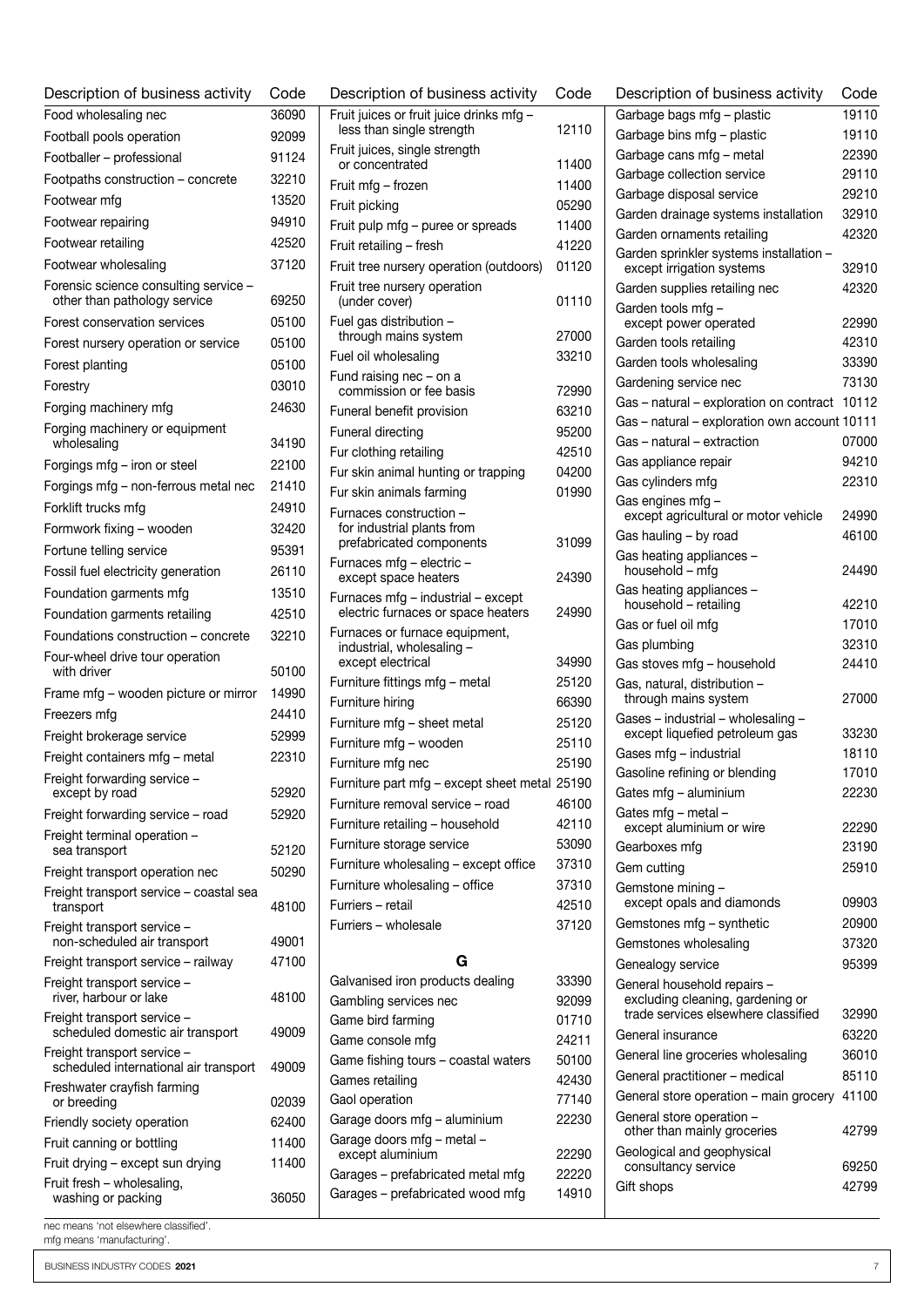| Description of business activity | Code |
|---|---|
| Food wholesaling nec | 36090 |
| Football pools operation | 92099 |
| Footballer – professional | 91124 |
| Footpaths construction – concrete | 32210 |
| Footwear mfg | 13520 |
| Footwear repairing | 94910 |
| Footwear retailing | 42520 |
| Footwear wholesaling | 37120 |
| Forensic science consulting service – other than pathology service | 69250 |
| Forest conservation services | 05100 |
| Forest nursery operation or service | 05100 |
| Forest planting | 05100 |
| Forestry | 03010 |
| Forging machinery mfg | 24630 |
| Forging machinery or equipment wholesaling | 34190 |
| Forgings mfg – iron or steel | 22100 |
| Forgings mfg – non-ferrous metal nec | 21410 |
| Forklift trucks mfg | 24910 |
| Formwork fixing – wooden | 32420 |
| Fortune telling service | 95391 |
| Fossil fuel electricity generation | 26110 |
| Foundation garments mfg | 13510 |
| Foundation garments retailing | 42510 |
| Foundations construction – concrete | 32210 |
| Four-wheel drive tour operation with driver | 50100 |
| Frame mfg – wooden picture or mirror | 14990 |
| Freezers mfg | 24410 |
| Freight brokerage service | 52999 |
| Freight containers mfg – metal | 22310 |
| Freight forwarding service – except by road | 52920 |
| Freight forwarding service – road | 52920 |
| Freight terminal operation – sea transport | 52120 |
| Freight transport operation nec | 50290 |
| Freight transport service – coastal sea transport | 48100 |
| Freight transport service – non-scheduled air transport | 49001 |
| Freight transport service – railway | 47100 |
| Freight transport service – river, harbour or lake | 48100 |
| Freight transport service – scheduled domestic air transport | 49009 |
| Freight transport service – scheduled international air transport | 49009 |
| Freshwater crayfish farming or breeding | 02039 |
| Friendly society operation | 62400 |
| Fruit canning or bottling | 11400 |
| Fruit drying – except sun drying | 11400 |
| Fruit fresh – wholesaling, washing or packing | 36050 |
| Fruit juices or fruit juice drinks mfg – less than single strength | 12110 |
| Fruit juices, single strength or concentrated | 11400 |
| Fruit mfg – frozen | 11400 |
| Fruit picking | 05290 |
| Fruit pulp mfg – puree or spreads | 11400 |
| Fruit retailing – fresh | 41220 |
| Fruit tree nursery operation (outdoors) | 01120 |
| Fruit tree nursery operation (under cover) | 01110 |
| Fuel gas distribution – through mains system | 27000 |
| Fuel oil wholesaling | 33210 |
| Fund raising nec – on a commission or fee basis | 72990 |
| Funeral benefit provision | 63210 |
| Funeral directing | 95200 |
| Fur clothing retailing | 42510 |
| Fur skin animal hunting or trapping | 04200 |
| Fur skin animals farming | 01990 |
| Furnaces construction – for industrial plants from prefabricated components | 31099 |
| Furnaces mfg – electric – except space heaters | 24390 |
| Furnaces mfg – industrial – except electric furnaces or space heaters | 24990 |
| Furnaces or furnace equipment, industrial, wholesaling – except electrical | 34990 |
| Furniture fittings mfg – metal | 25120 |
| Furniture hiring | 66390 |
| Furniture mfg – sheet metal | 25120 |
| Furniture mfg – wooden | 25110 |
| Furniture mfg nec | 25190 |
| Furniture part mfg – except sheet metal | 25190 |
| Furniture removal service – road | 46100 |
| Furniture retailing – household | 42110 |
| Furniture storage service | 53090 |
| Furniture wholesaling – except office | 37310 |
| Furniture wholesaling – office | 37310 |
| Furriers – retail | 42510 |
| Furriers – wholesale | 37120 |

## G

| Description of business activity | Code |
|---|---|
| Galvanised iron products dealing | 33390 |
| Gambling services nec | 92099 |
| Game bird farming | 01710 |
| Game console mfg | 24211 |
| Game fishing tours – coastal waters | 50100 |
| Games retailing | 42430 |
| Gaol operation | 77140 |
| Garage doors mfg – aluminium | 22230 |
| Garage doors mfg – metal – except aluminium | 22290 |
| Garages – prefabricated metal mfg | 22220 |
| Garages – prefabricated wood mfg | 14910 |
| Garbage bags mfg – plastic | 19110 |
| Garbage bins mfg – plastic | 19110 |
| Garbage cans mfg – metal | 22390 |
| Garbage collection service | 29110 |
| Garbage disposal service | 29210 |
| Garden drainage systems installation | 32910 |
| Garden ornaments retailing | 42320 |
| Garden sprinkler systems installation – except irrigation systems | 32910 |
| Garden supplies retailing nec | 42320 |
| Garden tools mfg – except power operated | 22990 |
| Garden tools retailing | 42310 |
| Garden tools wholesaling | 33390 |
| Gardening service nec | 73130 |
| Gas – natural – exploration on contract | 10112 |
| Gas – natural – exploration own account | 10111 |
| Gas – natural – extraction | 07000 |
| Gas appliance repair | 94210 |
| Gas cylinders mfg | 22310 |
| Gas engines mfg – except agricultural or motor vehicle | 24990 |
| Gas hauling – by road | 46100 |
| Gas heating appliances – household – mfg | 24490 |
| Gas heating appliances – household – retailing | 42210 |
| Gas or fuel oil mfg | 17010 |
| Gas plumbing | 32310 |
| Gas stoves mfg – household | 24410 |
| Gas, natural, distribution – through mains system | 27000 |
| Gases – industrial – wholesaling – except liquefied petroleum gas | 33230 |
| Gases mfg – industrial | 18110 |
| Gasoline refining or blending | 17010 |
| Gates mfg – aluminium | 22230 |
| Gates mfg – metal – except aluminium or wire | 22290 |
| Gearboxes mfg | 23190 |
| Gem cutting | 25910 |
| Gemstone mining – except opals and diamonds | 09903 |
| Gemstones mfg – synthetic | 20900 |
| Gemstones wholesaling | 37320 |
| Genealogy service | 95399 |
| General household repairs – excluding cleaning, gardening or trade services elsewhere classified | 32990 |
| General insurance | 63220 |
| General line groceries wholesaling | 36010 |
| General practitioner – medical | 85110 |
| General store operation – main grocery | 41100 |
| General store operation – other than mainly groceries | 42799 |
| Geological and geophysical consultancy service | 69250 |
| Gift shops | 42799 |

nec means 'not elsewhere classified'.
mfg means 'manufacturing'.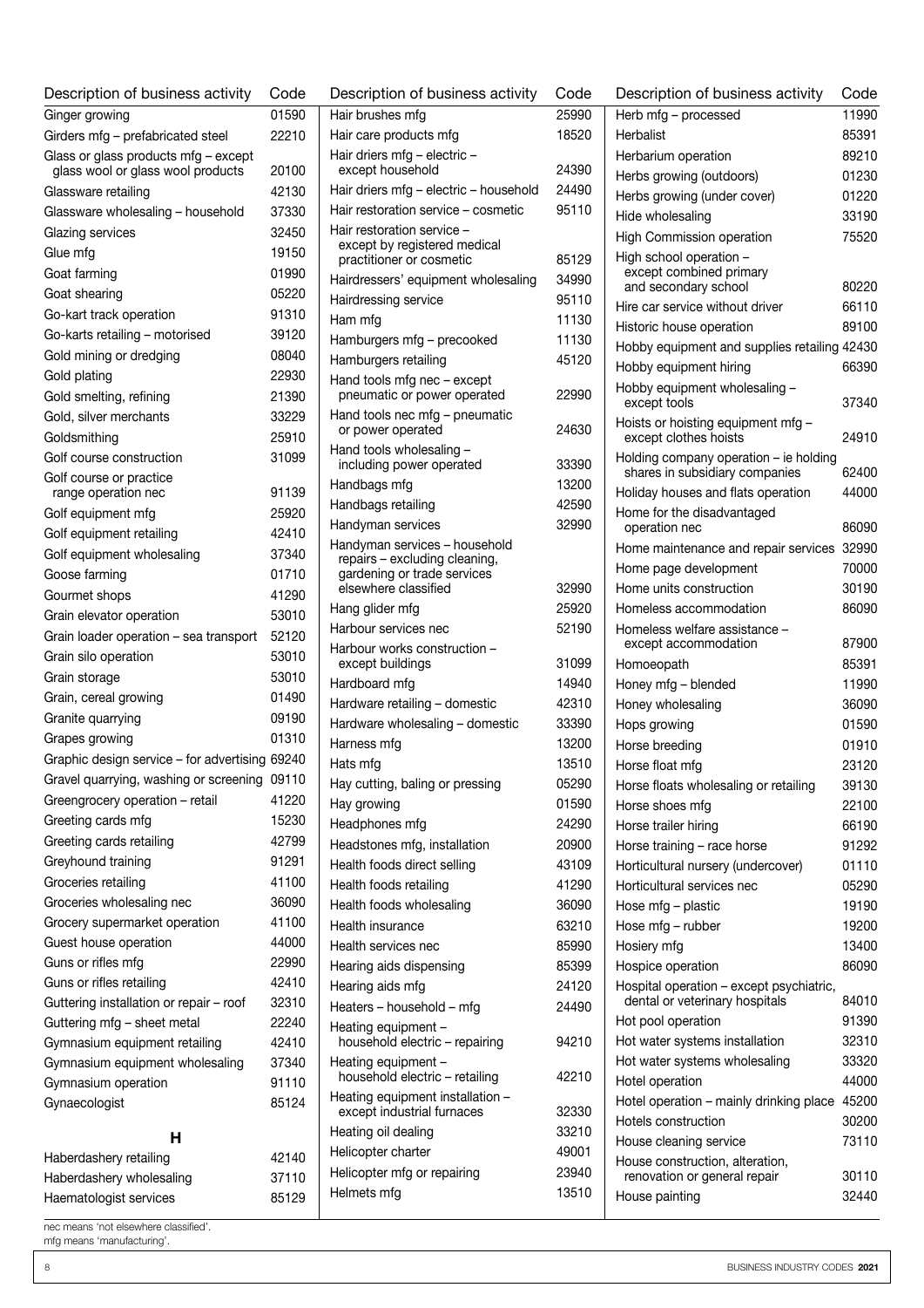| Description of business activity | Code |
|---|---|
| Ginger growing | 01590 |
| Girders mfg – prefabricated steel | 22210 |
| Glass or glass products mfg – except glass wool or glass wool products | 20100 |
| Glassware retailing | 42130 |
| Glassware wholesaling – household | 37330 |
| Glazing services | 32450 |
| Glue mfg | 19150 |
| Goat farming | 01990 |
| Goat shearing | 05220 |
| Go-kart track operation | 91310 |
| Go-karts retailing – motorised | 39120 |
| Gold mining or dredging | 08040 |
| Gold plating | 22930 |
| Gold smelting, refining | 21390 |
| Gold, silver merchants | 33229 |
| Goldsmithing | 25910 |
| Golf course construction | 31099 |
| Golf course or practice range operation nec | 91139 |
| Golf equipment mfg | 25920 |
| Golf equipment retailing | 42410 |
| Golf equipment wholesaling | 37340 |
| Goose farming | 01710 |
| Gourmet shops | 41290 |
| Grain elevator operation | 53010 |
| Grain loader operation – sea transport | 52120 |
| Grain silo operation | 53010 |
| Grain storage | 53010 |
| Grain, cereal growing | 01490 |
| Granite quarrying | 09190 |
| Grapes growing | 01310 |
| Graphic design service – for advertising | 69240 |
| Gravel quarrying, washing or screening | 09110 |
| Greengrocery operation – retail | 41220 |
| Greeting cards mfg | 15230 |
| Greeting cards retailing | 42799 |
| Greyhound training | 91291 |
| Groceries retailing | 41100 |
| Groceries wholesaling nec | 36090 |
| Grocery supermarket operation | 41100 |
| Guest house operation | 44000 |
| Guns or rifles mfg | 22990 |
| Guns or rifles retailing | 42410 |
| Guttering installation or repair – roof | 32310 |
| Guttering mfg – sheet metal | 22240 |
| Gymnasium equipment retailing | 42410 |
| Gymnasium equipment wholesaling | 37340 |
| Gymnasium operation | 91110 |
| Gynaecologist | 85124 |

## H

| Description of business activity | Code |
|---|---|
| Haberdashery retailing | 42140 |
| Haberdashery wholesaling | 37110 |
| Haematologist services | 85129 |
| Hair brushes mfg | 25990 |
| Hair care products mfg | 18520 |
| Hair driers mfg – electric – except household | 24390 |
| Hair driers mfg – electric – household | 24490 |
| Hair restoration service – cosmetic | 95110 |
| Hair restoration service – except by registered medical practitioner or cosmetic | 85129 |
| Hairdressers' equipment wholesaling | 34990 |
| Hairdressing service | 95110 |
| Ham mfg | 11130 |
| Hamburgers mfg – precooked | 11130 |
| Hamburgers retailing | 45120 |
| Hand tools mfg nec – except pneumatic or power operated | 22990 |
| Hand tools nec mfg – pneumatic or power operated | 24630 |
| Hand tools wholesaling – including power operated | 33390 |
| Handbags mfg | 13200 |
| Handbags retailing | 42590 |
| Handyman services | 32990 |
| Handyman services – household repairs – excluding cleaning, gardening or trade services elsewhere classified | 32990 |
| Hang glider mfg | 25920 |
| Harbour services nec | 52190 |
| Harbour works construction – except buildings | 31099 |
| Hardboard mfg | 14940 |
| Hardware retailing – domestic | 42310 |
| Hardware wholesaling – domestic | 33390 |
| Harness mfg | 13200 |
| Hats mfg | 13510 |
| Hay cutting, baling or pressing | 05290 |
| Hay growing | 01590 |
| Headphones mfg | 24290 |
| Headstones mfg, installation | 20900 |
| Health foods direct selling | 43109 |
| Health foods retailing | 41290 |
| Health foods wholesaling | 36090 |
| Health insurance | 63210 |
| Health services nec | 85990 |
| Hearing aids dispensing | 85399 |
| Hearing aids mfg | 24120 |
| Heaters – household – mfg | 24490 |
| Heating equipment – household electric – repairing | 94210 |
| Heating equipment – household electric – retailing | 42210 |
| Heating equipment installation – except industrial furnaces | 32330 |
| Heating oil dealing | 33210 |
| Helicopter charter | 49001 |
| Helicopter mfg or repairing | 23940 |
| Helmets mfg | 13510 |
| Herb mfg – processed | 11990 |
| Herbalist | 85391 |
| Herbarium operation | 89210 |
| Herbs growing (outdoors) | 01230 |
| Herbs growing (under cover) | 01220 |
| Hide wholesaling | 33190 |
| High Commission operation | 75520 |
| High school operation – except combined primary and secondary school | 80220 |
| Hire car service without driver | 66110 |
| Historic house operation | 89100 |
| Hobby equipment and supplies retailing | 42430 |
| Hobby equipment hiring | 66390 |
| Hobby equipment wholesaling – except tools | 37340 |
| Hoists or hoisting equipment mfg – except clothes hoists | 24910 |
| Holding company operation – ie holding shares in subsidiary companies | 62400 |
| Holiday houses and flats operation | 44000 |
| Home for the disadvantaged operation nec | 86090 |
| Home maintenance and repair services | 32990 |
| Home page development | 70000 |
| Home units construction | 30190 |
| Homeless accommodation | 86090 |
| Homeless welfare assistance – except accommodation | 87900 |
| Homoeopath | 85391 |
| Honey mfg – blended | 11990 |
| Honey wholesaling | 36090 |
| Hops growing | 01590 |
| Horse breeding | 01910 |
| Horse float mfg | 23120 |
| Horse floats wholesaling or retailing | 39130 |
| Horse shoes mfg | 22100 |
| Horse trailer hiring | 66190 |
| Horse training – race horse | 91292 |
| Horticultural nursery (undercover) | 01110 |
| Horticultural services nec | 05290 |
| Hose mfg – plastic | 19190 |
| Hose mfg – rubber | 19200 |
| Hosiery mfg | 13400 |
| Hospice operation | 86090 |
| Hospital operation – except psychiatric, dental or veterinary hospitals | 84010 |
| Hot pool operation | 91390 |
| Hot water systems installation | 32310 |
| Hot water systems wholesaling | 33320 |
| Hotel operation | 44000 |
| Hotel operation – mainly drinking place | 45200 |
| Hotels construction | 30200 |
| House cleaning service | 73110 |
| House construction, alteration, renovation or general repair | 30110 |
| House painting | 32440 |

nec means 'not elsewhere classified'.
mfg means 'manufacturing'.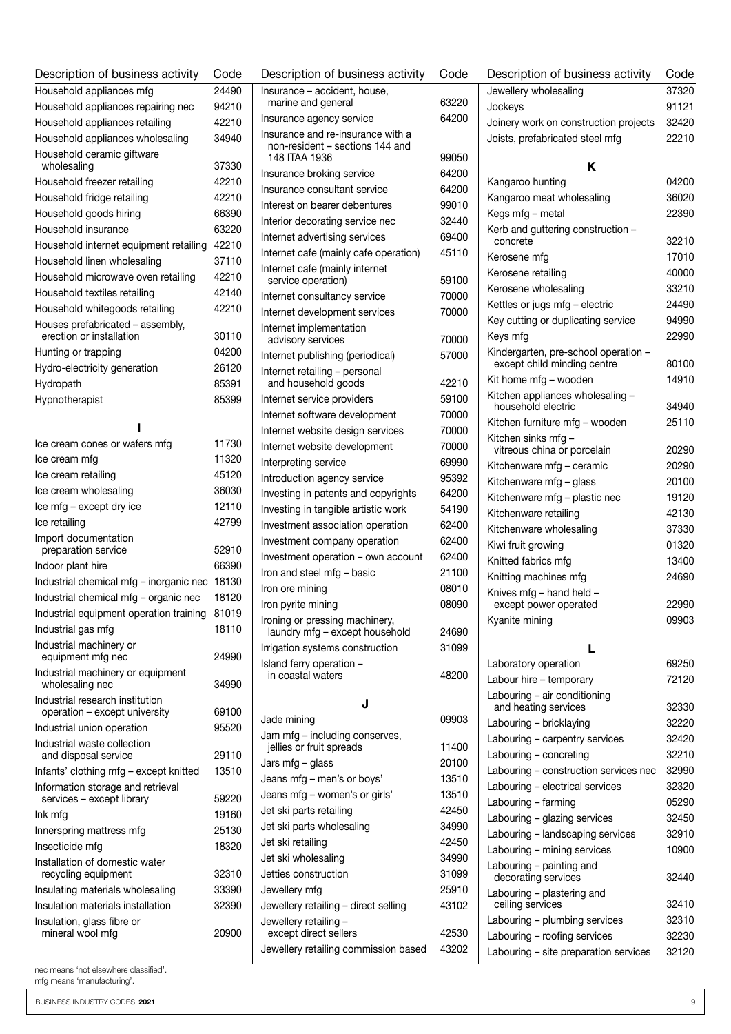| Description of business activity | Code |
|---|---|
| Household appliances mfg | 24490 |
| Household appliances repairing nec | 94210 |
| Household appliances retailing | 42210 |
| Household appliances wholesaling | 34940 |
| Household ceramic giftware wholesaling | 37330 |
| Household freezer retailing | 42210 |
| Household fridge retailing | 42210 |
| Household goods hiring | 66390 |
| Household insurance | 63220 |
| Household internet equipment retailing | 42210 |
| Household linen wholesaling | 37110 |
| Household microwave oven retailing | 42210 |
| Household textiles retailing | 42140 |
| Household whitegoods retailing | 42210 |
| Houses prefabricated – assembly, erection or installation | 30110 |
| Hunting or trapping | 04200 |
| Hydro-electricity generation | 26120 |
| Hydropath | 85391 |
| Hypnotherapist | 85399 |
| **I** | |
| Ice cream cones or wafers mfg | 11730 |
| Ice cream mfg | 11320 |
| Ice cream retailing | 45120 |
| Ice cream wholesaling | 36030 |
| Ice mfg – except dry ice | 12110 |
| Ice retailing | 42799 |
| Import documentation preparation service | 52910 |
| Indoor plant hire | 66390 |
| Industrial chemical mfg – inorganic nec | 18130 |
| Industrial chemical mfg – organic nec | 18120 |
| Industrial equipment operation training | 81019 |
| Industrial gas mfg | 18110 |
| Industrial machinery or equipment mfg nec | 24990 |
| Industrial machinery or equipment wholesaling nec | 34990 |
| Industrial research institution operation – except university | 69100 |
| Industrial union operation | 95520 |
| Industrial waste collection and disposal service | 29110 |
| Infants' clothing mfg – except knitted | 13510 |
| Information storage and retrieval services – except library | 59220 |
| Ink mfg | 19160 |
| Innerspring mattress mfg | 25130 |
| Insecticide mfg | 18320 |
| Installation of domestic water recycling equipment | 32310 |
| Insulating materials wholesaling | 33390 |
| Insulation materials installation | 32390 |
| Insulation, glass fibre or mineral wool mfg | 20900 |
| Insurance – accident, house, marine and general | 63220 |
| Insurance agency service | 64200 |
| Insurance and re-insurance with a non-resident – sections 144 and 148 ITAA 1936 | 99050 |
| Insurance broking service | 64200 |
| Insurance consultant service | 64200 |
| Interest on bearer debentures | 99010 |
| Interior decorating service nec | 32440 |
| Internet advertising services | 69400 |
| Internet cafe (mainly cafe operation) | 45110 |
| Internet cafe (mainly internet service operation) | 59100 |
| Internet consultancy service | 70000 |
| Internet development services | 70000 |
| Internet implementation advisory services | 70000 |
| Internet publishing (periodical) | 57000 |
| Internet retailing – personal and household goods | 42210 |
| Internet service providers | 59100 |
| Internet software development | 70000 |
| Internet website design services | 70000 |
| Internet website development | 70000 |
| Interpreting service | 69990 |
| Introduction agency service | 95392 |
| Investing in patents and copyrights | 64200 |
| Investing in tangible artistic work | 54190 |
| Investment association operation | 62400 |
| Investment company operation | 62400 |
| Investment operation – own account | 62400 |
| Iron and steel mfg – basic | 21100 |
| Iron ore mining | 08010 |
| Iron pyrite mining | 08090 |
| Ironing or pressing machinery, laundry mfg – except household | 24690 |
| Irrigation systems construction | 31099 |
| Island ferry operation – in coastal waters | 48200 |
| **J** | |
| Jade mining | 09903 |
| Jam mfg – including conserves, jellies or fruit spreads | 11400 |
| Jars mfg – glass | 20100 |
| Jeans mfg – men's or boys' | 13510 |
| Jeans mfg – women's or girls' | 13510 |
| Jet ski parts retailing | 42450 |
| Jet ski parts wholesaling | 34990 |
| Jet ski retailing | 42450 |
| Jet ski wholesaling | 34990 |
| Jetties construction | 31099 |
| Jewellery mfg | 25910 |
| Jewellery retailing – direct selling | 43102 |
| Jewellery retailing – except direct sellers | 42530 |
| Jewellery retailing commission based | 43202 |
| Jewellery wholesaling | 37320 |
| Jockeys | 91121 |
| Joinery work on construction projects | 32420 |
| Joists, prefabricated steel mfg | 22210 |
| **K** | |
| Kangaroo hunting | 04200 |
| Kangaroo meat wholesaling | 36020 |
| Kegs mfg – metal | 22390 |
| Kerb and guttering construction – concrete | 32210 |
| Kerosene mfg | 17010 |
| Kerosene retailing | 40000 |
| Kerosene wholesaling | 33210 |
| Kettles or jugs mfg – electric | 24490 |
| Key cutting or duplicating service | 94990 |
| Keys mfg | 22990 |
| Kindergarten, pre-school operation – except child minding centre | 80100 |
| Kit home mfg – wooden | 14910 |
| Kitchen appliances wholesaling – household electric | 34940 |
| Kitchen furniture mfg – wooden | 25110 |
| Kitchen sinks mfg – vitreous china or porcelain | 20290 |
| Kitchenware mfg – ceramic | 20290 |
| Kitchenware mfg – glass | 20100 |
| Kitchenware mfg – plastic nec | 19120 |
| Kitchenware retailing | 42130 |
| Kitchenware wholesaling | 37330 |
| Kiwi fruit growing | 01320 |
| Knitted fabrics mfg | 13400 |
| Knitting machines mfg | 24690 |
| Knives mfg – hand held – except power operated | 22990 |
| Kyanite mining | 09903 |
| **L** | |
| Laboratory operation | 69250 |
| Labour hire – temporary | 72120 |
| Labouring – air conditioning and heating services | 32330 |
| Labouring – bricklaying | 32220 |
| Labouring – carpentry services | 32420 |
| Labouring – concreting | 32210 |
| Labouring – construction services nec | 32990 |
| Labouring – electrical services | 32320 |
| Labouring – farming | 05290 |
| Labouring – glazing services | 32450 |
| Labouring – landscaping services | 32910 |
| Labouring – mining services | 10900 |
| Labouring – painting and decorating services | 32440 |
| Labouring – plastering and ceiling services | 32410 |
| Labouring – plumbing services | 32310 |
| Labouring – roofing services | 32230 |
| Labouring – site preparation services | 32120 |

nec means 'not elsewhere classified'.
mfg means 'manufacturing'.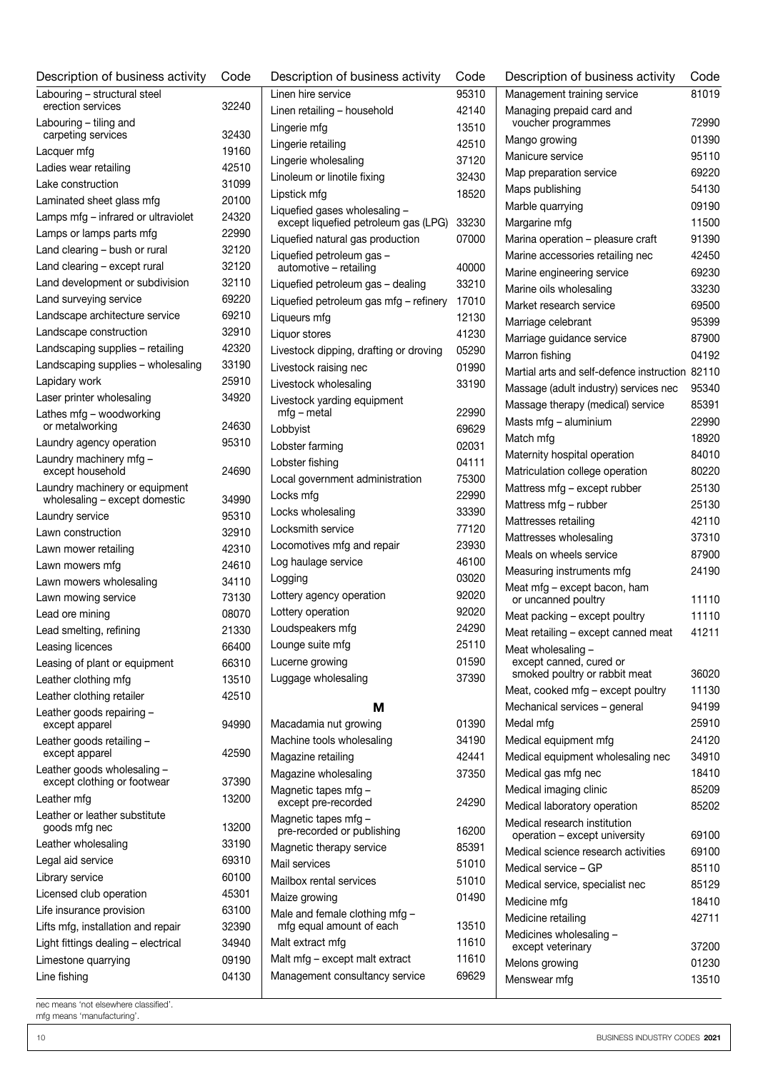| Description of business activity | Code |
|---|---|
| Labouring – structural steel erection services | 32240 |
| Labouring – tiling and carpeting services | 32430 |
| Lacquer mfg | 19160 |
| Ladies wear retailing | 42510 |
| Lake construction | 31099 |
| Laminated sheet glass mfg | 20100 |
| Lamps mfg – infrared or ultraviolet | 24320 |
| Lamps or lamps parts mfg | 22990 |
| Land clearing – bush or rural | 32120 |
| Land clearing – except rural | 32120 |
| Land development or subdivision | 32110 |
| Land surveying service | 69220 |
| Landscape architecture service | 69210 |
| Landscape construction | 32910 |
| Landscaping supplies – retailing | 42320 |
| Landscaping supplies – wholesaling | 33190 |
| Lapidary work | 25910 |
| Laser printer wholesaling | 34920 |
| Lathes mfg – woodworking or metalworking | 24630 |
| Laundry agency operation | 95310 |
| Laundry machinery mfg – except household | 24690 |
| Laundry machinery or equipment wholesaling – except domestic | 34990 |
| Laundry service | 95310 |
| Lawn construction | 32910 |
| Lawn mower retailing | 42310 |
| Lawn mowers mfg | 24610 |
| Lawn mowers wholesaling | 34110 |
| Lawn mowing service | 73130 |
| Lead ore mining | 08070 |
| Lead smelting, refining | 21330 |
| Leasing licences | 66400 |
| Leasing of plant or equipment | 66310 |
| Leather clothing mfg | 13510 |
| Leather clothing retailer | 42510 |
| Leather goods repairing – except apparel | 94990 |
| Leather goods retailing – except apparel | 42590 |
| Leather goods wholesaling – except clothing or footwear | 37390 |
| Leather mfg | 13200 |
| Leather or leather substitute goods mfg nec | 13200 |
| Leather wholesaling | 33190 |
| Legal aid service | 69310 |
| Library service | 60100 |
| Licensed club operation | 45301 |
| Life insurance provision | 63100 |
| Lifts mfg, installation and repair | 32390 |
| Light fittings dealing – electrical | 34940 |
| Limestone quarrying | 09190 |
| Line fishing | 04130 |
| Linen hire service | 95310 |
| Linen retailing – household | 42140 |
| Lingerie mfg | 13510 |
| Lingerie retailing | 42510 |
| Lingerie wholesaling | 37120 |
| Linoleum or linotile fixing | 32430 |
| Lipstick mfg | 18520 |
| Liquefied gases wholesaling – except liquefied petroleum gas (LPG) | 33230 |
| Liquefied natural gas production | 07000 |
| Liquefied petroleum gas – automotive – retailing | 40000 |
| Liquefied petroleum gas – dealing | 33210 |
| Liquefied petroleum gas mfg – refinery | 17010 |
| Liqueurs mfg | 12130 |
| Liquor stores | 41230 |
| Livestock dipping, drafting or droving | 05290 |
| Livestock raising nec | 01990 |
| Livestock wholesaling | 33190 |
| Livestock yarding equipment mfg – metal | 22990 |
| Lobbyist | 69629 |
| Lobster farming | 02031 |
| Lobster fishing | 04111 |
| Local government administration | 75300 |
| Locks mfg | 22990 |
| Locks wholesaling | 33390 |
| Locksmith service | 77120 |
| Locomotives mfg and repair | 23930 |
| Log haulage service | 46100 |
| Logging | 03020 |
| Lottery agency operation | 92020 |
| Lottery operation | 92020 |
| Loudspeakers mfg | 24290 |
| Lounge suite mfg | 25110 |
| Lucerne growing | 01590 |
| Luggage wholesaling | 37390 |
| **M** | |
| Macadamia nut growing | 01390 |
| Machine tools wholesaling | 34190 |
| Magazine retailing | 42441 |
| Magazine wholesaling | 37350 |
| Magnetic tapes mfg – except pre-recorded | 24290 |
| Magnetic tapes mfg – pre-recorded or publishing | 16200 |
| Magnetic therapy service | 85391 |
| Mail services | 51010 |
| Mailbox rental services | 51010 |
| Maize growing | 01490 |
| Male and female clothing mfg – mfg equal amount of each | 13510 |
| Malt extract mfg | 11610 |
| Malt mfg – except malt extract | 11610 |
| Management consultancy service | 69629 |
| Management training service | 81019 |
| Managing prepaid card and voucher programmes | 72990 |
| Mango growing | 01390 |
| Manicure service | 95110 |
| Map preparation service | 69220 |
| Maps publishing | 54130 |
| Marble quarrying | 09190 |
| Margarine mfg | 11500 |
| Marina operation – pleasure craft | 91390 |
| Marine accessories retailing nec | 42450 |
| Marine engineering service | 69230 |
| Marine oils wholesaling | 33230 |
| Market research service | 69500 |
| Marriage celebrant | 95399 |
| Marriage guidance service | 87900 |
| Marron fishing | 04192 |
| Martial arts and self-defence instruction | 82110 |
| Massage (adult industry) services nec | 95340 |
| Massage therapy (medical) service | 85391 |
| Masts mfg – aluminium | 22990 |
| Match mfg | 18920 |
| Maternity hospital operation | 84010 |
| Matriculation college operation | 80220 |
| Mattress mfg – except rubber | 25130 |
| Mattress mfg – rubber | 25130 |
| Mattresses retailing | 42110 |
| Mattresses wholesaling | 37310 |
| Meals on wheels service | 87900 |
| Measuring instruments mfg | 24190 |
| Meat mfg – except bacon, ham or uncanned poultry | 11110 |
| Meat packing – except poultry | 11110 |
| Meat retailing – except canned meat | 41211 |
| Meat wholesaling – except canned, cured or smoked poultry or rabbit meat | 36020 |
| Meat, cooked mfg – except poultry | 11130 |
| Mechanical services – general | 94199 |
| Medal mfg | 25910 |
| Medical equipment mfg | 24120 |
| Medical equipment wholesaling nec | 34910 |
| Medical gas mfg nec | 18410 |
| Medical imaging clinic | 85209 |
| Medical laboratory operation | 85202 |
| Medical research institution operation – except university | 69100 |
| Medical science research activities | 69100 |
| Medical service – GP | 85110 |
| Medical service, specialist nec | 85129 |
| Medicine mfg | 18410 |
| Medicine retailing | 42711 |
| Medicines wholesaling – except veterinary | 37200 |
| Melons growing | 01230 |
| Menswear mfg | 13510 |

nec means 'not elsewhere classified'.
mfg means 'manufacturing'.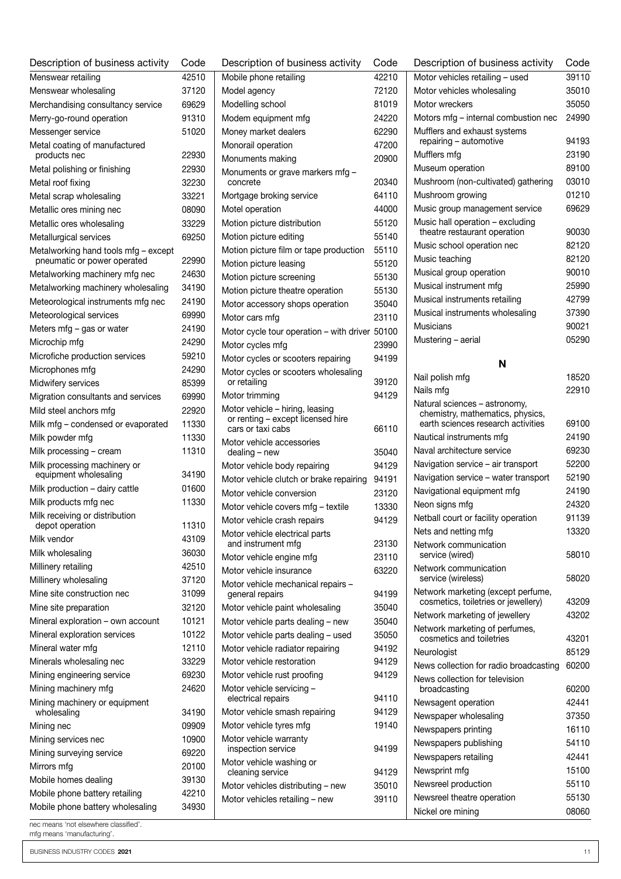| Description of business activity | Code |
|---|---|
| Menswear retailing | 42510 |
| Menswear wholesaling | 37120 |
| Merchandising consultancy service | 69629 |
| Merry-go-round operation | 91310 |
| Messenger service | 51020 |
| Metal coating of manufactured products nec | 22930 |
| Metal polishing or finishing | 22930 |
| Metal roof fixing | 32230 |
| Metal scrap wholesaling | 33221 |
| Metallic ores mining nec | 08090 |
| Metallic ores wholesaling | 33229 |
| Metallurgical services | 69250 |
| Metalworking hand tools mfg – except pneumatic or power operated | 22990 |
| Metalworking machinery mfg nec | 24630 |
| Metalworking machinery wholesaling | 34190 |
| Meteorological instruments mfg nec | 24190 |
| Meteorological services | 69990 |
| Meters mfg – gas or water | 24190 |
| Microchip mfg | 24290 |
| Microfiche production services | 59210 |
| Microphones mfg | 24290 |
| Midwifery services | 85399 |
| Migration consultants and services | 69990 |
| Mild steel anchors mfg | 22920 |
| Milk mfg – condensed or evaporated | 11330 |
| Milk powder mfg | 11330 |
| Milk processing – cream | 11310 |
| Milk processing machinery or equipment wholesaling | 34190 |
| Milk production – dairy cattle | 01600 |
| Milk products mfg nec | 11330 |
| Milk receiving or distribution depot operation | 11310 |
| Milk vendor | 43109 |
| Milk wholesaling | 36030 |
| Millinery retailing | 42510 |
| Millinery wholesaling | 37120 |
| Mine site construction nec | 31099 |
| Mine site preparation | 32120 |
| Mineral exploration – own account | 10121 |
| Mineral exploration services | 10122 |
| Mineral water mfg | 12110 |
| Minerals wholesaling nec | 33229 |
| Mining engineering service | 69230 |
| Mining machinery mfg | 24620 |
| Mining machinery or equipment wholesaling | 34190 |
| Mining nec | 09909 |
| Mining services nec | 10900 |
| Mining surveying service | 69220 |
| Mirrors mfg | 20100 |
| Mobile homes dealing | 39130 |
| Mobile phone battery retailing | 42210 |
| Mobile phone battery wholesaling | 34930 |
| Mobile phone retailing | 42210 |
| Model agency | 72120 |
| Modelling school | 81019 |
| Modem equipment mfg | 24220 |
| Money market dealers | 62290 |
| Monorail operation | 47200 |
| Monuments making | 20900 |
| Monuments or grave markers mfg – concrete | 20340 |
| Mortgage broking service | 64110 |
| Motel operation | 44000 |
| Motion picture distribution | 55120 |
| Motion picture editing | 55140 |
| Motion picture film or tape production | 55110 |
| Motion picture leasing | 55120 |
| Motion picture screening | 55130 |
| Motion picture theatre operation | 55130 |
| Motor accessory shops operation | 35040 |
| Motor cars mfg | 23110 |
| Motor cycle tour operation – with driver | 50100 |
| Motor cycles mfg | 23990 |
| Motor cycles or scooters repairing | 94199 |
| Motor cycles or scooters wholesaling or retailing | 39120 |
| Motor trimming | 94129 |
| Motor vehicle – hiring, leasing or renting – except licensed hire cars or taxi cabs | 66110 |
| Motor vehicle accessories dealing – new | 35040 |
| Motor vehicle body repairing | 94129 |
| Motor vehicle clutch or brake repairing | 94191 |
| Motor vehicle conversion | 23120 |
| Motor vehicle covers mfg – textile | 13330 |
| Motor vehicle crash repairs | 94129 |
| Motor vehicle electrical parts and instrument mfg | 23130 |
| Motor vehicle engine mfg | 23110 |
| Motor vehicle insurance | 63220 |
| Motor vehicle mechanical repairs – general repairs | 94199 |
| Motor vehicle paint wholesaling | 35040 |
| Motor vehicle parts dealing – new | 35040 |
| Motor vehicle parts dealing – used | 35050 |
| Motor vehicle radiator repairing | 94192 |
| Motor vehicle restoration | 94129 |
| Motor vehicle rust proofing | 94129 |
| Motor vehicle servicing – electrical repairs | 94110 |
| Motor vehicle smash repairing | 94129 |
| Motor vehicle tyres mfg | 19140 |
| Motor vehicle warranty inspection service | 94199 |
| Motor vehicle washing or cleaning service | 94129 |
| Motor vehicles distributing – new | 35010 |
| Motor vehicles retailing – new | 39110 |
| Motor vehicles retailing – used | 39110 |
| Motor vehicles wholesaling | 35010 |
| Motor wreckers | 35050 |
| Motors mfg – internal combustion nec | 24990 |
| Mufflers and exhaust systems repairing – automotive | 94193 |
| Mufflers mfg | 23190 |
| Museum operation | 89100 |
| Mushroom (non-cultivated) gathering | 03010 |
| Mushroom growing | 01210 |
| Music group management service | 69629 |
| Music hall operation – excluding theatre restaurant operation | 90030 |
| Music school operation nec | 82120 |
| Music teaching | 82120 |
| Musical group operation | 90010 |
| Musical instrument mfg | 25990 |
| Musical instruments retailing | 42799 |
| Musical instruments wholesaling | 37390 |
| Musicians | 90021 |
| Mustering – aerial | 05290 |
| **N** | |
| Nail polish mfg | 18520 |
| Nails mfg | 22910 |
| Natural sciences – astronomy, chemistry, mathematics, physics, earth sciences research activities | 69100 |
| Nautical instruments mfg | 24190 |
| Naval architecture service | 69230 |
| Navigation service – air transport | 52200 |
| Navigation service – water transport | 52190 |
| Navigational equipment mfg | 24190 |
| Neon signs mfg | 24320 |
| Netball court or facility operation | 91139 |
| Nets and netting mfg | 13320 |
| Network communication service (wired) | 58010 |
| Network communication service (wireless) | 58020 |
| Network marketing (except perfume, cosmetics, toiletries or jewellery) | 43209 |
| Network marketing of jewellery | 43202 |
| Network marketing of perfumes, cosmetics and toiletries | 43201 |
| Neurologist | 85129 |
| News collection for radio broadcasting | 60200 |
| News collection for television broadcasting | 60200 |
| Newsagent operation | 42441 |
| Newspaper wholesaling | 37350 |
| Newspapers printing | 16110 |
| Newspapers publishing | 54110 |
| Newspapers retailing | 42441 |
| Newsprint mfg | 15100 |
| Newsreel production | 55110 |
| Newsreel theatre operation | 55130 |
| Nickel ore mining | 08060 |

nec means 'not elsewhere classified'.
mfg means 'manufacturing'.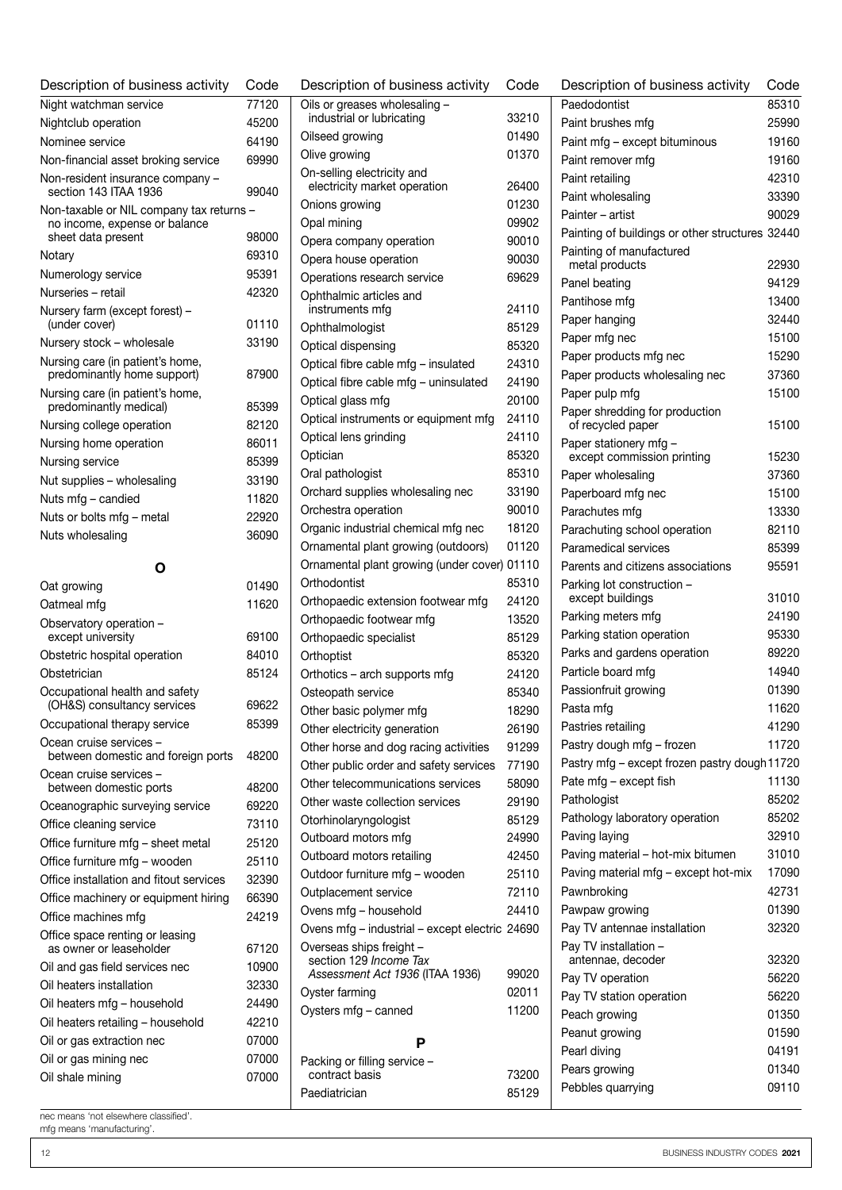| Description of business activity | Code |
|---|---|
| Night watchman service | 77120 |
| Nightclub operation | 45200 |
| Nominee service | 64190 |
| Non-financial asset broking service | 69990 |
| Non-resident insurance company – section 143 ITAA 1936 | 99040 |
| Non-taxable or NIL company tax returns – no income, expense or balance sheet data present | 98000 |
| Notary | 69310 |
| Numerology service | 95391 |
| Nurseries – retail | 42320 |
| Nursery farm (except forest) – (under cover) | 01110 |
| Nursery stock – wholesale | 33190 |
| Nursing care (in patient's home, predominantly home support) | 87900 |
| Nursing care (in patient's home, predominantly medical) | 85399 |
| Nursing college operation | 82120 |
| Nursing home operation | 86011 |
| Nursing service | 85399 |
| Nut supplies – wholesaling | 33190 |
| Nuts mfg – candied | 11820 |
| Nuts or bolts mfg – metal | 22920 |
| Nuts wholesaling | 36090 |

## O

| Description of business activity | Code |
|---|---|
| Oat growing | 01490 |
| Oatmeal mfg | 11620 |
| Observatory operation – except university | 69100 |
| Obstetric hospital operation | 84010 |
| Obstetrician | 85124 |
| Occupational health and safety (OH&S) consultancy services | 69622 |
| Occupational therapy service | 85399 |
| Ocean cruise services – between domestic and foreign ports | 48200 |
| Ocean cruise services – between domestic ports | 48200 |
| Oceanographic surveying service | 69220 |
| Office cleaning service | 73110 |
| Office furniture mfg – sheet metal | 25120 |
| Office furniture mfg – wooden | 25110 |
| Office installation and fitout services | 32390 |
| Office machinery or equipment hiring | 66390 |
| Office machines mfg | 24219 |
| Office space renting or leasing as owner or leaseholder | 67120 |
| Oil and gas field services nec | 10900 |
| Oil heaters installation | 32330 |
| Oil heaters mfg – household | 24490 |
| Oil heaters retailing – household | 42210 |
| Oil or gas extraction nec | 07000 |
| Oil or gas mining nec | 07000 |
| Oil shale mining | 07000 |
| Oils or greases wholesaling – industrial or lubricating | 33210 |
| Oilseed growing | 01490 |
| Olive growing | 01370 |
| On-selling electricity and electricity market operation | 26400 |
| Onions growing | 01230 |
| Opal mining | 09902 |
| Opera company operation | 90010 |
| Opera house operation | 90030 |
| Operations research service | 69629 |
| Ophthalmic articles and instruments mfg | 24110 |
| Ophthalmologist | 85129 |
| Optical dispensing | 85320 |
| Optical fibre cable mfg – insulated | 24310 |
| Optical fibre cable mfg – uninsulated | 24190 |
| Optical glass mfg | 20100 |
| Optical instruments or equipment mfg | 24110 |
| Optical lens grinding | 24110 |
| Optician | 85320 |
| Oral pathologist | 85310 |
| Orchard supplies wholesaling nec | 33190 |
| Orchestra operation | 90010 |
| Organic industrial chemical mfg nec | 18120 |
| Ornamental plant growing (outdoors) | 01120 |
| Ornamental plant growing (under cover) | 01110 |
| Orthodontist | 85310 |
| Orthopaedic extension footwear mfg | 24120 |
| Orthopaedic footwear mfg | 13520 |
| Orthopaedic specialist | 85129 |
| Orthoptist | 85320 |
| Orthotics – arch supports mfg | 24120 |
| Osteopath service | 85340 |
| Other basic polymer mfg | 18290 |
| Other electricity generation | 26190 |
| Other horse and dog racing activities | 91299 |
| Other public order and safety services | 77190 |
| Other telecommunications services | 58090 |
| Other waste collection services | 29190 |
| Otorhinolaryngologist | 85129 |
| Outboard motors mfg | 24990 |
| Outboard motors retailing | 42450 |
| Outdoor furniture mfg – wooden | 25110 |
| Outplacement service | 72110 |
| Ovens mfg – household | 24410 |
| Ovens mfg – industrial – except electric | 24690 |
| Overseas ships freight – section 129 *Income Tax Assessment Act 1936* (ITAA 1936) | 99020 |
| Oyster farming | 02011 |
| Oysters mfg – canned | 11200 |

## P

| Description of business activity | Code |
|---|---|
| Packing or filling service – contract basis | 73200 |
| Paediatrician | 85129 |
| Paedodontist | 85310 |
| Paint brushes mfg | 25990 |
| Paint mfg – except bituminous | 19160 |
| Paint remover mfg | 19160 |
| Paint retailing | 42310 |
| Paint wholesaling | 33390 |
| Painter – artist | 90029 |
| Painting of buildings or other structures | 32440 |
| Painting of manufactured metal products | 22930 |
| Panel beating | 94129 |
| Pantihose mfg | 13400 |
| Paper hanging | 32440 |
| Paper mfg nec | 15100 |
| Paper products mfg nec | 15290 |
| Paper products wholesaling nec | 37360 |
| Paper pulp mfg | 15100 |
| Paper shredding for production of recycled paper | 15100 |
| Paper stationery mfg – except commission printing | 15230 |
| Paper wholesaling | 37360 |
| Paperboard mfg nec | 15100 |
| Parachutes mfg | 13330 |
| Parachuting school operation | 82110 |
| Paramedical services | 85399 |
| Parents and citizens associations | 95591 |
| Parking lot construction – except buildings | 31010 |
| Parking meters mfg | 24190 |
| Parking station operation | 95330 |
| Parks and gardens operation | 89220 |
| Particle board mfg | 14940 |
| Passionfruit growing | 01390 |
| Pasta mfg | 11620 |
| Pastries retailing | 41290 |
| Pastry dough mfg – frozen | 11720 |
| Pastry mfg – except frozen pastry dough | 11720 |
| Pate mfg – except fish | 11130 |
| Pathologist | 85202 |
| Pathology laboratory operation | 85202 |
| Paving laying | 32910 |
| Paving material – hot-mix bitumen | 31010 |
| Paving material mfg – except hot-mix | 17090 |
| Pawnbroking | 42731 |
| Pawpaw growing | 01390 |
| Pay TV antennae installation | 32320 |
| Pay TV installation – antennae, decoder | 32320 |
| Pay TV operation | 56220 |
| Pay TV station operation | 56220 |
| Peach growing | 01350 |
| Peanut growing | 01590 |
| Pearl diving | 04191 |
| Pears growing | 01340 |
| Pebbles quarrying | 09110 |

nec means 'not elsewhere classified'.
mfg means 'manufacturing'.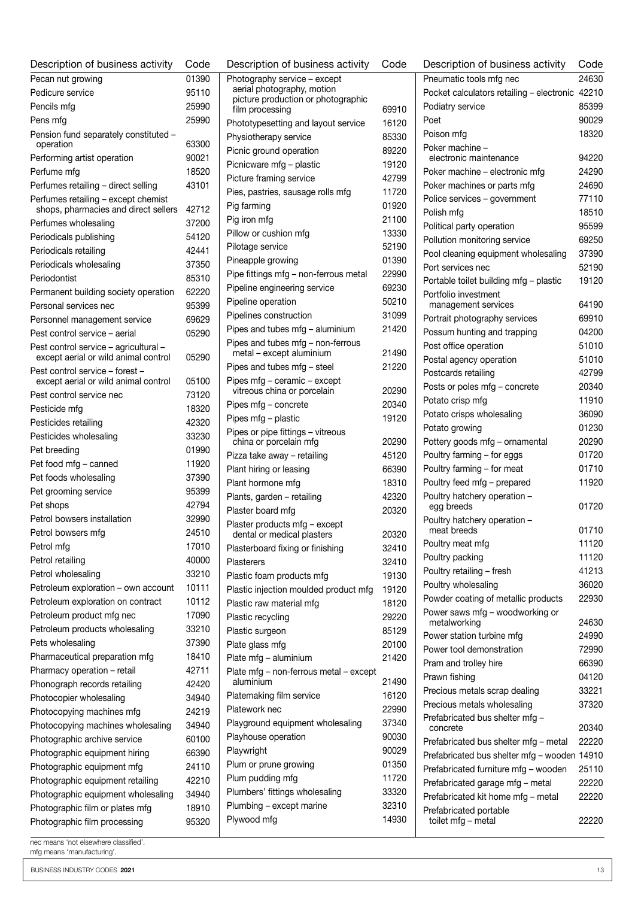| Description of business activity | Code |
|---|---|
| Pecan nut growing | 01390 |
| Pedicure service | 95110 |
| Pencils mfg | 25990 |
| Pens mfg | 25990 |
| Pension fund separately constituted – operation | 63300 |
| Performing artist operation | 90021 |
| Perfume mfg | 18520 |
| Perfumes retailing – direct selling | 43101 |
| Perfumes retailing – except chemist shops, pharmacies and direct sellers | 42712 |
| Perfumes wholesaling | 37200 |
| Periodicals publishing | 54120 |
| Periodicals retailing | 42441 |
| Periodicals wholesaling | 37350 |
| Periodontist | 85310 |
| Permanent building society operation | 62220 |
| Personal services nec | 95399 |
| Personnel management service | 69629 |
| Pest control service – aerial | 05290 |
| Pest control service – agricultural – except aerial or wild animal control | 05290 |
| Pest control service – forest – except aerial or wild animal control | 05100 |
| Pest control service nec | 73120 |
| Pesticide mfg | 18320 |
| Pesticides retailing | 42320 |
| Pesticides wholesaling | 33230 |
| Pet breeding | 01990 |
| Pet food mfg – canned | 11920 |
| Pet foods wholesaling | 37390 |
| Pet grooming service | 95399 |
| Pet shops | 42794 |
| Petrol bowsers installation | 32990 |
| Petrol bowsers mfg | 24510 |
| Petrol mfg | 17010 |
| Petrol retailing | 40000 |
| Petrol wholesaling | 33210 |
| Petroleum exploration – own account | 10111 |
| Petroleum exploration on contract | 10112 |
| Petroleum product mfg nec | 17090 |
| Petroleum products wholesaling | 33210 |
| Pets wholesaling | 37390 |
| Pharmaceutical preparation mfg | 18410 |
| Pharmacy operation – retail | 42711 |
| Phonograph records retailing | 42420 |
| Photocopier wholesaling | 34940 |
| Photocopying machines mfg | 24219 |
| Photocopying machines wholesaling | 34940 |
| Photographic archive service | 60100 |
| Photographic equipment hiring | 66390 |
| Photographic equipment mfg | 24110 |
| Photographic equipment retailing | 42210 |
| Photographic equipment wholesaling | 34940 |
| Photographic film or plates mfg | 18910 |
| Photographic film processing | 95320 |
| Photography service – except aerial photography, motion picture production or photographic film processing | 69910 |
| Phototypesetting and layout service | 16120 |
| Physiotherapy service | 85330 |
| Picnic ground operation | 89220 |
| Picnicware mfg – plastic | 19120 |
| Picture framing service | 42799 |
| Pies, pastries, sausage rolls mfg | 11720 |
| Pig farming | 01920 |
| Pig iron mfg | 21100 |
| Pillow or cushion mfg | 13330 |
| Pilotage service | 52190 |
| Pineapple growing | 01390 |
| Pipe fittings mfg – non-ferrous metal | 22990 |
| Pipeline engineering service | 69230 |
| Pipeline operation | 50210 |
| Pipelines construction | 31099 |
| Pipes and tubes mfg – aluminium | 21420 |
| Pipes and tubes mfg – non-ferrous metal – except aluminium | 21490 |
| Pipes and tubes mfg – steel | 21220 |
| Pipes mfg – ceramic – except vitreous china or porcelain | 20290 |
| Pipes mfg – concrete | 20340 |
| Pipes mfg – plastic | 19120 |
| Pipes or pipe fittings – vitreous china or porcelain mfg | 20290 |
| Pizza take away – retailing | 45120 |
| Plant hiring or leasing | 66390 |
| Plant hormone mfg | 18310 |
| Plants, garden – retailing | 42320 |
| Plaster board mfg | 20320 |
| Plaster products mfg – except dental or medical plasters | 20320 |
| Plasterboard fixing or finishing | 32410 |
| Plasterers | 32410 |
| Plastic foam products mfg | 19130 |
| Plastic injection moulded product mfg | 19120 |
| Plastic raw material mfg | 18120 |
| Plastic recycling | 29220 |
| Plastic surgeon | 85129 |
| Plate glass mfg | 20100 |
| Plate mfg – aluminium | 21420 |
| Plate mfg – non-ferrous metal – except aluminium | 21490 |
| Platemaking film service | 16120 |
| Platework nec | 22990 |
| Playground equipment wholesaling | 37340 |
| Playhouse operation | 90030 |
| Playwright | 90029 |
| Plum or prune growing | 01350 |
| Plum pudding mfg | 11720 |
| Plumbers' fittings wholesaling | 33320 |
| Plumbing – except marine | 32310 |
| Plywood mfg | 14930 |
| Pneumatic tools mfg nec | 24630 |
| Pocket calculators retailing – electronic | 42210 |
| Podiatry service | 85399 |
| Poet | 90029 |
| Poison mfg | 18320 |
| Poker machine – electronic maintenance | 94220 |
| Poker machine – electronic mfg | 24290 |
| Poker machines or parts mfg | 24690 |
| Police services – government | 77110 |
| Polish mfg | 18510 |
| Political party operation | 95599 |
| Pollution monitoring service | 69250 |
| Pool cleaning equipment wholesaling | 37390 |
| Port services nec | 52190 |
| Portable toilet building mfg – plastic | 19120 |
| Portfolio investment management services | 64190 |
| Portrait photography services | 69910 |
| Possum hunting and trapping | 04200 |
| Post office operation | 51010 |
| Postal agency operation | 51010 |
| Postcards retailing | 42799 |
| Posts or poles mfg – concrete | 20340 |
| Potato crisp mfg | 11910 |
| Potato crisps wholesaling | 36090 |
| Potato growing | 01230 |
| Pottery goods mfg – ornamental | 20290 |
| Poultry farming – for eggs | 01720 |
| Poultry farming – for meat | 01710 |
| Poultry feed mfg – prepared | 11920 |
| Poultry hatchery operation – egg breeds | 01720 |
| Poultry hatchery operation – meat breeds | 01710 |
| Poultry meat mfg | 11120 |
| Poultry packing | 11120 |
| Poultry retailing – fresh | 41213 |
| Poultry wholesaling | 36020 |
| Powder coating of metallic products | 22930 |
| Power saws mfg – woodworking or metalworking | 24630 |
| Power station turbine mfg | 24990 |
| Power tool demonstration | 72990 |
| Pram and trolley hire | 66390 |
| Prawn fishing | 04120 |
| Precious metals scrap dealing | 33221 |
| Precious metals wholesaling | 37320 |
| Prefabricated bus shelter mfg – concrete | 20340 |
| Prefabricated bus shelter mfg – metal | 22220 |
| Prefabricated bus shelter mfg – wooden | 14910 |
| Prefabricated furniture mfg – wooden | 25110 |
| Prefabricated garage mfg – metal | 22220 |
| Prefabricated kit home mfg – metal | 22220 |
| Prefabricated portable toilet mfg – metal | 22220 |

nec means 'not elsewhere classified'.
mfg means 'manufacturing'.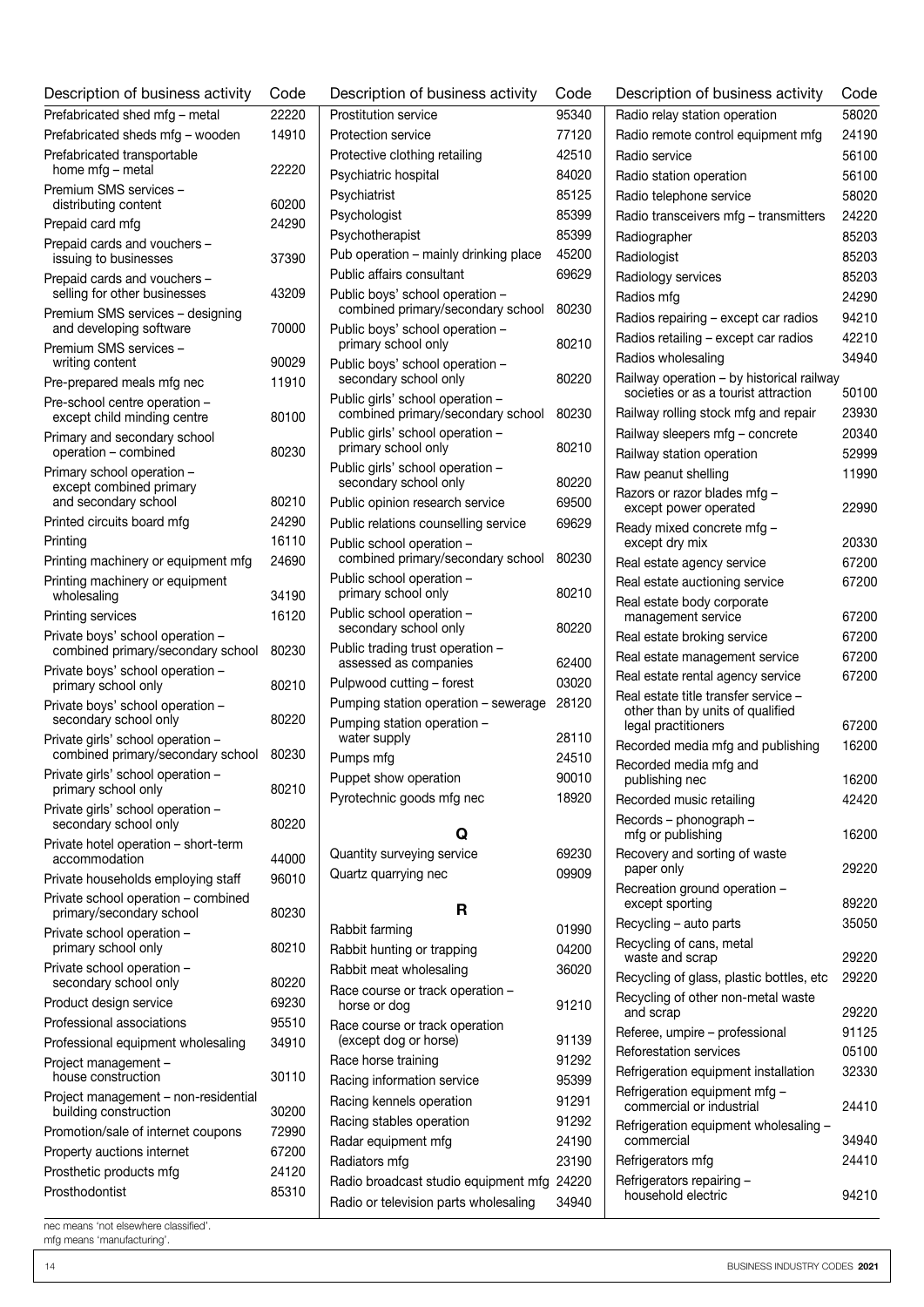| Description of business activity | Code |
|---|---|
| Prefabricated shed mfg – metal | 22220 |
| Prefabricated sheds mfg – wooden | 14910 |
| Prefabricated transportable home mfg – metal | 22220 |
| Premium SMS services – distributing content | 60200 |
| Prepaid card mfg | 24290 |
| Prepaid cards and vouchers – issuing to businesses | 37390 |
| Prepaid cards and vouchers – selling for other businesses | 43209 |
| Premium SMS services – designing and developing software | 70000 |
| Premium SMS services – writing content | 90029 |
| Pre-prepared meals mfg nec | 11910 |
| Pre-school centre operation – except child minding centre | 80100 |
| Primary and secondary school operation – combined | 80230 |
| Primary school operation – except combined primary and secondary school | 80210 |
| Printed circuits board mfg | 24290 |
| Printing | 16110 |
| Printing machinery or equipment mfg | 24690 |
| Printing machinery or equipment wholesaling | 34190 |
| Printing services | 16120 |
| Private boys' school operation – combined primary/secondary school | 80230 |
| Private boys' school operation – primary school only | 80210 |
| Private boys' school operation – secondary school only | 80220 |
| Private girls' school operation – combined primary/secondary school | 80230 |
| Private girls' school operation – primary school only | 80210 |
| Private girls' school operation – secondary school only | 80220 |
| Private hotel operation – short-term accommodation | 44000 |
| Private households employing staff | 96010 |
| Private school operation – combined primary/secondary school | 80230 |
| Private school operation – primary school only | 80210 |
| Private school operation – secondary school only | 80220 |
| Product design service | 69230 |
| Professional associations | 95510 |
| Professional equipment wholesaling | 34910 |
| Project management – house construction | 30110 |
| Project management – non-residential building construction | 30200 |
| Promotion/sale of internet coupons | 72990 |
| Property auctions internet | 67200 |
| Prosthetic products mfg | 24120 |
| Prosthodontist | 85310 |
| Prostitution service | 95340 |
| Protection service | 77120 |
| Protective clothing retailing | 42510 |
| Psychiatric hospital | 84020 |
| Psychiatrist | 85125 |
| Psychologist | 85399 |
| Psychotherapist | 85399 |
| Pub operation – mainly drinking place | 45200 |
| Public affairs consultant | 69629 |
| Public boys' school operation – combined primary/secondary school | 80230 |
| Public boys' school operation – primary school only | 80210 |
| Public boys' school operation – secondary school only | 80220 |
| Public girls' school operation – combined primary/secondary school | 80230 |
| Public girls' school operation – primary school only | 80210 |
| Public girls' school operation – secondary school only | 80220 |
| Public opinion research service | 69500 |
| Public relations counselling service | 69629 |
| Public school operation – combined primary/secondary school | 80230 |
| Public school operation – primary school only | 80210 |
| Public school operation – secondary school only | 80220 |
| Public trading trust operation – assessed as companies | 62400 |
| Pulpwood cutting – forest | 03020 |
| Pumping station operation – sewerage | 28120 |
| Pumping station operation – water supply | 28110 |
| Pumps mfg | 24510 |
| Puppet show operation | 90010 |
| Pyrotechnic goods mfg nec | 18920 |
| **Q** | |
| Quantity surveying service | 69230 |
| Quartz quarrying nec | 09909 |
| **R** | |
| Rabbit farming | 01990 |
| Rabbit hunting or trapping | 04200 |
| Rabbit meat wholesaling | 36020 |
| Race course or track operation – horse or dog | 91210 |
| Race course or track operation (except dog or horse) | 91139 |
| Race horse training | 91292 |
| Racing information service | 95399 |
| Racing kennels operation | 91291 |
| Racing stables operation | 91292 |
| Radar equipment mfg | 24190 |
| Radiators mfg | 23190 |
| Radio broadcast studio equipment mfg | 24220 |
| Radio or television parts wholesaling | 34940 |
| Radio relay station operation | 58020 |
| Radio remote control equipment mfg | 24190 |
| Radio service | 56100 |
| Radio station operation | 56100 |
| Radio telephone service | 58020 |
| Radio transceivers mfg – transmitters | 24220 |
| Radiographer | 85203 |
| Radiologist | 85203 |
| Radiology services | 85203 |
| Radios mfg | 24290 |
| Radios repairing – except car radios | 94210 |
| Radios retailing – except car radios | 42210 |
| Radios wholesaling | 34940 |
| Railway operation – by historical railway societies or as a tourist attraction | 50100 |
| Railway rolling stock mfg and repair | 23930 |
| Railway sleepers mfg – concrete | 20340 |
| Railway station operation | 52999 |
| Raw peanut shelling | 11990 |
| Razors or razor blades mfg – except power operated | 22990 |
| Ready mixed concrete mfg – except dry mix | 20330 |
| Real estate agency service | 67200 |
| Real estate auctioning service | 67200 |
| Real estate body corporate management service | 67200 |
| Real estate broking service | 67200 |
| Real estate management service | 67200 |
| Real estate rental agency service | 67200 |
| Real estate title transfer service – other than by units of qualified legal practitioners | 67200 |
| Recorded media mfg and publishing | 16200 |
| Recorded media mfg and publishing nec | 16200 |
| Recorded music retailing | 42420 |
| Records – phonograph – mfg or publishing | 16200 |
| Recovery and sorting of waste paper only | 29220 |
| Recreation ground operation – except sporting | 89220 |
| Recycling – auto parts | 35050 |
| Recycling of cans, metal waste and scrap | 29220 |
| Recycling of glass, plastic bottles, etc | 29220 |
| Recycling of other non-metal waste and scrap | 29220 |
| Referee, umpire – professional | 91125 |
| Reforestation services | 05100 |
| Refrigeration equipment installation | 32330 |
| Refrigeration equipment mfg – commercial or industrial | 24410 |
| Refrigeration equipment wholesaling – commercial | 34940 |
| Refrigerators mfg | 24410 |
| Refrigerators repairing – household electric | 94210 |

nec means 'not elsewhere classified'.
mfg means 'manufacturing'.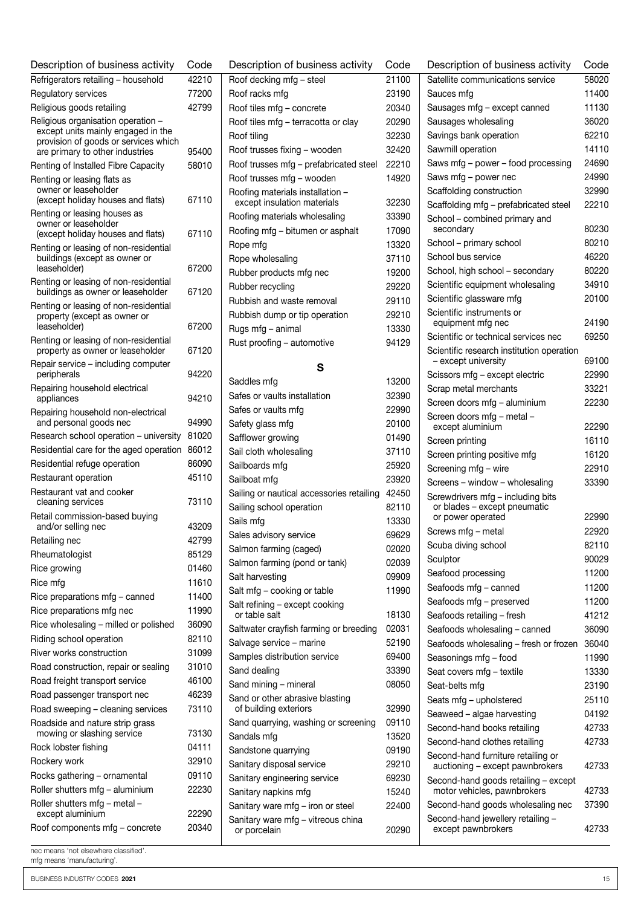| Description of business activity | Code |
|---|---|
| Refrigerators retailing – household | 42210 |
| Regulatory services | 77200 |
| Religious goods retailing | 42799 |
| Religious organisation operation – except units mainly engaged in the provision of goods or services which are primary to other industries | 95400 |
| Renting of Installed Fibre Capacity | 58010 |
| Renting or leasing flats as owner or leaseholder (except holiday houses and flats) | 67110 |
| Renting or leasing houses as owner or leaseholder (except holiday houses and flats) | 67110 |
| Renting or leasing of non-residential buildings (except as owner or leaseholder) | 67200 |
| Renting or leasing of non-residential buildings as owner or leaseholder | 67120 |
| Renting or leasing of non-residential property (except as owner or leaseholder) | 67200 |
| Renting or leasing of non-residential property as owner or leaseholder | 67120 |
| Repair service – including computer peripherals | 94220 |
| Repairing household electrical appliances | 94210 |
| Repairing household non-electrical and personal goods nec | 94990 |
| Research school operation – university | 81020 |
| Residential care for the aged operation | 86012 |
| Residential refuge operation | 86090 |
| Restaurant operation | 45110 |
| Restaurant vat and cooker cleaning services | 73110 |
| Retail commission-based buying and/or selling nec | 43209 |
| Retailing nec | 42799 |
| Rheumatologist | 85129 |
| Rice growing | 01460 |
| Rice mfg | 11610 |
| Rice preparations mfg – canned | 11400 |
| Rice preparations mfg nec | 11990 |
| Rice wholesaling – milled or polished | 36090 |
| Riding school operation | 82110 |
| River works construction | 31099 |
| Road construction, repair or sealing | 31010 |
| Road freight transport service | 46100 |
| Road passenger transport nec | 46239 |
| Road sweeping – cleaning services | 73110 |
| Roadside and nature strip grass mowing or slashing service | 73130 |
| Rock lobster fishing | 04111 |
| Rockery work | 32910 |
| Rocks gathering – ornamental | 09110 |
| Roller shutters mfg – aluminium | 22230 |
| Roller shutters mfg – metal – except aluminium | 22290 |
| Roof components mfg – concrete | 20340 |
| Roof decking mfg – steel | 21100 |
| Roof racks mfg | 23190 |
| Roof tiles mfg – concrete | 20340 |
| Roof tiles mfg – terracotta or clay | 20290 |
| Roof tiling | 32230 |
| Roof trusses fixing – wooden | 32420 |
| Roof trusses mfg – prefabricated steel | 22210 |
| Roof trusses mfg – wooden | 14920 |
| Roofing materials installation – except insulation materials | 32230 |
| Roofing materials wholesaling | 33390 |
| Roofing mfg – bitumen or asphalt | 17090 |
| Rope mfg | 13320 |
| Rope wholesaling | 37110 |
| Rubber products mfg nec | 19200 |
| Rubber recycling | 29220 |
| Rubbish and waste removal | 29110 |
| Rubbish dump or tip operation | 29210 |
| Rugs mfg – animal | 13330 |
| Rust proofing – automotive | 94129 |

## S

| Description of business activity | Code |
|---|---|
| Saddles mfg | 13200 |
| Safes or vaults installation | 32390 |
| Safes or vaults mfg | 22990 |
| Safety glass mfg | 20100 |
| Safflower growing | 01490 |
| Sail cloth wholesaling | 37110 |
| Sailboards mfg | 25920 |
| Sailboat mfg | 23920 |
| Sailing or nautical accessories retailing | 42450 |
| Sailing school operation | 82110 |
| Sails mfg | 13330 |
| Sales advisory service | 69629 |
| Salmon farming (caged) | 02020 |
| Salmon farming (pond or tank) | 02039 |
| Salt harvesting | 09909 |
| Salt mfg – cooking or table | 11990 |
| Salt refining – except cooking or table salt | 18130 |
| Saltwater crayfish farming or breeding | 02031 |
| Salvage service – marine | 52190 |
| Samples distribution service | 69400 |
| Sand dealing | 33390 |
| Sand mining – mineral | 08050 |
| Sand or other abrasive blasting of building exteriors | 32990 |
| Sand quarrying, washing or screening | 09110 |
| Sandals mfg | 13520 |
| Sandstone quarrying | 09190 |
| Sanitary disposal service | 29210 |
| Sanitary engineering service | 69230 |
| Sanitary napkins mfg | 15240 |
| Sanitary ware mfg – iron or steel | 22400 |
| Sanitary ware mfg – vitreous china or porcelain | 20290 |
| Satellite communications service | 58020 |
| Sauces mfg | 11400 |
| Sausages mfg – except canned | 11130 |
| Sausages wholesaling | 36020 |
| Savings bank operation | 62210 |
| Sawmill operation | 14110 |
| Saws mfg – power – food processing | 24690 |
| Saws mfg – power nec | 24990 |
| Scaffolding construction | 32990 |
| Scaffolding mfg – prefabricated steel | 22210 |
| School – combined primary and secondary | 80230 |
| School – primary school | 80210 |
| School bus service | 46220 |
| School, high school – secondary | 80220 |
| Scientific equipment wholesaling | 34910 |
| Scientific glassware mfg | 20100 |
| Scientific instruments or equipment mfg nec | 24190 |
| Scientific or technical services nec | 69250 |
| Scientific research institution operation – except university | 69100 |
| Scissors mfg – except electric | 22990 |
| Scrap metal merchants | 33221 |
| Screen doors mfg – aluminium | 22230 |
| Screen doors mfg – metal – except aluminium | 22290 |
| Screen printing | 16110 |
| Screen printing positive mfg | 16120 |
| Screening mfg – wire | 22910 |
| Screens – window – wholesaling | 33390 |
| Screwdrivers mfg – including bits or blades – except pneumatic or power operated | 22990 |
| Screws mfg – metal | 22920 |
| Scuba diving school | 82110 |
| Sculptor | 90029 |
| Seafood processing | 11200 |
| Seafoods mfg – canned | 11200 |
| Seafoods mfg – preserved | 11200 |
| Seafoods retailing – fresh | 41212 |
| Seafoods wholesaling – canned | 36090 |
| Seafoods wholesaling – fresh or frozen | 36040 |
| Seasonings mfg – food | 11990 |
| Seat covers mfg – textile | 13330 |
| Seat-belts mfg | 23190 |
| Seats mfg – upholstered | 25110 |
| Seaweed – algae harvesting | 04192 |
| Second-hand books retailing | 42733 |
| Second-hand clothes retailing | 42733 |
| Second-hand furniture retailing or auctioning – except pawnbrokers | 42733 |
| Second-hand goods retailing – except motor vehicles, pawnbrokers | 42733 |
| Second-hand goods wholesaling nec | 37390 |
| Second-hand jewellery retailing – except pawnbrokers | 42733 |

nec means 'not elsewhere classified'.
mfg means 'manufacturing'.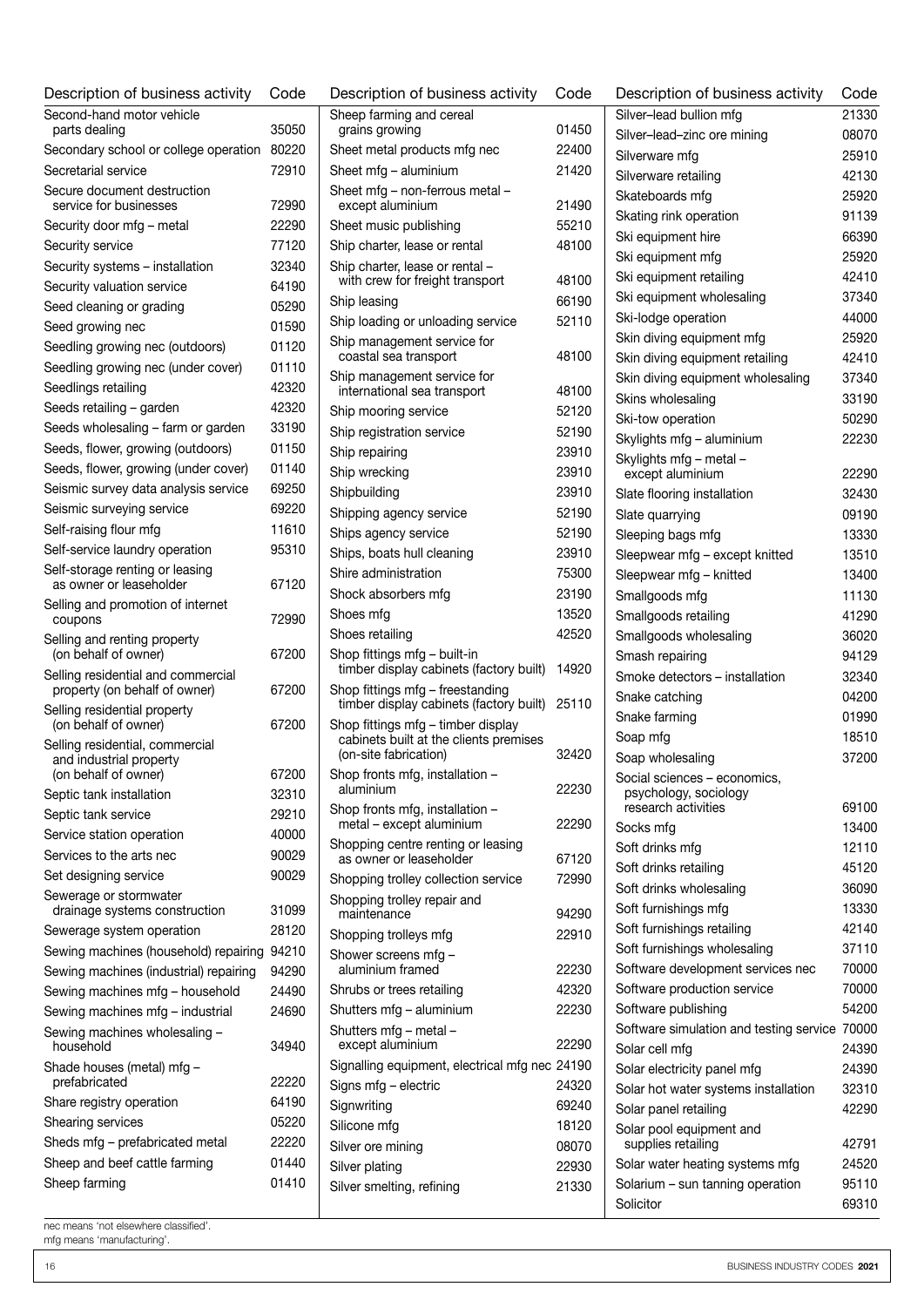| Description of business activity | Code |
|---|---|
| Second-hand motor vehicle parts dealing | 35050 |
| Secondary school or college operation | 80220 |
| Secretarial service | 72910 |
| Secure document destruction service for businesses | 72990 |
| Security door mfg – metal | 22290 |
| Security service | 77120 |
| Security systems – installation | 32340 |
| Security valuation service | 64190 |
| Seed cleaning or grading | 05290 |
| Seed growing nec | 01590 |
| Seedling growing nec (outdoors) | 01120 |
| Seedling growing nec (under cover) | 01110 |
| Seedlings retailing | 42320 |
| Seeds retailing – garden | 42320 |
| Seeds wholesaling – farm or garden | 33190 |
| Seeds, flower, growing (outdoors) | 01150 |
| Seeds, flower, growing (under cover) | 01140 |
| Seismic survey data analysis service | 69250 |
| Seismic surveying service | 69220 |
| Self-raising flour mfg | 11610 |
| Self-service laundry operation | 95310 |
| Self-storage renting or leasing as owner or leaseholder | 67120 |
| Selling and promotion of internet coupons | 72990 |
| Selling and renting property (on behalf of owner) | 67200 |
| Selling residential and commercial property (on behalf of owner) | 67200 |
| Selling residential property (on behalf of owner) | 67200 |
| Selling residential, commercial and industrial property (on behalf of owner) | 67200 |
| Septic tank installation | 32310 |
| Septic tank service | 29210 |
| Service station operation | 40000 |
| Services to the arts nec | 90029 |
| Set designing service | 90029 |
| Sewerage or stormwater drainage systems construction | 31099 |
| Sewerage system operation | 28120 |
| Sewing machines (household) repairing | 94210 |
| Sewing machines (industrial) repairing | 94290 |
| Sewing machines mfg – household | 24490 |
| Sewing machines mfg – industrial | 24690 |
| Sewing machines wholesaling – household | 34940 |
| Shade houses (metal) mfg – prefabricated | 22220 |
| Share registry operation | 64190 |
| Shearing services | 05220 |
| Sheds mfg – prefabricated metal | 22220 |
| Sheep and beef cattle farming | 01440 |
| Sheep farming | 01410 |
| Sheep farming and cereal grains growing | 01450 |
| Sheet metal products mfg nec | 22400 |
| Sheet mfg – aluminium | 21420 |
| Sheet mfg – non-ferrous metal – except aluminium | 21490 |
| Sheet music publishing | 55210 |
| Ship charter, lease or rental | 48100 |
| Ship charter, lease or rental – with crew for freight transport | 48100 |
| Ship leasing | 66190 |
| Ship loading or unloading service | 52110 |
| Ship management service for coastal sea transport | 48100 |
| Ship management service for international sea transport | 48100 |
| Ship mooring service | 52120 |
| Ship registration service | 52190 |
| Ship repairing | 23910 |
| Ship wrecking | 23910 |
| Shipbuilding | 23910 |
| Shipping agency service | 52190 |
| Ships agency service | 52190 |
| Ships, boats hull cleaning | 23910 |
| Shire administration | 75300 |
| Shock absorbers mfg | 23190 |
| Shoes mfg | 13520 |
| Shoes retailing | 42520 |
| Shop fittings mfg – built-in timber display cabinets (factory built) | 14920 |
| Shop fittings mfg – freestanding timber display cabinets (factory built) | 25110 |
| Shop fittings mfg – timber display cabinets built at the clients premises (on-site fabrication) | 32420 |
| Shop fronts mfg, installation – aluminium | 22230 |
| Shop fronts mfg, installation – metal – except aluminium | 22290 |
| Shopping centre renting or leasing as owner or leaseholder | 67120 |
| Shopping trolley collection service | 72990 |
| Shopping trolley repair and maintenance | 94290 |
| Shopping trolleys mfg | 22910 |
| Shower screens mfg – aluminium framed | 22230 |
| Shrubs or trees retailing | 42320 |
| Shutters mfg – aluminium | 22230 |
| Shutters mfg – metal – except aluminium | 22290 |
| Signalling equipment, electrical mfg nec | 24190 |
| Signs mfg – electric | 24320 |
| Signwriting | 69240 |
| Silicone mfg | 18120 |
| Silver ore mining | 08070 |
| Silver plating | 22930 |
| Silver smelting, refining | 21330 |
| Silver–lead bullion mfg | 21330 |
| Silver–lead–zinc ore mining | 08070 |
| Silverware mfg | 25910 |
| Silverware retailing | 42130 |
| Skateboards mfg | 25920 |
| Skating rink operation | 91139 |
| Ski equipment hire | 66390 |
| Ski equipment mfg | 25920 |
| Ski equipment retailing | 42410 |
| Ski equipment wholesaling | 37340 |
| Ski-lodge operation | 44000 |
| Skin diving equipment mfg | 25920 |
| Skin diving equipment retailing | 42410 |
| Skin diving equipment wholesaling | 37340 |
| Skins wholesaling | 33190 |
| Ski-tow operation | 50290 |
| Skylights mfg – aluminium | 22230 |
| Skylights mfg – metal – except aluminium | 22290 |
| Slate flooring installation | 32430 |
| Slate quarrying | 09190 |
| Sleeping bags mfg | 13330 |
| Sleepwear mfg – except knitted | 13510 |
| Sleepwear mfg – knitted | 13400 |
| Smallgoods mfg | 11130 |
| Smallgoods retailing | 41290 |
| Smallgoods wholesaling | 36020 |
| Smash repairing | 94129 |
| Smoke detectors – installation | 32340 |
| Snake catching | 04200 |
| Snake farming | 01990 |
| Soap mfg | 18510 |
| Soap wholesaling | 37200 |
| Social sciences – economics, psychology, sociology research activities | 69100 |
| Socks mfg | 13400 |
| Soft drinks mfg | 12110 |
| Soft drinks retailing | 45120 |
| Soft drinks wholesaling | 36090 |
| Soft furnishings mfg | 13330 |
| Soft furnishings retailing | 42140 |
| Soft furnishings wholesaling | 37110 |
| Software development services nec | 70000 |
| Software production service | 70000 |
| Software publishing | 54200 |
| Software simulation and testing service | 70000 |
| Solar cell mfg | 24390 |
| Solar electricity panel mfg | 24390 |
| Solar hot water systems installation | 32310 |
| Solar panel retailing | 42290 |
| Solar pool equipment and supplies retailing | 42791 |
| Solar water heating systems mfg | 24520 |
| Solarium – sun tanning operation | 95110 |
| Solicitor | 69310 |

nec means 'not elsewhere classified'.
mfg means 'manufacturing'.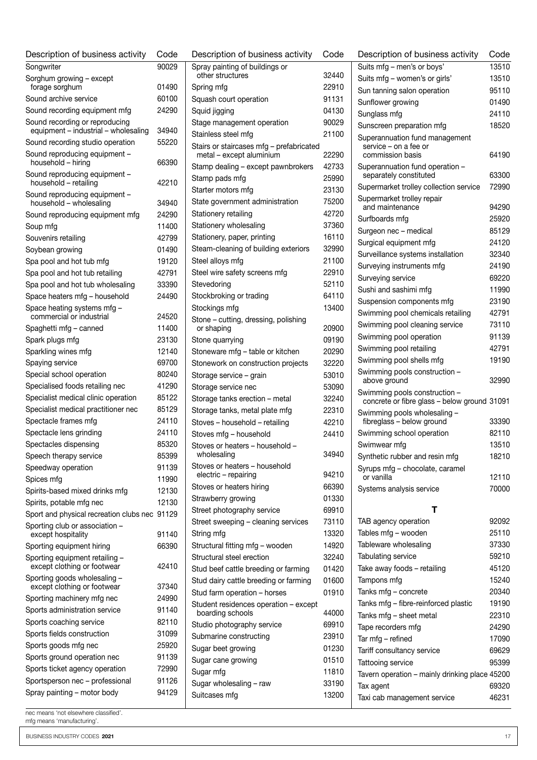| Description of business activity | Code |
|---|---|
| Songwriter | 90029 |
| Sorghum growing – except forage sorghum | 01490 |
| Sound archive service | 60100 |
| Sound recording equipment mfg | 24290 |
| Sound recording or reproducing equipment – industrial – wholesaling | 34940 |
| Sound recording studio operation | 55220 |
| Sound reproducing equipment – household – hiring | 66390 |
| Sound reproducing equipment – household – retailing | 42210 |
| Sound reproducing equipment – household – wholesaling | 34940 |
| Sound reproducing equipment mfg | 24290 |
| Soup mfg | 11400 |
| Souvenirs retailing | 42799 |
| Soybean growing | 01490 |
| Spa pool and hot tub mfg | 19120 |
| Spa pool and hot tub retailing | 42791 |
| Spa pool and hot tub wholesaling | 33390 |
| Space heaters mfg – household | 24490 |
| Space heating systems mfg – commercial or industrial | 24520 |
| Spaghetti mfg – canned | 11400 |
| Spark plugs mfg | 23130 |
| Sparkling wines mfg | 12140 |
| Spaying service | 69700 |
| Special school operation | 80240 |
| Specialised foods retailing nec | 41290 |
| Specialist medical clinic operation | 85122 |
| Specialist medical practitioner nec | 85129 |
| Spectacle frames mfg | 24110 |
| Spectacle lens grinding | 24110 |
| Spectacles dispensing | 85320 |
| Speech therapy service | 85399 |
| Speedway operation | 91139 |
| Spices mfg | 11990 |
| Spirits-based mixed drinks mfg | 12130 |
| Spirits, potable mfg nec | 12130 |
| Sport and physical recreation clubs nec | 91129 |
| Sporting club or association – except hospitality | 91140 |
| Sporting equipment hiring | 66390 |
| Sporting equipment retailing – except clothing or footwear | 42410 |
| Sporting goods wholesaling – except clothing or footwear | 37340 |
| Sporting machinery mfg nec | 24990 |
| Sports administration service | 91140 |
| Sports coaching service | 82110 |
| Sports fields construction | 31099 |
| Sports goods mfg nec | 25920 |
| Sports ground operation nec | 91139 |
| Sports ticket agency operation | 72990 |
| Sportsperson nec – professional | 91126 |
| Spray painting – motor body | 94129 |
| Spray painting of buildings or other structures | 32440 |
| Spring mfg | 22910 |
| Squash court operation | 91131 |
| Squid jigging | 04130 |
| Stage management operation | 90029 |
| Stainless steel mfg | 21100 |
| Stairs or staircases mfg – prefabricated metal – except aluminium | 22290 |
| Stamp dealing – except pawnbrokers | 42733 |
| Stamp pads mfg | 25990 |
| Starter motors mfg | 23130 |
| State government administration | 75200 |
| Stationery retailing | 42720 |
| Stationery wholesaling | 37360 |
| Stationery, paper, printing | 16110 |
| Steam-cleaning of building exteriors | 32990 |
| Steel alloys mfg | 21100 |
| Steel wire safety screens mfg | 22910 |
| Stevedoring | 52110 |
| Stockbroking or trading | 64110 |
| Stockings mfg | 13400 |
| Stone – cutting, dressing, polishing or shaping | 20900 |
| Stone quarrying | 09190 |
| Stoneware mfg – table or kitchen | 20290 |
| Stonework on construction projects | 32220 |
| Storage service – grain | 53010 |
| Storage service nec | 53090 |
| Storage tanks erection – metal | 32240 |
| Storage tanks, metal plate mfg | 22310 |
| Stoves – household – retailing | 42210 |
| Stoves mfg – household | 24410 |
| Stoves or heaters – household – wholesaling | 34940 |
| Stoves or heaters – household electric – repairing | 94210 |
| Stoves or heaters hiring | 66390 |
| Strawberry growing | 01330 |
| Street photography service | 69910 |
| Street sweeping – cleaning services | 73110 |
| String mfg | 13320 |
| Structural fitting mfg – wooden | 14920 |
| Structural steel erection | 32240 |
| Stud beef cattle breeding or farming | 01420 |
| Stud dairy cattle breeding or farming | 01600 |
| Stud farm operation – horses | 01910 |
| Student residences operation – except boarding schools | 44000 |
| Studio photography service | 69910 |
| Submarine constructing | 23910 |
| Sugar beet growing | 01230 |
| Sugar cane growing | 01510 |
| Sugar mfg | 11810 |
| Sugar wholesaling – raw | 33190 |
| Suitcases mfg | 13200 |
| Suits mfg – men's or boys' | 13510 |
| Suits mfg – women's or girls' | 13510 |
| Sun tanning salon operation | 95110 |
| Sunflower growing | 01490 |
| Sunglass mfg | 24110 |
| Sunscreen preparation mfg | 18520 |
| Superannuation fund management service – on a fee or commission basis | 64190 |
| Superannuation fund operation – separately constituted | 63300 |
| Supermarket trolley collection service | 72990 |
| Supermarket trolley repair and maintenance | 94290 |
| Surfboards mfg | 25920 |
| Surgeon nec – medical | 85129 |
| Surgical equipment mfg | 24120 |
| Surveillance systems installation | 32340 |
| Surveying instruments mfg | 24190 |
| Surveying service | 69220 |
| Sushi and sashimi mfg | 11990 |
| Suspension components mfg | 23190 |
| Swimming pool chemicals retailing | 42791 |
| Swimming pool cleaning service | 73110 |
| Swimming pool operation | 91139 |
| Swimming pool retailing | 42791 |
| Swimming pool shells mfg | 19190 |
| Swimming pools construction – above ground | 32990 |
| Swimming pools construction – concrete or fibre glass – below ground | 31091 |
| Swimming pools wholesaling – fibreglass – below ground | 33390 |
| Swimming school operation | 82110 |
| Swimwear mfg | 13510 |
| Synthetic rubber and resin mfg | 18210 |
| Syrups mfg – chocolate, caramel or vanilla | 12110 |
| Systems analysis service | 70000 |

## T

| Description of business activity | Code |
|---|---|
| TAB agency operation | 92092 |
| Tables mfg – wooden | 25110 |
| Tableware wholesaling | 37330 |
| Tabulating service | 59210 |
| Take away foods – retailing | 45120 |
| Tampons mfg | 15240 |
| Tanks mfg – concrete | 20340 |
| Tanks mfg – fibre-reinforced plastic | 19190 |
| Tanks mfg – sheet metal | 22310 |
| Tape recorders mfg | 24290 |
| Tar mfg – refined | 17090 |
| Tariff consultancy service | 69629 |
| Tattooing service | 95399 |
| Tavern operation – mainly drinking place | 45200 |
| Tax agent | 69320 |
| Taxi cab management service | 46231 |

nec means 'not elsewhere classified'.
mfg means 'manufacturing'.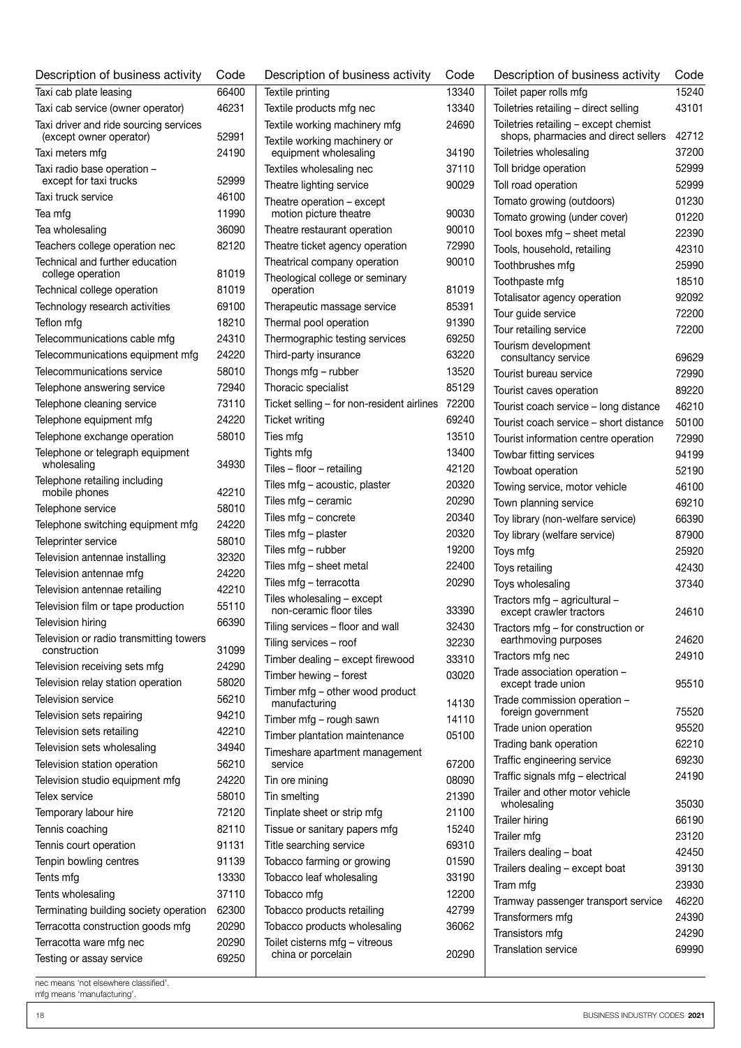| Description of business activity | Code |
|---|---|
| Taxi cab plate leasing | 66400 |
| Taxi cab service (owner operator) | 46231 |
| Taxi driver and ride sourcing services (except owner operator) | 52991 |
| Taxi meters mfg | 24190 |
| Taxi radio base operation – except for taxi trucks | 52999 |
| Taxi truck service | 46100 |
| Tea mfg | 11990 |
| Tea wholesaling | 36090 |
| Teachers college operation nec | 82120 |
| Technical and further education college operation | 81019 |
| Technical college operation | 81019 |
| Technology research activities | 69100 |
| Teflon mfg | 18210 |
| Telecommunications cable mfg | 24310 |
| Telecommunications equipment mfg | 24220 |
| Telecommunications service | 58010 |
| Telephone answering service | 72940 |
| Telephone cleaning service | 73110 |
| Telephone equipment mfg | 24220 |
| Telephone exchange operation | 58010 |
| Telephone or telegraph equipment wholesaling | 34930 |
| Telephone retailing including mobile phones | 42210 |
| Telephone service | 58010 |
| Telephone switching equipment mfg | 24220 |
| Teleprinter service | 58010 |
| Television antennae installing | 32320 |
| Television antennae mfg | 24220 |
| Television antennae retailing | 42210 |
| Television film or tape production | 55110 |
| Television hiring | 66390 |
| Television or radio transmitting towers construction | 31099 |
| Television receiving sets mfg | 24290 |
| Television relay station operation | 58020 |
| Television service | 56210 |
| Television sets repairing | 94210 |
| Television sets retailing | 42210 |
| Television sets wholesaling | 34940 |
| Television station operation | 56210 |
| Television studio equipment mfg | 24220 |
| Telex service | 58010 |
| Temporary labour hire | 72120 |
| Tennis coaching | 82110 |
| Tennis court operation | 91131 |
| Tenpin bowling centres | 91139 |
| Tents mfg | 13330 |
| Tents wholesaling | 37110 |
| Terminating building society operation | 62300 |
| Terracotta construction goods mfg | 20290 |
| Terracotta ware mfg nec | 20290 |
| Testing or assay service | 69250 |
| Textile printing | 13340 |
| Textile products mfg nec | 13340 |
| Textile working machinery mfg | 24690 |
| Textile working machinery or equipment wholesaling | 34190 |
| Textiles wholesaling nec | 37110 |
| Theatre lighting service | 90029 |
| Theatre operation – except motion picture theatre | 90030 |
| Theatre restaurant operation | 90010 |
| Theatre ticket agency operation | 72990 |
| Theatrical company operation | 90010 |
| Theological college or seminary operation | 81019 |
| Therapeutic massage service | 85391 |
| Thermal pool operation | 91390 |
| Thermographic testing services | 69250 |
| Third-party insurance | 63220 |
| Thongs mfg – rubber | 13520 |
| Thoracic specialist | 85129 |
| Ticket selling – for non-resident airlines | 72200 |
| Ticket writing | 69240 |
| Ties mfg | 13510 |
| Tights mfg | 13400 |
| Tiles – floor – retailing | 42120 |
| Tiles mfg – acoustic, plaster | 20320 |
| Tiles mfg – ceramic | 20290 |
| Tiles mfg – concrete | 20340 |
| Tiles mfg – plaster | 20320 |
| Tiles mfg – rubber | 19200 |
| Tiles mfg – sheet metal | 22400 |
| Tiles mfg – terracotta | 20290 |
| Tiles wholesaling – except non-ceramic floor tiles | 33390 |
| Tiling services – floor and wall | 32430 |
| Tiling services – roof | 32230 |
| Timber dealing – except firewood | 33310 |
| Timber hewing – forest | 03020 |
| Timber mfg – other wood product manufacturing | 14130 |
| Timber mfg – rough sawn | 14110 |
| Timber plantation maintenance | 05100 |
| Timeshare apartment management service | 67200 |
| Tin ore mining | 08090 |
| Tin smelting | 21390 |
| Tinplate sheet or strip mfg | 21100 |
| Tissue or sanitary papers mfg | 15240 |
| Title searching service | 69310 |
| Tobacco farming or growing | 01590 |
| Tobacco leaf wholesaling | 33190 |
| Tobacco mfg | 12200 |
| Tobacco products retailing | 42799 |
| Tobacco products wholesaling | 36062 |
| Toilet cisterns mfg – vitreous china or porcelain | 20290 |
| Toilet paper rolls mfg | 15240 |
| Toiletries retailing – direct selling | 43101 |
| Toiletries retailing – except chemist shops, pharmacies and direct sellers | 42712 |
| Toiletries wholesaling | 37200 |
| Toll bridge operation | 52999 |
| Toll road operation | 52999 |
| Tomato growing (outdoors) | 01230 |
| Tomato growing (under cover) | 01220 |
| Tool boxes mfg – sheet metal | 22390 |
| Tools, household, retailing | 42310 |
| Toothbrushes mfg | 25990 |
| Toothpaste mfg | 18510 |
| Totalisator agency operation | 92092 |
| Tour guide service | 72200 |
| Tour retailing service | 72200 |
| Tourism development consultancy service | 69629 |
| Tourist bureau service | 72990 |
| Tourist caves operation | 89220 |
| Tourist coach service – long distance | 46210 |
| Tourist coach service – short distance | 50100 |
| Tourist information centre operation | 72990 |
| Towbar fitting services | 94199 |
| Towboat operation | 52190 |
| Towing service, motor vehicle | 46100 |
| Town planning service | 69210 |
| Toy library (non-welfare service) | 66390 |
| Toy library (welfare service) | 87900 |
| Toys mfg | 25920 |
| Toys retailing | 42430 |
| Toys wholesaling | 37340 |
| Tractors mfg – agricultural – except crawler tractors | 24610 |
| Tractors mfg – for construction or earthmoving purposes | 24620 |
| Tractors mfg nec | 24910 |
| Trade association operation – except trade union | 95510 |
| Trade commission operation – foreign government | 75520 |
| Trade union operation | 95520 |
| Trading bank operation | 62210 |
| Traffic engineering service | 69230 |
| Traffic signals mfg – electrical | 24190 |
| Trailer and other motor vehicle wholesaling | 35030 |
| Trailer hiring | 66190 |
| Trailer mfg | 23120 |
| Trailers dealing – boat | 42450 |
| Trailers dealing – except boat | 39130 |
| Tram mfg | 23930 |
| Tramway passenger transport service | 46220 |
| Transformers mfg | 24390 |
| Transistors mfg | 24290 |
| Translation service | 69990 |

nec means 'not elsewhere classified'.
mfg means 'manufacturing'.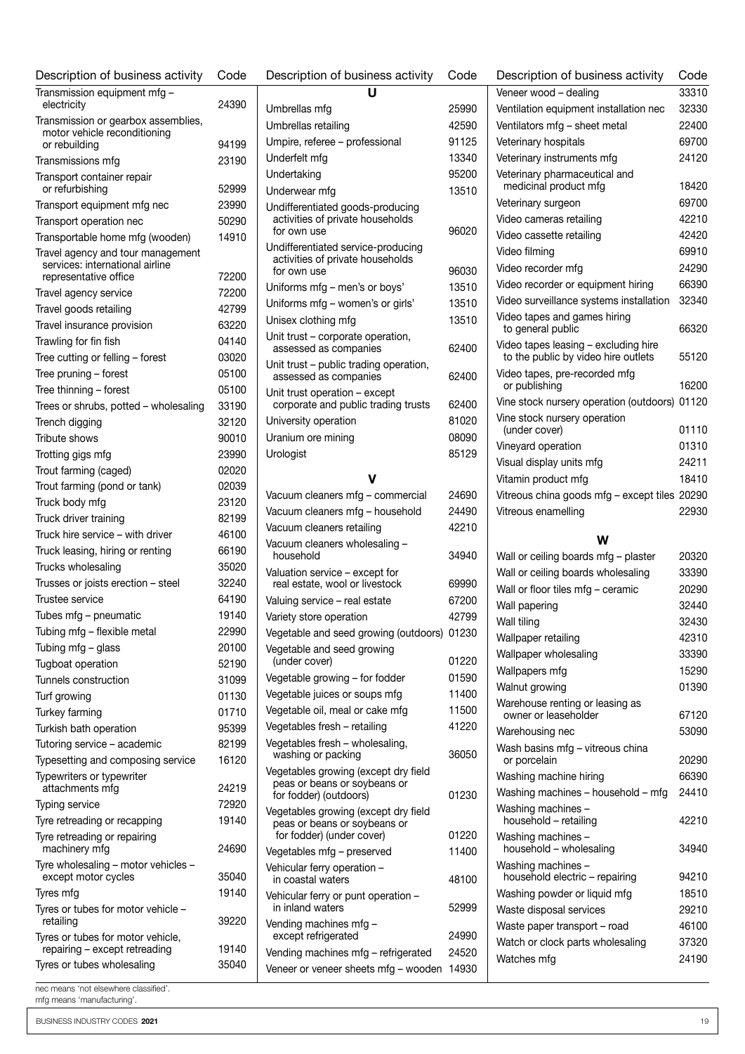| Description of business activity | Code |
|---|---|
| Transmission equipment mfg – electricity | 24390 |
| Transmission or gearbox assemblies, motor vehicle reconditioning or rebuilding | 94199 |
| Transmissions mfg | 23190 |
| Transport container repair or refurbishing | 52999 |
| Transport equipment mfg nec | 23990 |
| Transport operation nec | 50290 |
| Transportable home mfg (wooden) | 14910 |
| Travel agency and tour management services: international airline representative office | 72200 |
| Travel agency service | 72200 |
| Travel goods retailing | 42799 |
| Travel insurance provision | 63220 |
| Trawling for fin fish | 04140 |
| Tree cutting or felling – forest | 03020 |
| Tree pruning – forest | 05100 |
| Tree thinning – forest | 05100 |
| Trees or shrubs, potted – wholesaling | 33190 |
| Trench digging | 32120 |
| Tribute shows | 90010 |
| Trotting gigs mfg | 23990 |
| Trout farming (caged) | 02020 |
| Trout farming (pond or tank) | 02039 |
| Truck body mfg | 23120 |
| Truck driver training | 82199 |
| Truck hire service – with driver | 46100 |
| Truck leasing, hiring or renting | 66190 |
| Trucks wholesaling | 35020 |
| Trusses or joists erection – steel | 32240 |
| Trustee service | 64190 |
| Tubes mfg – pneumatic | 19140 |
| Tubing mfg – flexible metal | 22990 |
| Tubing mfg – glass | 20100 |
| Tugboat operation | 52190 |
| Tunnels construction | 31099 |
| Turf growing | 01130 |
| Turkey farming | 01710 |
| Turkish bath operation | 95399 |
| Tutoring service – academic | 82199 |
| Typesetting and composing service | 16120 |
| Typewriters or typewriter attachments mfg | 24219 |
| Typing service | 72920 |
| Tyre retreading or recapping | 19140 |
| Tyre retreading or repairing machinery mfg | 24690 |
| Tyre wholesaling – motor vehicles – except motor cycles | 35040 |
| Tyres mfg | 19140 |
| Tyres or tubes for motor vehicle – retailing | 39220 |
| Tyres or tubes for motor vehicle, repairing – except retreading | 19140 |
| Tyres or tubes wholesaling | 35040 |

| Description of business activity | Code |
|---|---|
| **U** | |
| Umbrellas mfg | 25990 |
| Umbrellas retailing | 42590 |
| Umpire, referee – professional | 91125 |
| Underfelt mfg | 13340 |
| Undertaking | 95200 |
| Underwear mfg | 13510 |
| Undifferentiated goods-producing activities of private households for own use | 96020 |
| Undifferentiated service-producing activities of private households for own use | 96030 |
| Uniforms mfg – men's or boys' | 13510 |
| Uniforms mfg – women's or girls' | 13510 |
| Unisex clothing mfg | 13510 |
| Unit trust – corporate operation, assessed as companies | 62400 |
| Unit trust – public trading operation, assessed as companies | 62400 |
| Unit trust operation – except corporate and public trading trusts | 62400 |
| University operation | 81020 |
| Uranium ore mining | 08090 |
| Urologist | 85129 |
| **V** | |
| Vacuum cleaners mfg – commercial | 24690 |
| Vacuum cleaners mfg – household | 24490 |
| Vacuum cleaners retailing | 42210 |
| Vacuum cleaners wholesaling – household | 34940 |
| Valuation service – except for real estate, wool or livestock | 69990 |
| Valuing service – real estate | 67200 |
| Variety store operation | 42799 |
| Vegetable and seed growing (outdoors) | 01230 |
| Vegetable and seed growing (under cover) | 01220 |
| Vegetable growing – for fodder | 01590 |
| Vegetable juices or soups mfg | 11400 |
| Vegetable oil, meal or cake mfg | 11500 |
| Vegetables fresh – retailing | 41220 |
| Vegetables fresh – wholesaling, washing or packing | 36050 |
| Vegetables growing (except dry field peas or beans or soybeans or for fodder) (outdoors) | 01230 |
| Vegetables growing (except dry field peas or beans or soybeans or for fodder) (under cover) | 01220 |
| Vegetables mfg – preserved | 11400 |
| Vehicular ferry operation – in coastal waters | 48100 |
| Vehicular ferry or punt operation – in inland waters | 52999 |
| Vending machines mfg – except refrigerated | 24990 |
| Vending machines mfg – refrigerated | 24520 |
| Veneer or veneer sheets mfg – wooden | 14930 |

| Description of business activity | Code |
|---|---|
| Veneer wood – dealing | 33310 |
| Ventilation equipment installation nec | 32330 |
| Ventilators mfg – sheet metal | 22400 |
| Veterinary hospitals | 69700 |
| Veterinary instruments mfg | 24120 |
| Veterinary pharmaceutical and medicinal product mfg | 18420 |
| Veterinary surgeon | 69700 |
| Video cameras retailing | 42210 |
| Video cassette retailing | 42420 |
| Video filming | 69910 |
| Video recorder mfg | 24290 |
| Video recorder or equipment hiring | 66390 |
| Video surveillance systems installation | 32340 |
| Video tapes and games hiring to general public | 66320 |
| Video tapes leasing – excluding hire to the public by video hire outlets | 55120 |
| Video tapes, pre-recorded mfg or publishing | 16200 |
| Vine stock nursery operation (outdoors) | 01120 |
| Vine stock nursery operation (under cover) | 01110 |
| Vineyard operation | 01310 |
| Visual display units mfg | 24211 |
| Vitamin product mfg | 18410 |
| Vitreous china goods mfg – except tiles | 20290 |
| Vitreous enamelling | 22930 |
| **W** | |
| Wall or ceiling boards mfg – plaster | 20320 |
| Wall or ceiling boards wholesaling | 33390 |
| Wall or floor tiles mfg – ceramic | 20290 |
| Wall papering | 32440 |
| Wall tiling | 32430 |
| Wallpaper retailing | 42310 |
| Wallpaper wholesaling | 33390 |
| Wallpapers mfg | 15290 |
| Walnut growing | 01390 |
| Warehouse renting or leasing as owner or leaseholder | 67120 |
| Warehousing nec | 53090 |
| Wash basins mfg – vitreous china or porcelain | 20290 |
| Washing machine hiring | 66390 |
| Washing machines – household – mfg | 24410 |
| Washing machines – household – retailing | 42210 |
| Washing machines – household – wholesaling | 34940 |
| Washing machines – household electric – repairing | 94210 |
| Washing powder or liquid mfg | 18510 |
| Waste disposal services | 29210 |
| Waste paper transport – road | 46100 |
| Watch or clock parts wholesaling | 37320 |
| Watches mfg | 24190 |

nec means 'not elsewhere classified'.
mfg means 'manufacturing'.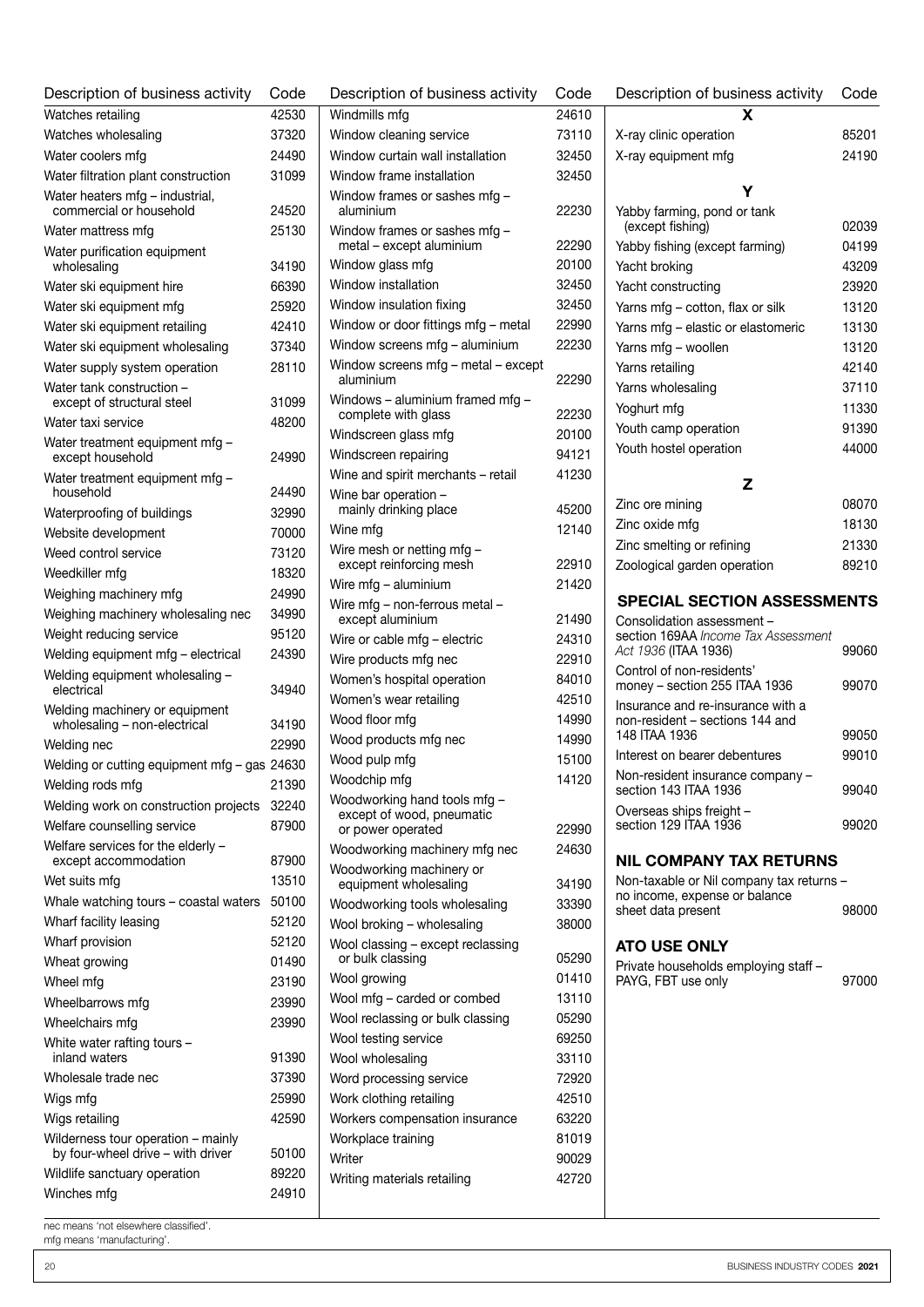| Description of business activity | Code |
|---|---|
| Watches retailing | 42530 |
| Watches wholesaling | 37320 |
| Water coolers mfg | 24490 |
| Water filtration plant construction | 31099 |
| Water heaters mfg – industrial, commercial or household | 24520 |
| Water mattress mfg | 25130 |
| Water purification equipment wholesaling | 34190 |
| Water ski equipment hire | 66390 |
| Water ski equipment mfg | 25920 |
| Water ski equipment retailing | 42410 |
| Water ski equipment wholesaling | 37340 |
| Water supply system operation | 28110 |
| Water tank construction – except of structural steel | 31099 |
| Water taxi service | 48200 |
| Water treatment equipment mfg – except household | 24990 |
| Water treatment equipment mfg – household | 24490 |
| Waterproofing of buildings | 32990 |
| Website development | 70000 |
| Weed control service | 73120 |
| Weedkiller mfg | 18320 |
| Weighing machinery mfg | 24990 |
| Weighing machinery wholesaling nec | 34990 |
| Weight reducing service | 95120 |
| Welding equipment mfg – electrical | 24390 |
| Welding equipment wholesaling – electrical | 34940 |
| Welding machinery or equipment wholesaling – non-electrical | 34190 |
| Welding nec | 22990 |
| Welding or cutting equipment mfg – gas | 24630 |
| Welding rods mfg | 21390 |
| Welding work on construction projects | 32240 |
| Welfare counselling service | 87900 |
| Welfare services for the elderly – except accommodation | 87900 |
| Wet suits mfg | 13510 |
| Whale watching tours – coastal waters | 50100 |
| Wharf facility leasing | 52120 |
| Wharf provision | 52120 |
| Wheat growing | 01490 |
| Wheel mfg | 23190 |
| Wheelbarrows mfg | 23990 |
| Wheelchairs mfg | 23990 |
| White water rafting tours – inland waters | 91390 |
| Wholesale trade nec | 37390 |
| Wigs mfg | 25990 |
| Wigs retailing | 42590 |
| Wilderness tour operation – mainly by four-wheel drive – with driver | 50100 |
| Wildlife sanctuary operation | 89220 |
| Winches mfg | 24910 |
| Windmills mfg | 24610 |
| Window cleaning service | 73110 |
| Window curtain wall installation | 32450 |
| Window frame installation | 32450 |
| Window frames or sashes mfg – aluminium | 22230 |
| Window frames or sashes mfg – metal – except aluminium | 22290 |
| Window glass mfg | 20100 |
| Window installation | 32450 |
| Window insulation fixing | 32450 |
| Window or door fittings mfg – metal | 22990 |
| Window screens mfg – aluminium | 22230 |
| Window screens mfg – metal – except aluminium | 22290 |
| Windows – aluminium framed mfg – complete with glass | 22230 |
| Windscreen glass mfg | 20100 |
| Windscreen repairing | 94121 |
| Wine and spirit merchants – retail | 41230 |
| Wine bar operation – mainly drinking place | 45200 |
| Wine mfg | 12140 |
| Wire mesh or netting mfg – except reinforcing mesh | 22910 |
| Wire mfg – aluminium | 21420 |
| Wire mfg – non-ferrous metal – except aluminium | 21490 |
| Wire or cable mfg – electric | 24310 |
| Wire products mfg nec | 22910 |
| Women's hospital operation | 84010 |
| Women's wear retailing | 42510 |
| Wood floor mfg | 14990 |
| Wood products mfg nec | 14990 |
| Wood pulp mfg | 15100 |
| Woodchip mfg | 14120 |
| Woodworking hand tools mfg – except of wood, pneumatic or power operated | 22990 |
| Woodworking machinery mfg nec | 24630 |
| Woodworking machinery or equipment wholesaling | 34190 |
| Woodworking tools wholesaling | 33390 |
| Wool broking – wholesaling | 38000 |
| Wool classing – except reclassing or bulk classing | 05290 |
| Wool growing | 01410 |
| Wool mfg – carded or combed | 13110 |
| Wool reclassing or bulk classing | 05290 |
| Wool testing service | 69250 |
| Wool wholesaling | 33110 |
| Word processing service | 72920 |
| Work clothing retailing | 42510 |
| Workers compensation insurance | 63220 |
| Workplace training | 81019 |
| Writer | 90029 |
| Writing materials retailing | 42720 |
| **X** | |
| X-ray clinic operation | 85201 |
| X-ray equipment mfg | 24190 |
| **Y** | |
| Yabby farming, pond or tank (except fishing) | 02039 |
| Yabby fishing (except farming) | 04199 |
| Yacht broking | 43209 |
| Yacht constructing | 23920 |
| Yarns mfg – cotton, flax or silk | 13120 |
| Yarns mfg – elastic or elastomeric | 13130 |
| Yarns mfg – woollen | 13120 |
| Yarns retailing | 42140 |
| Yarns wholesaling | 37110 |
| Yoghurt mfg | 11330 |
| Youth camp operation | 91390 |
| Youth hostel operation | 44000 |
| **Z** | |
| Zinc ore mining | 08070 |
| Zinc oxide mfg | 18130 |
| Zinc smelting or refining | 21330 |
| Zoological garden operation | 89210 |

## SPECIAL SECTION ASSESSMENTS

| Description of business activity | Code |
|---|---|
| Consolidation assessment – section 169AA *Income Tax Assessment Act 1936* (ITAA 1936) | 99060 |
| Control of non-residents' money – section 255 ITAA 1936 | 99070 |
| Insurance and re-insurance with a non-resident – sections 144 and 148 ITAA 1936 | 99050 |
| Interest on bearer debentures | 99010 |
| Non-resident insurance company – section 143 ITAA 1936 | 99040 |
| Overseas ships freight – section 129 ITAA 1936 | 99020 |

## NIL COMPANY TAX RETURNS

| Description of business activity | Code |
|---|---|
| Non-taxable or Nil company tax returns – no income, expense or balance sheet data present | 98000 |

## ATO USE ONLY

| Description of business activity | Code |
|---|---|
| Private households employing staff – PAYG, FBT use only | 97000 |

nec means 'not elsewhere classified'.
mfg means 'manufacturing'.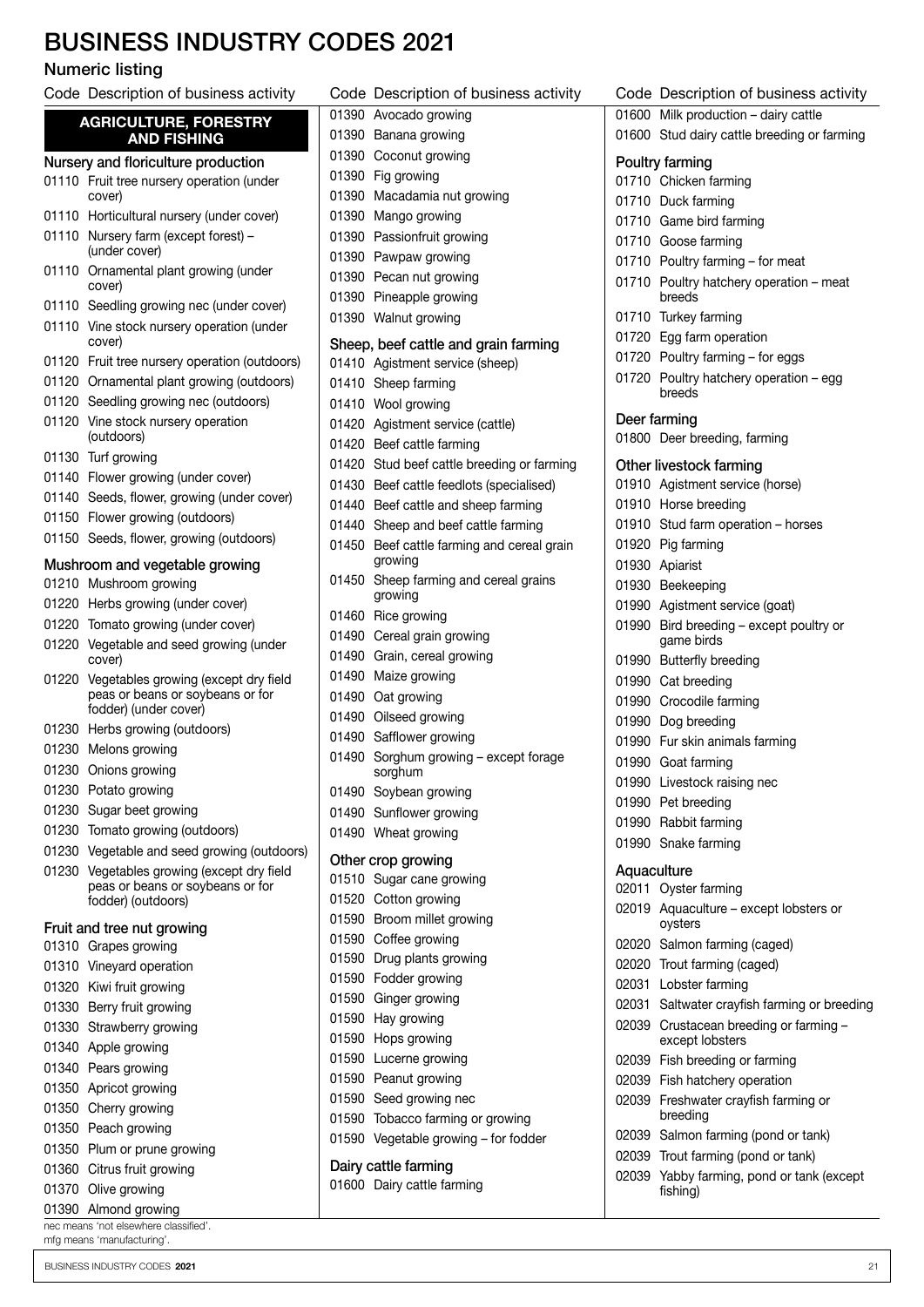# BUSINESS INDUSTRY CODES 2021

## Numeric listing

| Code | Description of business activity |
|---|---|
| | **AGRICULTURE, FORESTRY AND FISHING** |
| | **Nursery and floriculture production** |
| 01110 | Fruit tree nursery operation (under cover) |
| 01110 | Horticultural nursery (under cover) |
| 01110 | Nursery farm (except forest) – (under cover) |
| 01110 | Ornamental plant growing (under cover) |
| 01110 | Seedling growing nec (under cover) |
| 01110 | Vine stock nursery operation (under cover) |
| 01120 | Fruit tree nursery operation (outdoors) |
| 01120 | Ornamental plant growing (outdoors) |
| 01120 | Seedling growing nec (outdoors) |
| 01120 | Vine stock nursery operation (outdoors) |
| 01130 | Turf growing |
| 01140 | Flower growing (under cover) |
| 01140 | Seeds, flower, growing (under cover) |
| 01150 | Flower growing (outdoors) |
| 01150 | Seeds, flower, growing (outdoors) |
| | **Mushroom and vegetable growing** |
| 01210 | Mushroom growing |
| 01220 | Herbs growing (under cover) |
| 01220 | Tomato growing (under cover) |
| 01220 | Vegetable and seed growing (under cover) |
| 01220 | Vegetables growing (except dry field peas or beans or soybeans or for fodder) (under cover) |
| 01230 | Herbs growing (outdoors) |
| 01230 | Melons growing |
| 01230 | Onions growing |
| 01230 | Potato growing |
| 01230 | Sugar beet growing |
| 01230 | Tomato growing (outdoors) |
| 01230 | Vegetable and seed growing (outdoors) |
| 01230 | Vegetables growing (except dry field peas or beans or soybeans or for fodder) (outdoors) |
| | **Fruit and tree nut growing** |
| 01310 | Grapes growing |
| 01310 | Vineyard operation |
| 01320 | Kiwi fruit growing |
| 01330 | Berry fruit growing |
| 01330 | Strawberry growing |
| 01340 | Apple growing |
| 01340 | Pears growing |
| 01350 | Apricot growing |
| 01350 | Cherry growing |
| 01350 | Peach growing |
| 01350 | Plum or prune growing |
| 01360 | Citrus fruit growing |
| 01370 | Olive growing |
| 01390 | Almond growing |
| 01390 | Avocado growing |
| 01390 | Banana growing |
| 01390 | Coconut growing |
| 01390 | Fig growing |
| 01390 | Macadamia nut growing |
| 01390 | Mango growing |
| 01390 | Passionfruit growing |
| 01390 | Pawpaw growing |
| 01390 | Pecan nut growing |
| 01390 | Pineapple growing |
| 01390 | Walnut growing |
| | **Sheep, beef cattle and grain farming** |
| 01410 | Agistment service (sheep) |
| 01410 | Sheep farming |
| 01410 | Wool growing |
| 01420 | Agistment service (cattle) |
| 01420 | Beef cattle farming |
| 01420 | Stud beef cattle breeding or farming |
| 01430 | Beef cattle feedlots (specialised) |
| 01440 | Beef cattle and sheep farming |
| 01440 | Sheep and beef cattle farming |
| 01450 | Beef cattle farming and cereal grain growing |
| 01450 | Sheep farming and cereal grains growing |
| 01460 | Rice growing |
| 01490 | Cereal grain growing |
| 01490 | Grain, cereal growing |
| 01490 | Maize growing |
| 01490 | Oat growing |
| 01490 | Oilseed growing |
| 01490 | Safflower growing |
| 01490 | Sorghum growing – except forage sorghum |
| 01490 | Soybean growing |
| 01490 | Sunflower growing |
| 01490 | Wheat growing |
| | **Other crop growing** |
| 01510 | Sugar cane growing |
| 01520 | Cotton growing |
| 01590 | Broom millet growing |
| 01590 | Coffee growing |
| 01590 | Drug plants growing |
| 01590 | Fodder growing |
| 01590 | Ginger growing |
| 01590 | Hay growing |
| 01590 | Hops growing |
| 01590 | Lucerne growing |
| 01590 | Peanut growing |
| 01590 | Seed growing nec |
| 01590 | Tobacco farming or growing |
| 01590 | Vegetable growing – for fodder |
| | **Dairy cattle farming** |
| 01600 | Dairy cattle farming |
| 01600 | Milk production – dairy cattle |
| 01600 | Stud dairy cattle breeding or farming |
| | **Poultry farming** |
| 01710 | Chicken farming |
| 01710 | Duck farming |
| 01710 | Game bird farming |
| 01710 | Goose farming |
| 01710 | Poultry farming – for meat |
| 01710 | Poultry hatchery operation – meat breeds |
| 01710 | Turkey farming |
| 01720 | Egg farm operation |
| 01720 | Poultry farming – for eggs |
| 01720 | Poultry hatchery operation – egg breeds |
| | **Deer farming** |
| 01800 | Deer breeding, farming |
| | **Other livestock farming** |
| 01910 | Agistment service (horse) |
| 01910 | Horse breeding |
| 01910 | Stud farm operation – horses |
| 01920 | Pig farming |
| 01930 | Apiarist |
| 01930 | Beekeeping |
| 01990 | Agistment service (goat) |
| 01990 | Bird breeding – except poultry or game birds |
| 01990 | Butterfly breeding |
| 01990 | Cat breeding |
| 01990 | Crocodile farming |
| 01990 | Dog breeding |
| 01990 | Fur skin animals farming |
| 01990 | Goat farming |
| 01990 | Livestock raising nec |
| 01990 | Pet breeding |
| 01990 | Rabbit farming |
| 01990 | Snake farming |
| | **Aquaculture** |
| 02011 | Oyster farming |
| 02019 | Aquaculture – except lobsters or oysters |
| 02020 | Salmon farming (caged) |
| 02020 | Trout farming (caged) |
| 02031 | Lobster farming |
| 02031 | Saltwater crayfish farming or breeding |
| 02039 | Crustacean breeding or farming – except lobsters |
| 02039 | Fish breeding or farming |
| 02039 | Fish hatchery operation |
| 02039 | Freshwater crayfish farming or breeding |
| 02039 | Salmon farming (pond or tank) |
| 02039 | Trout farming (pond or tank) |
| 02039 | Yabby farming, pond or tank (except fishing) |

nec means 'not elsewhere classified'.
mfg means 'manufacturing'.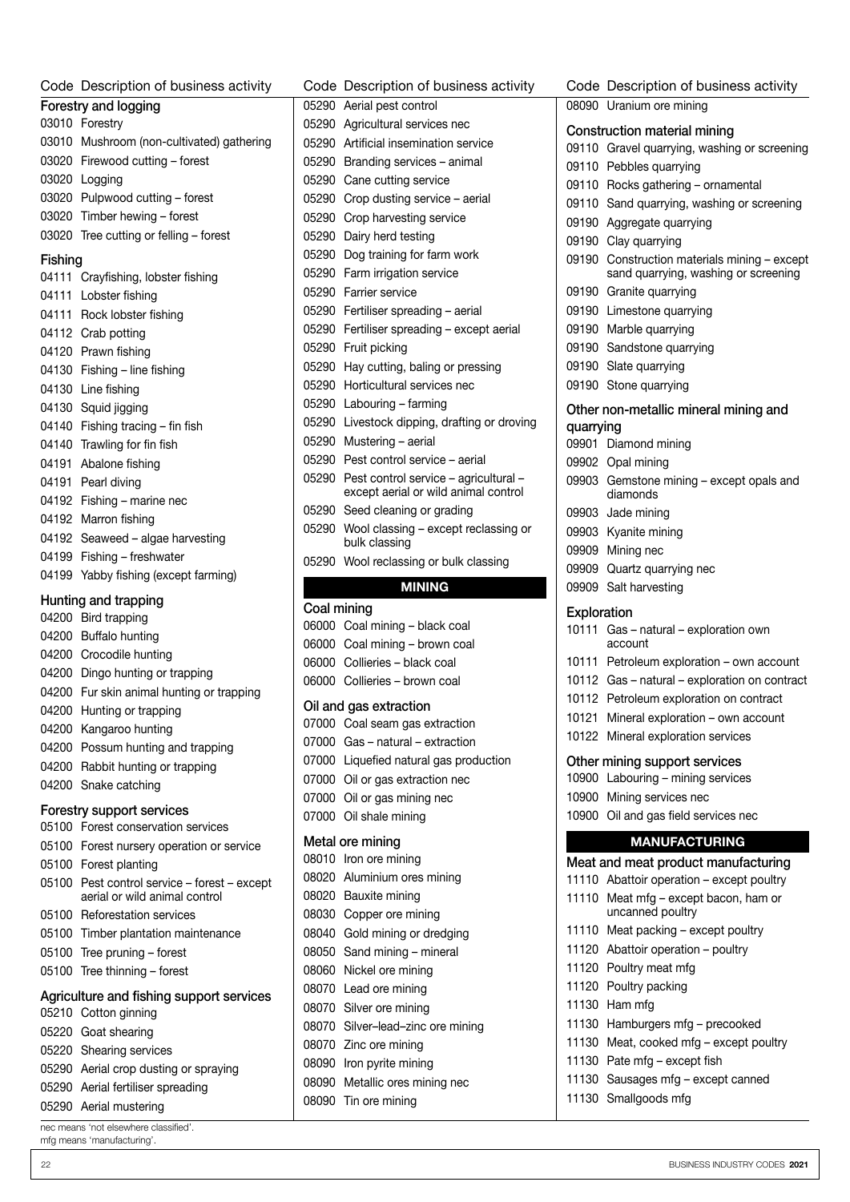| Code | Description of business activity |
|---|---|
| **Forestry and logging** | |
| 03010 | Forestry |
| 03010 | Mushroom (non-cultivated) gathering |
| 03020 | Firewood cutting – forest |
| 03020 | Logging |
| 03020 | Pulpwood cutting – forest |
| 03020 | Timber hewing – forest |
| 03020 | Tree cutting or felling – forest |
| **Fishing** | |
| 04111 | Crayfishing, lobster fishing |
| 04111 | Lobster fishing |
| 04111 | Rock lobster fishing |
| 04112 | Crab potting |
| 04120 | Prawn fishing |
| 04130 | Fishing – line fishing |
| 04130 | Line fishing |
| 04130 | Squid jigging |
| 04140 | Fishing tracing – fin fish |
| 04140 | Trawling for fin fish |
| 04191 | Abalone fishing |
| 04191 | Pearl diving |
| 04192 | Fishing – marine nec |
| 04192 | Marron fishing |
| 04192 | Seaweed – algae harvesting |
| 04199 | Fishing – freshwater |
| 04199 | Yabby fishing (except farming) |
| **Hunting and trapping** | |
| 04200 | Bird trapping |
| 04200 | Buffalo hunting |
| 04200 | Crocodile hunting |
| 04200 | Dingo hunting or trapping |
| 04200 | Fur skin animal hunting or trapping |
| 04200 | Hunting or trapping |
| 04200 | Kangaroo hunting |
| 04200 | Possum hunting and trapping |
| 04200 | Rabbit hunting or trapping |
| 04200 | Snake catching |
| **Forestry support services** | |
| 05100 | Forest conservation services |
| 05100 | Forest nursery operation or service |
| 05100 | Forest planting |
| 05100 | Pest control service – forest – except aerial or wild animal control |
| 05100 | Reforestation services |
| 05100 | Timber plantation maintenance |
| 05100 | Tree pruning – forest |
| 05100 | Tree thinning – forest |
| **Agriculture and fishing support services** | |
| 05210 | Cotton ginning |
| 05220 | Goat shearing |
| 05220 | Shearing services |
| 05290 | Aerial crop dusting or spraying |
| 05290 | Aerial fertiliser spreading |
| 05290 | Aerial mustering |
| 05290 | Aerial pest control |
| 05290 | Agricultural services nec |
| 05290 | Artificial insemination service |
| 05290 | Branding services – animal |
| 05290 | Cane cutting service |
| 05290 | Crop dusting service – aerial |
| 05290 | Crop harvesting service |
| 05290 | Dairy herd testing |
| 05290 | Dog training for farm work |
| 05290 | Farm irrigation service |
| 05290 | Farrier service |
| 05290 | Fertiliser spreading – aerial |
| 05290 | Fertiliser spreading – except aerial |
| 05290 | Fruit picking |
| 05290 | Hay cutting, baling or pressing |
| 05290 | Horticultural services nec |
| 05290 | Labouring – farming |
| 05290 | Livestock dipping, drafting or droving |
| 05290 | Mustering – aerial |
| 05290 | Pest control service – aerial |
| 05290 | Pest control service – agricultural – except aerial or wild animal control |
| 05290 | Seed cleaning or grading |
| 05290 | Wool classing – except reclassing or bulk classing |
| 05290 | Wool reclassing or bulk classing |

## MINING

| Code | Description of business activity |
|---|---|
| **Coal mining** | |
| 06000 | Coal mining – black coal |
| 06000 | Coal mining – brown coal |
| 06000 | Collieries – black coal |
| 06000 | Collieries – brown coal |
| **Oil and gas extraction** | |
| 07000 | Coal seam gas extraction |
| 07000 | Gas – natural – extraction |
| 07000 | Liquefied natural gas production |
| 07000 | Oil or gas extraction nec |
| 07000 | Oil or gas mining nec |
| 07000 | Oil shale mining |
| **Metal ore mining** | |
| 08010 | Iron ore mining |
| 08020 | Aluminium ores mining |
| 08020 | Bauxite mining |
| 08030 | Copper ore mining |
| 08040 | Gold mining or dredging |
| 08050 | Sand mining – mineral |
| 08060 | Nickel ore mining |
| 08070 | Lead ore mining |
| 08070 | Silver ore mining |
| 08070 | Silver–lead–zinc ore mining |
| 08070 | Zinc ore mining |
| 08090 | Iron pyrite mining |
| 08090 | Metallic ores mining nec |
| 08090 | Tin ore mining |
| 08090 | Uranium ore mining |
| **Construction material mining** | |
| 09110 | Gravel quarrying, washing or screening |
| 09110 | Pebbles quarrying |
| 09110 | Rocks gathering – ornamental |
| 09110 | Sand quarrying, washing or screening |
| 09190 | Aggregate quarrying |
| 09190 | Clay quarrying |
| 09190 | Construction materials mining – except sand quarrying, washing or screening |
| 09190 | Granite quarrying |
| 09190 | Limestone quarrying |
| 09190 | Marble quarrying |
| 09190 | Sandstone quarrying |
| 09190 | Slate quarrying |
| 09190 | Stone quarrying |
| **Other non-metallic mineral mining and quarrying** | |
| 09901 | Diamond mining |
| 09902 | Opal mining |
| 09903 | Gemstone mining – except opals and diamonds |
| 09903 | Jade mining |
| 09903 | Kyanite mining |
| 09909 | Mining nec |
| 09909 | Quartz quarrying nec |
| 09909 | Salt harvesting |
| **Exploration** | |
| 10111 | Gas – natural – exploration own account |
| 10111 | Petroleum exploration – own account |
| 10112 | Gas – natural – exploration on contract |
| 10112 | Petroleum exploration on contract |
| 10121 | Mineral exploration – own account |
| 10122 | Mineral exploration services |
| **Other mining support services** | |
| 10900 | Labouring – mining services |
| 10900 | Mining services nec |
| 10900 | Oil and gas field services nec |

## MANUFACTURING

| Code | Description of business activity |
|---|---|
| **Meat and meat product manufacturing** | |
| 11110 | Abattoir operation – except poultry |
| 11110 | Meat mfg – except bacon, ham or uncanned poultry |
| 11110 | Meat packing – except poultry |
| 11120 | Abattoir operation – poultry |
| 11120 | Poultry meat mfg |
| 11120 | Poultry packing |
| 11130 | Ham mfg |
| 11130 | Hamburgers mfg – precooked |
| 11130 | Meat, cooked mfg – except poultry |
| 11130 | Pate mfg – except fish |
| 11130 | Sausages mfg – except canned |
| 11130 | Smallgoods mfg |

nec means 'not elsewhere classified'.
mfg means 'manufacturing'.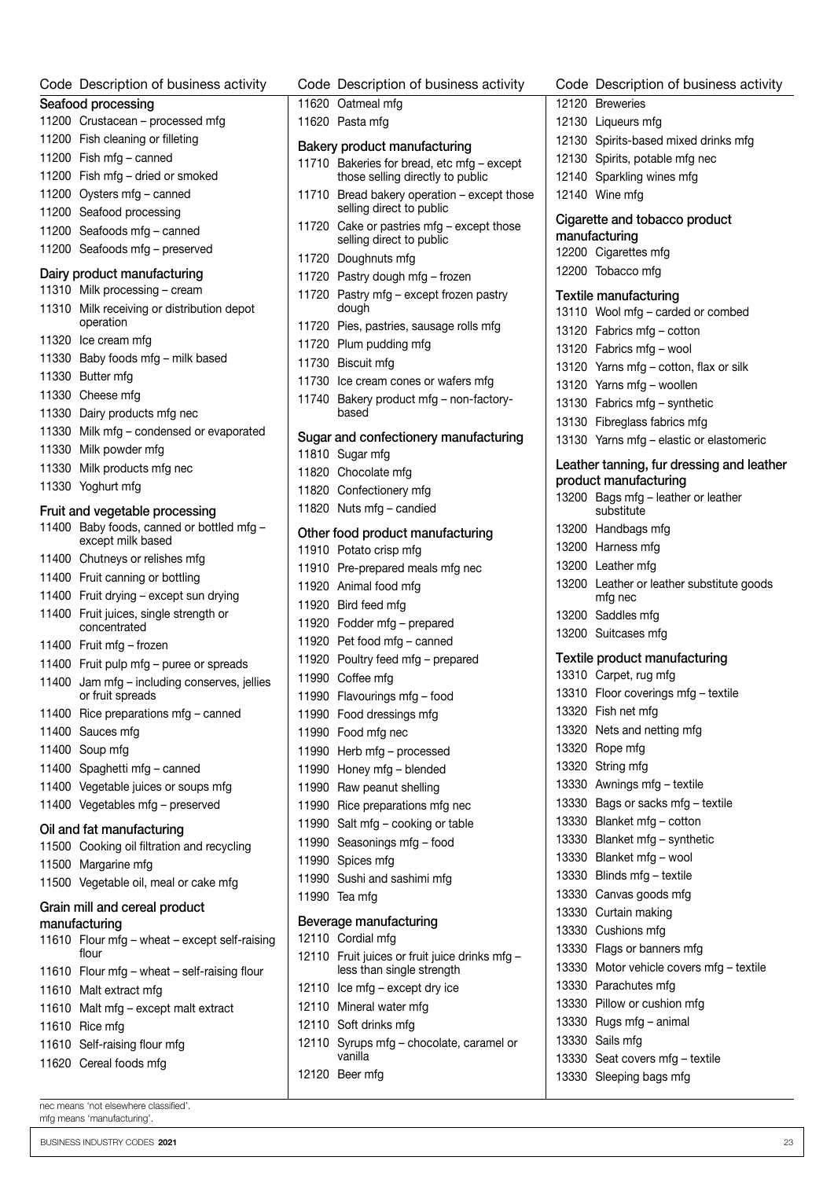| Code | Description of business activity |
|---|---|
| **Seafood processing** | |
| 11200 | Crustacean – processed mfg |
| 11200 | Fish cleaning or filleting |
| 11200 | Fish mfg – canned |
| 11200 | Fish mfg – dried or smoked |
| 11200 | Oysters mfg – canned |
| 11200 | Seafood processing |
| 11200 | Seafoods mfg – canned |
| 11200 | Seafoods mfg – preserved |
| **Dairy product manufacturing** | |
| 11310 | Milk processing – cream |
| 11310 | Milk receiving or distribution depot operation |
| 11320 | Ice cream mfg |
| 11330 | Baby foods mfg – milk based |
| 11330 | Butter mfg |
| 11330 | Cheese mfg |
| 11330 | Dairy products mfg nec |
| 11330 | Milk mfg – condensed or evaporated |
| 11330 | Milk powder mfg |
| 11330 | Milk products mfg nec |
| 11330 | Yoghurt mfg |
| **Fruit and vegetable processing** | |
| 11400 | Baby foods, canned or bottled mfg – except milk based |
| 11400 | Chutneys or relishes mfg |
| 11400 | Fruit canning or bottling |
| 11400 | Fruit drying – except sun drying |
| 11400 | Fruit juices, single strength or concentrated |
| 11400 | Fruit mfg – frozen |
| 11400 | Fruit pulp mfg – puree or spreads |
| 11400 | Jam mfg – including conserves, jellies or fruit spreads |
| 11400 | Rice preparations mfg – canned |
| 11400 | Sauces mfg |
| 11400 | Soup mfg |
| 11400 | Spaghetti mfg – canned |
| 11400 | Vegetable juices or soups mfg |
| 11400 | Vegetables mfg – preserved |
| **Oil and fat manufacturing** | |
| 11500 | Cooking oil filtration and recycling |
| 11500 | Margarine mfg |
| 11500 | Vegetable oil, meal or cake mfg |
| **Grain mill and cereal product manufacturing** | |
| 11610 | Flour mfg – wheat – except self-raising flour |
| 11610 | Flour mfg – wheat – self-raising flour |
| 11610 | Malt extract mfg |
| 11610 | Malt mfg – except malt extract |
| 11610 | Rice mfg |
| 11610 | Self-raising flour mfg |
| 11620 | Cereal foods mfg |
| 11620 | Oatmeal mfg |
| 11620 | Pasta mfg |
| **Bakery product manufacturing** | |
| 11710 | Bakeries for bread, etc mfg – except those selling directly to public |
| 11710 | Bread bakery operation – except those selling direct to public |
| 11720 | Cake or pastries mfg – except those selling direct to public |
| 11720 | Doughnuts mfg |
| 11720 | Pastry dough mfg – frozen |
| 11720 | Pastry mfg – except frozen pastry dough |
| 11720 | Pies, pastries, sausage rolls mfg |
| 11720 | Plum pudding mfg |
| 11730 | Biscuit mfg |
| 11730 | Ice cream cones or wafers mfg |
| 11740 | Bakery product mfg – non-factory-based |
| **Sugar and confectionery manufacturing** | |
| 11810 | Sugar mfg |
| 11820 | Chocolate mfg |
| 11820 | Confectionery mfg |
| 11820 | Nuts mfg – candied |
| **Other food product manufacturing** | |
| 11910 | Potato crisp mfg |
| 11910 | Pre-prepared meals mfg nec |
| 11920 | Animal food mfg |
| 11920 | Bird feed mfg |
| 11920 | Fodder mfg – prepared |
| 11920 | Pet food mfg – canned |
| 11920 | Poultry feed mfg – prepared |
| 11990 | Coffee mfg |
| 11990 | Flavourings mfg – food |
| 11990 | Food dressings mfg |
| 11990 | Food mfg nec |
| 11990 | Herb mfg – processed |
| 11990 | Honey mfg – blended |
| 11990 | Raw peanut shelling |
| 11990 | Rice preparations mfg nec |
| 11990 | Salt mfg – cooking or table |
| 11990 | Seasonings mfg – food |
| 11990 | Spices mfg |
| 11990 | Sushi and sashimi mfg |
| 11990 | Tea mfg |
| **Beverage manufacturing** | |
| 12110 | Cordial mfg |
| 12110 | Fruit juices or fruit juice drinks mfg – less than single strength |
| 12110 | Ice mfg – except dry ice |
| 12110 | Mineral water mfg |
| 12110 | Soft drinks mfg |
| 12110 | Syrups mfg – chocolate, caramel or vanilla |
| 12120 | Beer mfg |
| 12120 | Breweries |
| 12130 | Liqueurs mfg |
| 12130 | Spirits-based mixed drinks mfg |
| 12130 | Spirits, potable mfg nec |
| 12140 | Sparkling wines mfg |
| 12140 | Wine mfg |
| **Cigarette and tobacco product manufacturing** | |
| 12200 | Cigarettes mfg |
| 12200 | Tobacco mfg |
| **Textile manufacturing** | |
| 13110 | Wool mfg – carded or combed |
| 13120 | Fabrics mfg – cotton |
| 13120 | Fabrics mfg – wool |
| 13120 | Yarns mfg – cotton, flax or silk |
| 13120 | Yarns mfg – woollen |
| 13130 | Fabrics mfg – synthetic |
| 13130 | Fibreglass fabrics mfg |
| 13130 | Yarns mfg – elastic or elastomeric |
| **Leather tanning, fur dressing and leather product manufacturing** | |
| 13200 | Bags mfg – leather or leather substitute |
| 13200 | Handbags mfg |
| 13200 | Harness mfg |
| 13200 | Leather mfg |
| 13200 | Leather or leather substitute goods mfg nec |
| 13200 | Saddles mfg |
| 13200 | Suitcases mfg |
| **Textile product manufacturing** | |
| 13310 | Carpet, rug mfg |
| 13310 | Floor coverings mfg – textile |
| 13320 | Fish net mfg |
| 13320 | Nets and netting mfg |
| 13320 | Rope mfg |
| 13320 | String mfg |
| 13330 | Awnings mfg – textile |
| 13330 | Bags or sacks mfg – textile |
| 13330 | Blanket mfg – cotton |
| 13330 | Blanket mfg – synthetic |
| 13330 | Blanket mfg – wool |
| 13330 | Blinds mfg – textile |
| 13330 | Canvas goods mfg |
| 13330 | Curtain making |
| 13330 | Cushions mfg |
| 13330 | Flags or banners mfg |
| 13330 | Motor vehicle covers mfg – textile |
| 13330 | Parachutes mfg |
| 13330 | Pillow or cushion mfg |
| 13330 | Rugs mfg – animal |
| 13330 | Sails mfg |
| 13330 | Seat covers mfg – textile |
| 13330 | Sleeping bags mfg |

nec means 'not elsewhere classified'.
mfg means 'manufacturing'.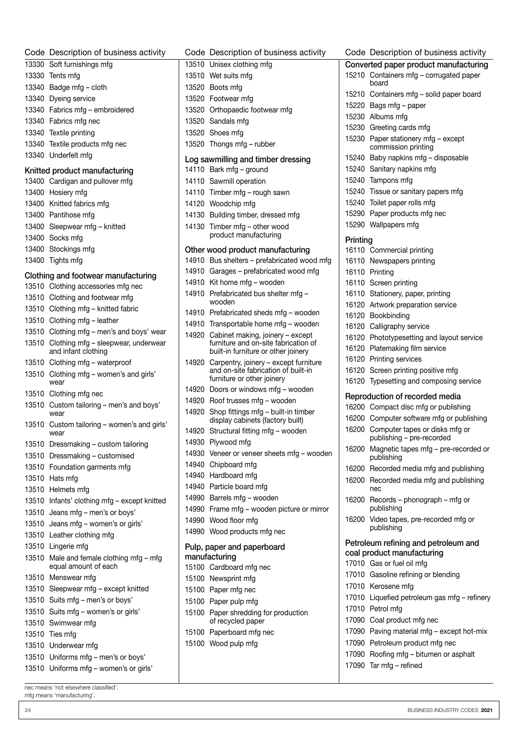| Code | Description of business activity |
|---|---|
| 13330 | Soft furnishings mfg |
| 13330 | Tents mfg |
| 13340 | Badge mfg – cloth |
| 13340 | Dyeing service |
| 13340 | Fabrics mfg – embroidered |
| 13340 | Fabrics mfg nec |
| 13340 | Textile printing |
| 13340 | Textile products mfg nec |
| 13340 | Underfelt mfg |

### Knitted product manufacturing

| Code | Description of business activity |
|---|---|
| 13400 | Cardigan and pullover mfg |
| 13400 | Hosiery mfg |
| 13400 | Knitted fabrics mfg |
| 13400 | Pantihose mfg |
| 13400 | Sleepwear mfg – knitted |
| 13400 | Socks mfg |
| 13400 | Stockings mfg |
| 13400 | Tights mfg |

### Clothing and footwear manufacturing

| Code | Description of business activity |
|---|---|
| 13510 | Clothing accessories mfg nec |
| 13510 | Clothing and footwear mfg |
| 13510 | Clothing mfg – knitted fabric |
| 13510 | Clothing mfg – leather |
| 13510 | Clothing mfg – men's and boys' wear |
| 13510 | Clothing mfg – sleepwear, underwear and infant clothing |
| 13510 | Clothing mfg – waterproof |
| 13510 | Clothing mfg – women's and girls' wear |
| 13510 | Clothing mfg nec |
| 13510 | Custom tailoring – men's and boys' wear |
| 13510 | Custom tailoring – women's and girls' wear |
| 13510 | Dressmaking – custom tailoring |
| 13510 | Dressmaking – customised |
| 13510 | Foundation garments mfg |
| 13510 | Hats mfg |
| 13510 | Helmets mfg |
| 13510 | Infants' clothing mfg – except knitted |
| 13510 | Jeans mfg – men's or boys' |
| 13510 | Jeans mfg – women's or girls' |
| 13510 | Leather clothing mfg |
| 13510 | Lingerie mfg |
| 13510 | Male and female clothing mfg – mfg equal amount of each |
| 13510 | Menswear mfg |
| 13510 | Sleepwear mfg – except knitted |
| 13510 | Suits mfg – men's or boys' |
| 13510 | Suits mfg – women's or girls' |
| 13510 | Swimwear mfg |
| 13510 | Ties mfg |
| 13510 | Underwear mfg |
| 13510 | Uniforms mfg – men's or boys' |
| 13510 | Uniforms mfg – women's or girls' |
| 13510 | Unisex clothing mfg |
| 13510 | Wet suits mfg |
| 13520 | Boots mfg |
| 13520 | Footwear mfg |
| 13520 | Orthopaedic footwear mfg |
| 13520 | Sandals mfg |
| 13520 | Shoes mfg |
| 13520 | Thongs mfg – rubber |

### Log sawmilling and timber dressing

| Code | Description of business activity |
|---|---|
| 14110 | Bark mfg – ground |
| 14110 | Sawmill operation |
| 14110 | Timber mfg – rough sawn |
| 14120 | Woodchip mfg |
| 14130 | Building timber, dressed mfg |
| 14130 | Timber mfg – other wood product manufacturing |

### Other wood product manufacturing

| Code | Description of business activity |
|---|---|
| 14910 | Bus shelters – prefabricated wood mfg |
| 14910 | Garages – prefabricated wood mfg |
| 14910 | Kit home mfg – wooden |
| 14910 | Prefabricated bus shelter mfg – wooden |
| 14910 | Prefabricated sheds mfg – wooden |
| 14910 | Transportable home mfg – wooden |
| 14920 | Cabinet making, joinery – except furniture and on-site fabrication of built-in furniture or other joinery |
| 14920 | Carpentry, joinery – except furniture and on-site fabrication of built-in furniture or other joinery |
| 14920 | Doors or windows mfg – wooden |
| 14920 | Roof trusses mfg – wooden |
| 14920 | Shop fittings mfg – built-in timber display cabinets (factory built) |
| 14920 | Structural fitting mfg – wooden |
| 14930 | Plywood mfg |
| 14930 | Veneer or veneer sheets mfg – wooden |
| 14940 | Chipboard mfg |
| 14940 | Hardboard mfg |
| 14940 | Particle board mfg |
| 14990 | Barrels mfg – wooden |
| 14990 | Frame mfg – wooden picture or mirror |
| 14990 | Wood floor mfg |
| 14990 | Wood products mfg nec |

### Pulp, paper and paperboard manufacturing

| Code | Description of business activity |
|---|---|
| 15100 | Cardboard mfg nec |
| 15100 | Newsprint mfg |
| 15100 | Paper mfg nec |
| 15100 | Paper pulp mfg |
| 15100 | Paper shredding for production of recycled paper |
| 15100 | Paperboard mfg nec |
| 15100 | Wood pulp mfg |

### Converted paper product manufacturing

| Code | Description of business activity |
|---|---|
| 15210 | Containers mfg – corrugated paper board |
| 15210 | Containers mfg – solid paper board |
| 15220 | Bags mfg – paper |
| 15230 | Albums mfg |
| 15230 | Greeting cards mfg |
| 15230 | Paper stationery mfg – except commission printing |
| 15240 | Baby napkins mfg – disposable |
| 15240 | Sanitary napkins mfg |
| 15240 | Tampons mfg |
| 15240 | Tissue or sanitary papers mfg |
| 15240 | Toilet paper rolls mfg |
| 15290 | Paper products mfg nec |
| 15290 | Wallpapers mfg |

### Printing

| Code | Description of business activity |
|---|---|
| 16110 | Commercial printing |
| 16110 | Newspapers printing |
| 16110 | Printing |
| 16110 | Screen printing |
| 16110 | Stationery, paper, printing |
| 16120 | Artwork preparation service |
| 16120 | Bookbinding |
| 16120 | Calligraphy service |
| 16120 | Phototypesetting and layout service |
| 16120 | Platemaking film service |
| 16120 | Printing services |
| 16120 | Screen printing positive mfg |
| 16120 | Typesetting and composing service |

### Reproduction of recorded media

| Code | Description of business activity |
|---|---|
| 16200 | Compact disc mfg or publishing |
| 16200 | Computer software mfg or publishing |
| 16200 | Computer tapes or disks mfg or publishing – pre-recorded |
| 16200 | Magnetic tapes mfg – pre-recorded or publishing |
| 16200 | Recorded media mfg and publishing |
| 16200 | Recorded media mfg and publishing nec |
| 16200 | Records – phonograph – mfg or publishing |
| 16200 | Video tapes, pre-recorded mfg or publishing |

### Petroleum refining and petroleum and coal product manufacturing

| Code | Description of business activity |
|---|---|
| 17010 | Gas or fuel oil mfg |
| 17010 | Gasoline refining or blending |
| 17010 | Kerosene mfg |
| 17010 | Liquefied petroleum gas mfg – refinery |
| 17010 | Petrol mfg |
| 17090 | Coal product mfg nec |
| 17090 | Paving material mfg – except hot-mix |
| 17090 | Petroleum product mfg nec |
| 17090 | Roofing mfg – bitumen or asphalt |
| 17090 | Tar mfg – refined |

nec means 'not elsewhere classified'.
mfg means 'manufacturing'.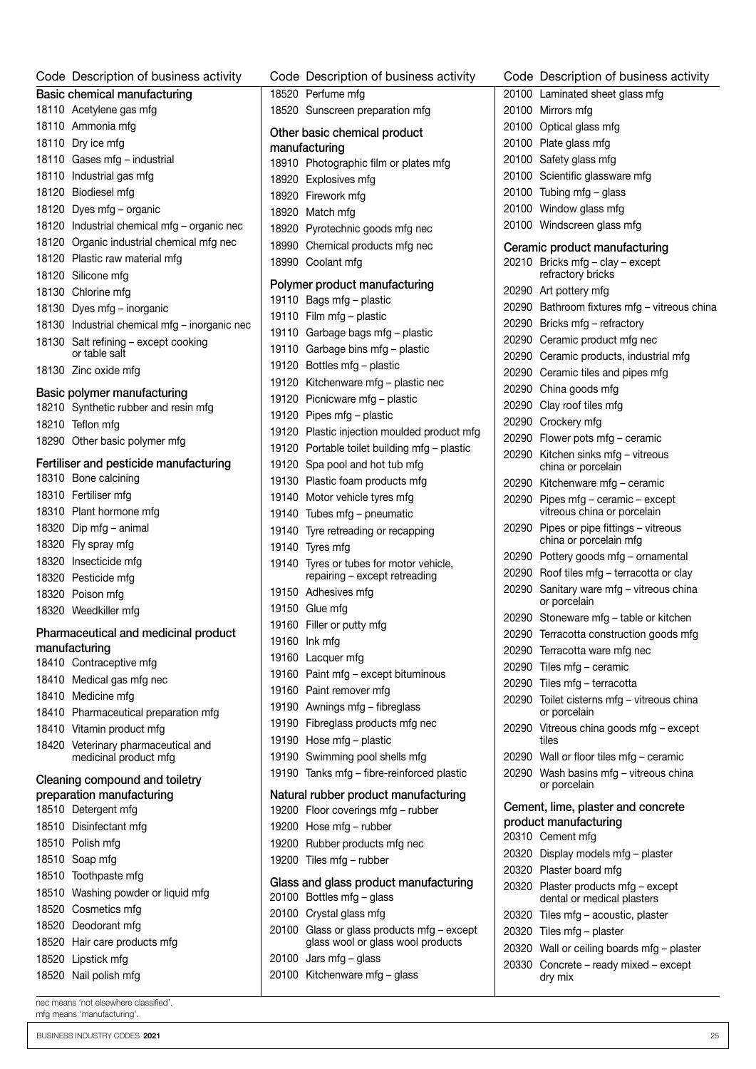| Code | Description of business activity |
|---|---|
| | **Basic chemical manufacturing** |
| 18110 | Acetylene gas mfg |
| 18110 | Ammonia mfg |
| 18110 | Dry ice mfg |
| 18110 | Gases mfg – industrial |
| 18110 | Industrial gas mfg |
| 18120 | Biodiesel mfg |
| 18120 | Dyes mfg – organic |
| 18120 | Industrial chemical mfg – organic nec |
| 18120 | Organic industrial chemical mfg nec |
| 18120 | Plastic raw material mfg |
| 18120 | Silicone mfg |
| 18130 | Chlorine mfg |
| 18130 | Dyes mfg – inorganic |
| 18130 | Industrial chemical mfg – inorganic nec |
| 18130 | Salt refining – except cooking or table salt |
| 18130 | Zinc oxide mfg |
| | **Basic polymer manufacturing** |
| 18210 | Synthetic rubber and resin mfg |
| 18210 | Teflon mfg |
| 18290 | Other basic polymer mfg |
| | **Fertiliser and pesticide manufacturing** |
| 18310 | Bone calcining |
| 18310 | Fertiliser mfg |
| 18310 | Plant hormone mfg |
| 18320 | Dip mfg – animal |
| 18320 | Fly spray mfg |
| 18320 | Insecticide mfg |
| 18320 | Pesticide mfg |
| 18320 | Poison mfg |
| 18320 | Weedkiller mfg |
| | **Pharmaceutical and medicinal product manufacturing** |
| 18410 | Contraceptive mfg |
| 18410 | Medical gas mfg nec |
| 18410 | Medicine mfg |
| 18410 | Pharmaceutical preparation mfg |
| 18410 | Vitamin product mfg |
| 18420 | Veterinary pharmaceutical and medicinal product mfg |
| | **Cleaning compound and toiletry preparation manufacturing** |
| 18510 | Detergent mfg |
| 18510 | Disinfectant mfg |
| 18510 | Polish mfg |
| 18510 | Soap mfg |
| 18510 | Toothpaste mfg |
| 18510 | Washing powder or liquid mfg |
| 18520 | Cosmetics mfg |
| 18520 | Deodorant mfg |
| 18520 | Hair care products mfg |
| 18520 | Lipstick mfg |
| 18520 | Nail polish mfg |
| 18520 | Perfume mfg |
| 18520 | Sunscreen preparation mfg |
| | **Other basic chemical product manufacturing** |
| 18910 | Photographic film or plates mfg |
| 18920 | Explosives mfg |
| 18920 | Firework mfg |
| 18920 | Match mfg |
| 18920 | Pyrotechnic goods mfg nec |
| 18990 | Chemical products mfg nec |
| 18990 | Coolant mfg |
| | **Polymer product manufacturing** |
| 19110 | Bags mfg – plastic |
| 19110 | Film mfg – plastic |
| 19110 | Garbage bags mfg – plastic |
| 19110 | Garbage bins mfg – plastic |
| 19120 | Bottles mfg – plastic |
| 19120 | Kitchenware mfg – plastic nec |
| 19120 | Picnicware mfg – plastic |
| 19120 | Pipes mfg – plastic |
| 19120 | Plastic injection moulded product mfg |
| 19120 | Portable toilet building mfg – plastic |
| 19120 | Spa pool and hot tub mfg |
| 19130 | Plastic foam products mfg |
| 19140 | Motor vehicle tyres mfg |
| 19140 | Tubes mfg – pneumatic |
| 19140 | Tyre retreading or recapping |
| 19140 | Tyres mfg |
| 19140 | Tyres or tubes for motor vehicle, repairing – except retreading |
| 19150 | Adhesives mfg |
| 19150 | Glue mfg |
| 19160 | Filler or putty mfg |
| 19160 | Ink mfg |
| 19160 | Lacquer mfg |
| 19160 | Paint mfg – except bituminous |
| 19160 | Paint remover mfg |
| 19190 | Awnings mfg – fibreglass |
| 19190 | Fibreglass products mfg nec |
| 19190 | Hose mfg – plastic |
| 19190 | Swimming pool shells mfg |
| 19190 | Tanks mfg – fibre-reinforced plastic |
| | **Natural rubber product manufacturing** |
| 19200 | Floor coverings mfg – rubber |
| 19200 | Hose mfg – rubber |
| 19200 | Rubber products mfg nec |
| 19200 | Tiles mfg – rubber |
| | **Glass and glass product manufacturing** |
| 20100 | Bottles mfg – glass |
| 20100 | Crystal glass mfg |
| 20100 | Glass or glass products mfg – except glass wool or glass wool products |
| 20100 | Jars mfg – glass |
| 20100 | Kitchenware mfg – glass |
| 20100 | Laminated sheet glass mfg |
| 20100 | Mirrors mfg |
| 20100 | Optical glass mfg |
| 20100 | Plate glass mfg |
| 20100 | Safety glass mfg |
| 20100 | Scientific glassware mfg |
| 20100 | Tubing mfg – glass |
| 20100 | Window glass mfg |
| 20100 | Windscreen glass mfg |
| | **Ceramic product manufacturing** |
| 20210 | Bricks mfg – clay – except refractory bricks |
| 20290 | Art pottery mfg |
| 20290 | Bathroom fixtures mfg – vitreous china |
| 20290 | Bricks mfg – refractory |
| 20290 | Ceramic product mfg nec |
| 20290 | Ceramic products, industrial mfg |
| 20290 | Ceramic tiles and pipes mfg |
| 20290 | China goods mfg |
| 20290 | Clay roof tiles mfg |
| 20290 | Crockery mfg |
| 20290 | Flower pots mfg – ceramic |
| 20290 | Kitchen sinks mfg – vitreous china or porcelain |
| 20290 | Kitchenware mfg – ceramic |
| 20290 | Pipes mfg – ceramic – except vitreous china or porcelain |
| 20290 | Pipes or pipe fittings – vitreous china or porcelain mfg |
| 20290 | Pottery goods mfg – ornamental |
| 20290 | Roof tiles mfg – terracotta or clay |
| 20290 | Sanitary ware mfg – vitreous china or porcelain |
| 20290 | Stoneware mfg – table or kitchen |
| 20290 | Terracotta construction goods mfg |
| 20290 | Terracotta ware mfg nec |
| 20290 | Tiles mfg – ceramic |
| 20290 | Tiles mfg – terracotta |
| 20290 | Toilet cisterns mfg – vitreous china or porcelain |
| 20290 | Vitreous china goods mfg – except tiles |
| 20290 | Wall or floor tiles mfg – ceramic |
| 20290 | Wash basins mfg – vitreous china or porcelain |
| | **Cement, lime, plaster and concrete product manufacturing** |
| 20310 | Cement mfg |
| 20320 | Display models mfg – plaster |
| 20320 | Plaster board mfg |
| 20320 | Plaster products mfg – except dental or medical plasters |
| 20320 | Tiles mfg – acoustic, plaster |
| 20320 | Tiles mfg – plaster |
| 20320 | Wall or ceiling boards mfg – plaster |
| 20330 | Concrete – ready mixed – except dry mix |

nec means 'not elsewhere classified'.
mfg means 'manufacturing'.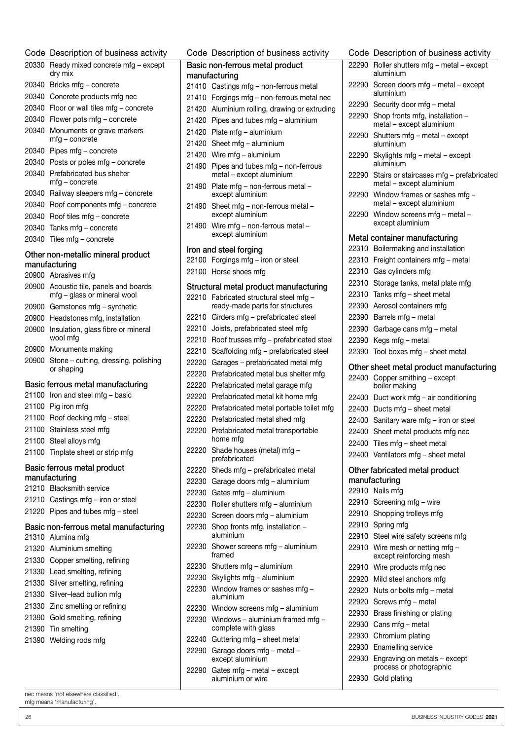| Code | Description of business activity |
|---|---|
| 20330 | Ready mixed concrete mfg – except dry mix |
| 20340 | Bricks mfg – concrete |
| 20340 | Concrete products mfg nec |
| 20340 | Floor or wall tiles mfg – concrete |
| 20340 | Flower pots mfg – concrete |
| 20340 | Monuments or grave markers mfg – concrete |
| 20340 | Pipes mfg – concrete |
| 20340 | Posts or poles mfg – concrete |
| 20340 | Prefabricated bus shelter mfg – concrete |
| 20340 | Railway sleepers mfg – concrete |
| 20340 | Roof components mfg – concrete |
| 20340 | Roof tiles mfg – concrete |
| 20340 | Tanks mfg – concrete |
| 20340 | Tiles mfg – concrete |

### Other non-metallic mineral product manufacturing

| Code | Description of business activity |
|---|---|
| 20900 | Abrasives mfg |
| 20900 | Acoustic tile, panels and boards mfg – glass or mineral wool |
| 20900 | Gemstones mfg – synthetic |
| 20900 | Headstones mfg, installation |
| 20900 | Insulation, glass fibre or mineral wool mfg |
| 20900 | Monuments making |
| 20900 | Stone – cutting, dressing, polishing or shaping |

### Basic ferrous metal manufacturing

| Code | Description of business activity |
|---|---|
| 21100 | Iron and steel mfg – basic |
| 21100 | Pig iron mfg |
| 21100 | Roof decking mfg – steel |
| 21100 | Stainless steel mfg |
| 21100 | Steel alloys mfg |
| 21100 | Tinplate sheet or strip mfg |

### Basic ferrous metal product manufacturing

| Code | Description of business activity |
|---|---|
| 21210 | Blacksmith service |
| 21210 | Castings mfg – iron or steel |
| 21220 | Pipes and tubes mfg – steel |

### Basic non-ferrous metal manufacturing

| Code | Description of business activity |
|---|---|
| 21310 | Alumina mfg |
| 21320 | Aluminium smelting |
| 21330 | Copper smelting, refining |
| 21330 | Lead smelting, refining |
| 21330 | Silver smelting, refining |
| 21330 | Silver–lead bullion mfg |
| 21330 | Zinc smelting or refining |
| 21390 | Gold smelting, refining |
| 21390 | Tin smelting |
| 21390 | Welding rods mfg |

### Basic non-ferrous metal product manufacturing

| Code | Description of business activity |
|---|---|
| 21410 | Castings mfg – non-ferrous metal |
| 21410 | Forgings mfg – non-ferrous metal nec |
| 21420 | Aluminium rolling, drawing or extruding |
| 21420 | Pipes and tubes mfg – aluminium |
| 21420 | Plate mfg – aluminium |
| 21420 | Sheet mfg – aluminium |
| 21420 | Wire mfg – aluminium |
| 21490 | Pipes and tubes mfg – non-ferrous metal – except aluminium |
| 21490 | Plate mfg – non-ferrous metal – except aluminium |
| 21490 | Sheet mfg – non-ferrous metal – except aluminium |
| 21490 | Wire mfg – non-ferrous metal – except aluminium |

### Iron and steel forging

| Code | Description of business activity |
|---|---|
| 22100 | Forgings mfg – iron or steel |
| 22100 | Horse shoes mfg |

### Structural metal product manufacturing

| Code | Description of business activity |
|---|---|
| 22210 | Fabricated structural steel mfg – ready-made parts for structures |
| 22210 | Girders mfg – prefabricated steel |
| 22210 | Joists, prefabricated steel mfg |
| 22210 | Roof trusses mfg – prefabricated steel |
| 22210 | Scaffolding mfg – prefabricated steel |
| 22220 | Garages – prefabricated metal mfg |
| 22220 | Prefabricated metal bus shelter mfg |
| 22220 | Prefabricated metal garage mfg |
| 22220 | Prefabricated metal kit home mfg |
| 22220 | Prefabricated metal portable toilet mfg |
| 22220 | Prefabricated metal shed mfg |
| 22220 | Prefabricated metal transportable home mfg |
| 22220 | Shade houses (metal) mfg – prefabricated |
| 22220 | Sheds mfg – prefabricated metal |
| 22230 | Garage doors mfg – aluminium |
| 22230 | Gates mfg – aluminium |
| 22230 | Roller shutters mfg – aluminium |
| 22230 | Screen doors mfg – aluminium |
| 22230 | Shop fronts mfg, installation – aluminium |
| 22230 | Shower screens mfg – aluminium framed |
| 22230 | Shutters mfg – aluminium |
| 22230 | Skylights mfg – aluminium |
| 22230 | Window frames or sashes mfg – aluminium |
| 22230 | Window screens mfg – aluminium |
| 22230 | Windows – aluminium framed mfg – complete with glass |
| 22240 | Guttering mfg – sheet metal |
| 22290 | Garage doors mfg – metal – except aluminium |
| 22290 | Gates mfg – metal – except aluminium or wire |
| 22290 | Roller shutters mfg – metal – except aluminium |
| 22290 | Screen doors mfg – metal – except aluminium |
| 22290 | Security door mfg – metal |
| 22290 | Shop fronts mfg, installation – metal – except aluminium |
| 22290 | Shutters mfg – metal – except aluminium |
| 22290 | Skylights mfg – metal – except aluminium |
| 22290 | Stairs or staircases mfg – prefabricated metal – except aluminium |
| 22290 | Window frames or sashes mfg – metal – except aluminium |
| 22290 | Window screens mfg – metal – except aluminium |

### Metal container manufacturing

| Code | Description of business activity |
|---|---|
| 22310 | Boilermaking and installation |
| 22310 | Freight containers mfg – metal |
| 22310 | Gas cylinders mfg |
| 22310 | Storage tanks, metal plate mfg |
| 22310 | Tanks mfg – sheet metal |
| 22390 | Aerosol containers mfg |
| 22390 | Barrels mfg – metal |
| 22390 | Garbage cans mfg – metal |
| 22390 | Kegs mfg – metal |
| 22390 | Tool boxes mfg – sheet metal |

### Other sheet metal product manufacturing

| Code | Description of business activity |
|---|---|
| 22400 | Copper smithing – except boiler making |
| 22400 | Duct work mfg – air conditioning |
| 22400 | Ducts mfg – sheet metal |
| 22400 | Sanitary ware mfg – iron or steel |
| 22400 | Sheet metal products mfg nec |
| 22400 | Tiles mfg – sheet metal |
| 22400 | Ventilators mfg – sheet metal |

### Other fabricated metal product manufacturing

| Code | Description of business activity |
|---|---|
| 22910 | Nails mfg |
| 22910 | Screening mfg – wire |
| 22910 | Shopping trolleys mfg |
| 22910 | Spring mfg |
| 22910 | Steel wire safety screens mfg |
| 22910 | Wire mesh or netting mfg – except reinforcing mesh |
| 22910 | Wire products mfg nec |
| 22920 | Mild steel anchors mfg |
| 22920 | Nuts or bolts mfg – metal |
| 22920 | Screws mfg – metal |
| 22930 | Brass finishing or plating |
| 22930 | Cans mfg – metal |
| 22930 | Chromium plating |
| 22930 | Enamelling service |
| 22930 | Engraving on metals – except process or photographic |
| 22930 | Gold plating |

nec means 'not elsewhere classified'.
mfg means 'manufacturing'.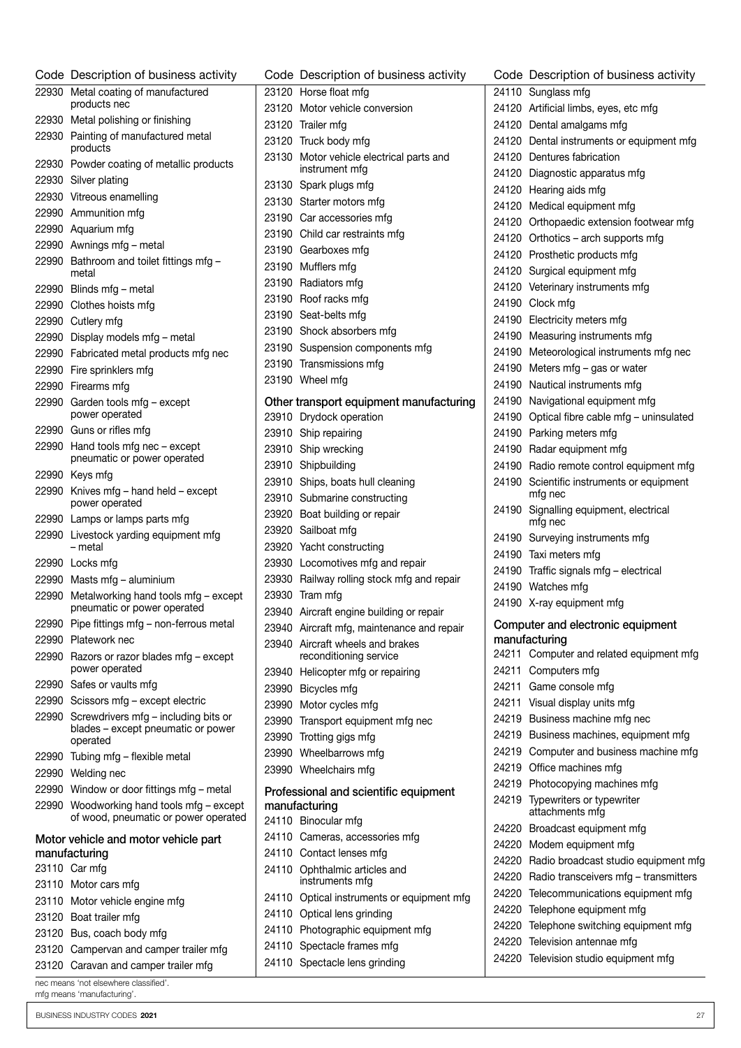| Code | Description of business activity |
|---|---|
| 22930 | Metal coating of manufactured products nec |
| 22930 | Metal polishing or finishing |
| 22930 | Painting of manufactured metal products |
| 22930 | Powder coating of metallic products |
| 22930 | Silver plating |
| 22930 | Vitreous enamelling |
| 22990 | Ammunition mfg |
| 22990 | Aquarium mfg |
| 22990 | Awnings mfg – metal |
| 22990 | Bathroom and toilet fittings mfg – metal |
| 22990 | Blinds mfg – metal |
| 22990 | Clothes hoists mfg |
| 22990 | Cutlery mfg |
| 22990 | Display models mfg – metal |
| 22990 | Fabricated metal products mfg nec |
| 22990 | Fire sprinklers mfg |
| 22990 | Firearms mfg |
| 22990 | Garden tools mfg – except power operated |
| 22990 | Guns or rifles mfg |
| 22990 | Hand tools mfg nec – except pneumatic or power operated |
| 22990 | Keys mfg |
| 22990 | Knives mfg – hand held – except power operated |
| 22990 | Lamps or lamps parts mfg |
| 22990 | Livestock yarding equipment mfg – metal |
| 22990 | Locks mfg |
| 22990 | Masts mfg – aluminium |
| 22990 | Metalworking hand tools mfg – except pneumatic or power operated |
| 22990 | Pipe fittings mfg – non-ferrous metal |
| 22990 | Platework nec |
| 22990 | Razors or razor blades mfg – except power operated |
| 22990 | Safes or vaults mfg |
| 22990 | Scissors mfg – except electric |
| 22990 | Screwdrivers mfg – including bits or blades – except pneumatic or power operated |
| 22990 | Tubing mfg – flexible metal |
| 22990 | Welding nec |
| 22990 | Window or door fittings mfg – metal |
| 22990 | Woodworking hand tools mfg – except of wood, pneumatic or power operated |

### Motor vehicle and motor vehicle part manufacturing

| Code | Description of business activity |
|---|---|
| 23110 | Car mfg |
| 23110 | Motor cars mfg |
| 23110 | Motor vehicle engine mfg |
| 23120 | Boat trailer mfg |
| 23120 | Bus, coach body mfg |
| 23120 | Campervan and camper trailer mfg |
| 23120 | Caravan and camper trailer mfg |
| 23120 | Horse float mfg |
| 23120 | Motor vehicle conversion |
| 23120 | Trailer mfg |
| 23120 | Truck body mfg |
| 23130 | Motor vehicle electrical parts and instrument mfg |
| 23130 | Spark plugs mfg |
| 23130 | Starter motors mfg |
| 23190 | Car accessories mfg |
| 23190 | Child car restraints mfg |
| 23190 | Gearboxes mfg |
| 23190 | Mufflers mfg |
| 23190 | Radiators mfg |
| 23190 | Roof racks mfg |
| 23190 | Seat-belts mfg |
| 23190 | Shock absorbers mfg |
| 23190 | Suspension components mfg |
| 23190 | Transmissions mfg |
| 23190 | Wheel mfg |

### Other transport equipment manufacturing

| Code | Description of business activity |
|---|---|
| 23910 | Drydock operation |
| 23910 | Ship repairing |
| 23910 | Ship wrecking |
| 23910 | Shipbuilding |
| 23910 | Ships, boats hull cleaning |
| 23910 | Submarine constructing |
| 23920 | Boat building or repair |
| 23920 | Sailboat mfg |
| 23920 | Yacht constructing |
| 23930 | Locomotives mfg and repair |
| 23930 | Railway rolling stock mfg and repair |
| 23930 | Tram mfg |
| 23940 | Aircraft engine building or repair |
| 23940 | Aircraft mfg, maintenance and repair |
| 23940 | Aircraft wheels and brakes reconditioning service |
| 23940 | Helicopter mfg or repairing |
| 23990 | Bicycles mfg |
| 23990 | Motor cycles mfg |
| 23990 | Transport equipment mfg nec |
| 23990 | Trotting gigs mfg |
| 23990 | Wheelbarrows mfg |
| 23990 | Wheelchairs mfg |

### Professional and scientific equipment manufacturing

| Code | Description of business activity |
|---|---|
| 24110 | Binocular mfg |
| 24110 | Cameras, accessories mfg |
| 24110 | Contact lenses mfg |
| 24110 | Ophthalmic articles and instruments mfg |
| 24110 | Optical instruments or equipment mfg |
| 24110 | Optical lens grinding |
| 24110 | Photographic equipment mfg |
| 24110 | Spectacle frames mfg |
| 24110 | Spectacle lens grinding |
| 24110 | Sunglass mfg |
| 24120 | Artificial limbs, eyes, etc mfg |
| 24120 | Dental amalgams mfg |
| 24120 | Dental instruments or equipment mfg |
| 24120 | Dentures fabrication |
| 24120 | Diagnostic apparatus mfg |
| 24120 | Hearing aids mfg |
| 24120 | Medical equipment mfg |
| 24120 | Orthopaedic extension footwear mfg |
| 24120 | Orthotics – arch supports mfg |
| 24120 | Prosthetic products mfg |
| 24120 | Surgical equipment mfg |
| 24120 | Veterinary instruments mfg |
| 24190 | Clock mfg |
| 24190 | Electricity meters mfg |
| 24190 | Measuring instruments mfg |
| 24190 | Meteorological instruments mfg nec |
| 24190 | Meters mfg – gas or water |
| 24190 | Nautical instruments mfg |
| 24190 | Navigational equipment mfg |
| 24190 | Optical fibre cable mfg – uninsulated |
| 24190 | Parking meters mfg |
| 24190 | Radar equipment mfg |
| 24190 | Radio remote control equipment mfg |
| 24190 | Scientific instruments or equipment mfg nec |
| 24190 | Signalling equipment, electrical mfg nec |
| 24190 | Surveying instruments mfg |
| 24190 | Taxi meters mfg |
| 24190 | Traffic signals mfg – electrical |
| 24190 | Watches mfg |
| 24190 | X-ray equipment mfg |

### Computer and electronic equipment manufacturing

| Code | Description of business activity |
|---|---|
| 24211 | Computer and related equipment mfg |
| 24211 | Computers mfg |
| 24211 | Game console mfg |
| 24211 | Visual display units mfg |
| 24219 | Business machine mfg nec |
| 24219 | Business machines, equipment mfg |
| 24219 | Computer and business machine mfg |
| 24219 | Office machines mfg |
| 24219 | Photocopying machines mfg |
| 24219 | Typewriters or typewriter attachments mfg |
| 24220 | Broadcast equipment mfg |
| 24220 | Modem equipment mfg |
| 24220 | Radio broadcast studio equipment mfg |
| 24220 | Radio transceivers mfg – transmitters |
| 24220 | Telecommunications equipment mfg |
| 24220 | Telephone equipment mfg |
| 24220 | Telephone switching equipment mfg |
| 24220 | Television antennae mfg |
| 24220 | Television studio equipment mfg |

nec means 'not elsewhere classified'.
mfg means 'manufacturing'.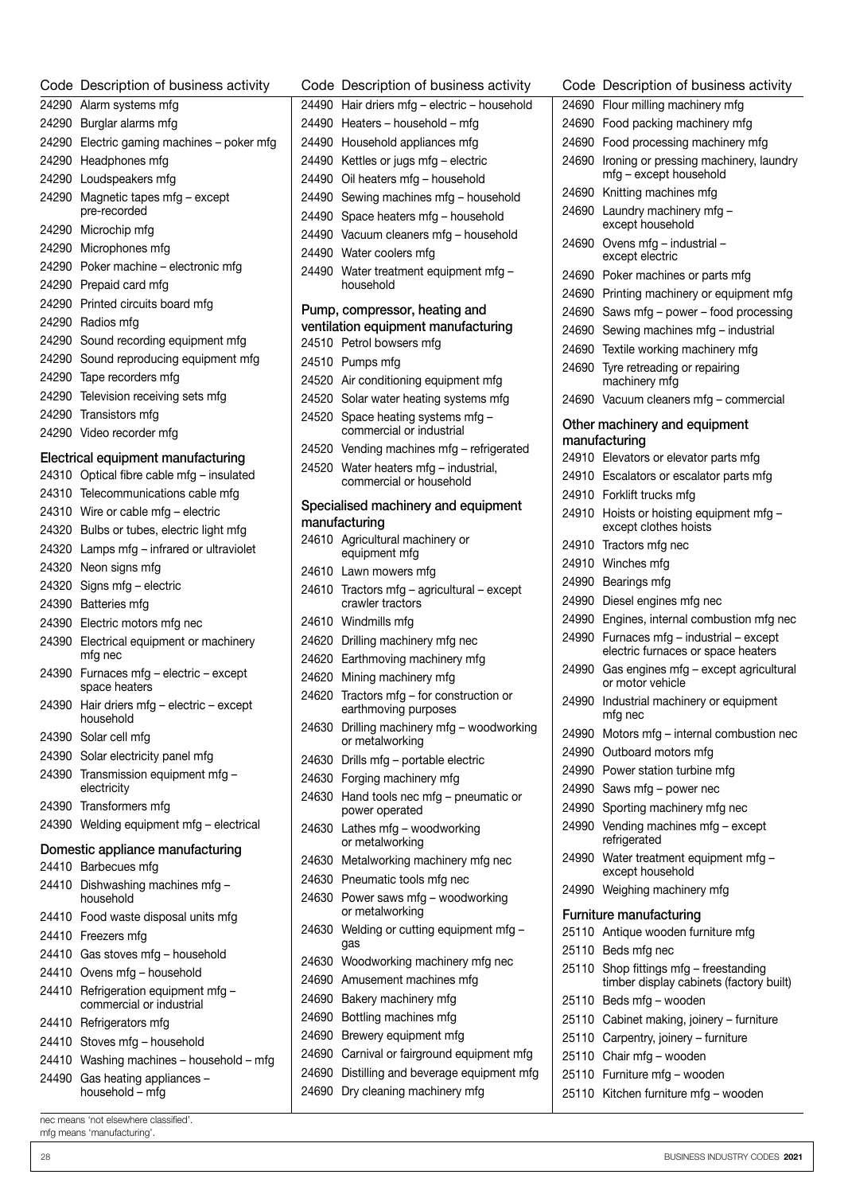| Code | Description of business activity |
|---|---|
| 24290 | Alarm systems mfg |
| 24290 | Burglar alarms mfg |
| 24290 | Electric gaming machines – poker mfg |
| 24290 | Headphones mfg |
| 24290 | Loudspeakers mfg |
| 24290 | Magnetic tapes mfg – except pre-recorded |
| 24290 | Microchip mfg |
| 24290 | Microphones mfg |
| 24290 | Poker machine – electronic mfg |
| 24290 | Prepaid card mfg |
| 24290 | Printed circuits board mfg |
| 24290 | Radios mfg |
| 24290 | Sound recording equipment mfg |
| 24290 | Sound reproducing equipment mfg |
| 24290 | Tape recorders mfg |
| 24290 | Television receiving sets mfg |
| 24290 | Transistors mfg |
| 24290 | Video recorder mfg |

### Electrical equipment manufacturing

| Code | Description of business activity |
|---|---|
| 24310 | Optical fibre cable mfg – insulated |
| 24310 | Telecommunications cable mfg |
| 24310 | Wire or cable mfg – electric |
| 24320 | Bulbs or tubes, electric light mfg |
| 24320 | Lamps mfg – infrared or ultraviolet |
| 24320 | Neon signs mfg |
| 24320 | Signs mfg – electric |
| 24390 | Batteries mfg |
| 24390 | Electric motors mfg nec |
| 24390 | Electrical equipment or machinery mfg nec |
| 24390 | Furnaces mfg – electric – except space heaters |
| 24390 | Hair driers mfg – electric – except household |
| 24390 | Solar cell mfg |
| 24390 | Solar electricity panel mfg |
| 24390 | Transmission equipment mfg – electricity |
| 24390 | Transformers mfg |
| 24390 | Welding equipment mfg – electrical |

### Domestic appliance manufacturing

| Code | Description of business activity |
|---|---|
| 24410 | Barbecues mfg |
| 24410 | Dishwashing machines mfg – household |
| 24410 | Food waste disposal units mfg |
| 24410 | Freezers mfg |
| 24410 | Gas stoves mfg – household |
| 24410 | Ovens mfg – household |
| 24410 | Refrigeration equipment mfg – commercial or industrial |
| 24410 | Refrigerators mfg |
| 24410 | Stoves mfg – household |
| 24410 | Washing machines – household – mfg |
| 24490 | Gas heating appliances – household – mfg |
| 24490 | Hair driers mfg – electric – household |
| 24490 | Heaters – household – mfg |
| 24490 | Household appliances mfg |
| 24490 | Kettles or jugs mfg – electric |
| 24490 | Oil heaters mfg – household |
| 24490 | Sewing machines mfg – household |
| 24490 | Space heaters mfg – household |
| 24490 | Vacuum cleaners mfg – household |
| 24490 | Water coolers mfg |
| 24490 | Water treatment equipment mfg – household |

### Pump, compressor, heating and ventilation equipment manufacturing

| Code | Description of business activity |
|---|---|
| 24510 | Petrol bowsers mfg |
| 24510 | Pumps mfg |
| 24520 | Air conditioning equipment mfg |
| 24520 | Solar water heating systems mfg |
| 24520 | Space heating systems mfg – commercial or industrial |
| 24520 | Vending machines mfg – refrigerated |
| 24520 | Water heaters mfg – industrial, commercial or household |

### Specialised machinery and equipment manufacturing

| Code | Description of business activity |
|---|---|
| 24610 | Agricultural machinery or equipment mfg |
| 24610 | Lawn mowers mfg |
| 24610 | Tractors mfg – agricultural – except crawler tractors |
| 24610 | Windmills mfg |
| 24620 | Drilling machinery mfg nec |
| 24620 | Earthmoving machinery mfg |
| 24620 | Mining machinery mfg |
| 24620 | Tractors mfg – for construction or earthmoving purposes |
| 24630 | Drilling machinery mfg – woodworking or metalworking |
| 24630 | Drills mfg – portable electric |
| 24630 | Forging machinery mfg |
| 24630 | Hand tools nec mfg – pneumatic or power operated |
| 24630 | Lathes mfg – woodworking or metalworking |
| 24630 | Metalworking machinery mfg nec |
| 24630 | Pneumatic tools mfg nec |
| 24630 | Power saws mfg – woodworking or metalworking |
| 24630 | Welding or cutting equipment mfg – gas |
| 24630 | Woodworking machinery mfg nec |
| 24690 | Amusement machines mfg |
| 24690 | Bakery machinery mfg |
| 24690 | Bottling machines mfg |
| 24690 | Brewery equipment mfg |
| 24690 | Carnival or fairground equipment mfg |
| 24690 | Distilling and beverage equipment mfg |
| 24690 | Dry cleaning machinery mfg |
| 24690 | Flour milling machinery mfg |
| 24690 | Food packing machinery mfg |
| 24690 | Food processing machinery mfg |
| 24690 | Ironing or pressing machinery, laundry mfg – except household |
| 24690 | Knitting machines mfg |
| 24690 | Laundry machinery mfg – except household |
| 24690 | Ovens mfg – industrial – except electric |
| 24690 | Poker machines or parts mfg |
| 24690 | Printing machinery or equipment mfg |
| 24690 | Saws mfg – power – food processing |
| 24690 | Sewing machines mfg – industrial |
| 24690 | Textile working machinery mfg |
| 24690 | Tyre retreading or repairing machinery mfg |
| 24690 | Vacuum cleaners mfg – commercial |

### Other machinery and equipment manufacturing

| Code | Description of business activity |
|---|---|
| 24910 | Elevators or elevator parts mfg |
| 24910 | Escalators or escalator parts mfg |
| 24910 | Forklift trucks mfg |
| 24910 | Hoists or hoisting equipment mfg – except clothes hoists |
| 24910 | Tractors mfg nec |
| 24910 | Winches mfg |
| 24990 | Bearings mfg |
| 24990 | Diesel engines mfg nec |
| 24990 | Engines, internal combustion mfg nec |
| 24990 | Furnaces mfg – industrial – except electric furnaces or space heaters |
| 24990 | Gas engines mfg – except agricultural or motor vehicle |
| 24990 | Industrial machinery or equipment mfg nec |
| 24990 | Motors mfg – internal combustion nec |
| 24990 | Outboard motors mfg |
| 24990 | Power station turbine mfg |
| 24990 | Saws mfg – power nec |
| 24990 | Sporting machinery mfg nec |
| 24990 | Vending machines mfg – except refrigerated |
| 24990 | Water treatment equipment mfg – except household |
| 24990 | Weighing machinery mfg |

### Furniture manufacturing

| Code | Description of business activity |
|---|---|
| 25110 | Antique wooden furniture mfg |
| 25110 | Beds mfg nec |
| 25110 | Shop fittings mfg – freestanding timber display cabinets (factory built) |
| 25110 | Beds mfg – wooden |
| 25110 | Cabinet making, joinery – furniture |
| 25110 | Carpentry, joinery – furniture |
| 25110 | Chair mfg – wooden |
| 25110 | Furniture mfg – wooden |
| 25110 | Kitchen furniture mfg – wooden |

nec means 'not elsewhere classified'.
mfg means 'manufacturing'.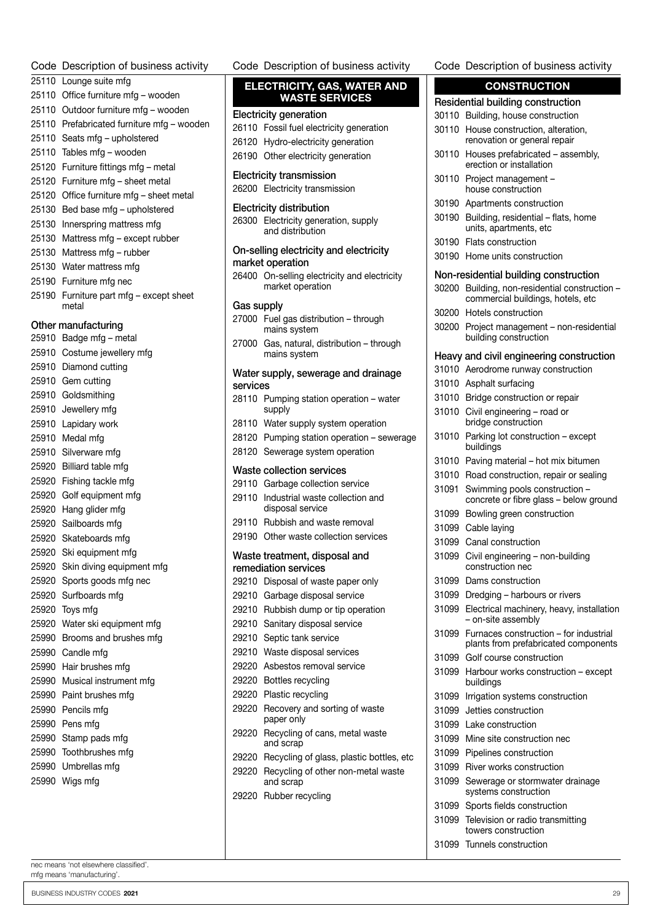| Code | Description of business activity |
|---|---|
| 25110 | Lounge suite mfg |
| 25110 | Office furniture mfg – wooden |
| 25110 | Outdoor furniture mfg – wooden |
| 25110 | Prefabricated furniture mfg – wooden |
| 25110 | Seats mfg – upholstered |
| 25110 | Tables mfg – wooden |
| 25120 | Furniture fittings mfg – metal |
| 25120 | Furniture mfg – sheet metal |
| 25120 | Office furniture mfg – sheet metal |
| 25130 | Bed base mfg – upholstered |
| 25130 | Innerspring mattress mfg |
| 25130 | Mattress mfg – except rubber |
| 25130 | Mattress mfg – rubber |
| 25130 | Water mattress mfg |
| 25190 | Furniture mfg nec |
| 25190 | Furniture part mfg – except sheet metal |

### Other manufacturing

| Code | Description of business activity |
|---|---|
| 25910 | Badge mfg – metal |
| 25910 | Costume jewellery mfg |
| 25910 | Diamond cutting |
| 25910 | Gem cutting |
| 25910 | Goldsmithing |
| 25910 | Jewellery mfg |
| 25910 | Lapidary work |
| 25910 | Medal mfg |
| 25910 | Silverware mfg |
| 25920 | Billiard table mfg |
| 25920 | Fishing tackle mfg |
| 25920 | Golf equipment mfg |
| 25920 | Hang glider mfg |
| 25920 | Sailboards mfg |
| 25920 | Skateboards mfg |
| 25920 | Ski equipment mfg |
| 25920 | Skin diving equipment mfg |
| 25920 | Sports goods mfg nec |
| 25920 | Surfboards mfg |
| 25920 | Toys mfg |
| 25920 | Water ski equipment mfg |
| 25990 | Brooms and brushes mfg |
| 25990 | Candle mfg |
| 25990 | Hair brushes mfg |
| 25990 | Musical instrument mfg |
| 25990 | Paint brushes mfg |
| 25990 | Pencils mfg |
| 25990 | Pens mfg |
| 25990 | Stamp pads mfg |
| 25990 | Toothbrushes mfg |
| 25990 | Umbrellas mfg |
| 25990 | Wigs mfg |

## ELECTRICITY, GAS, WATER AND WASTE SERVICES

### Electricity generation

| Code | Description of business activity |
|---|---|
| 26110 | Fossil fuel electricity generation |
| 26120 | Hydro-electricity generation |
| 26190 | Other electricity generation |

### Electricity transmission

| Code | Description of business activity |
|---|---|
| 26200 | Electricity transmission |

### Electricity distribution

| Code | Description of business activity |
|---|---|
| 26300 | Electricity generation, supply and distribution |

### On-selling electricity and electricity market operation

| Code | Description of business activity |
|---|---|
| 26400 | On-selling electricity and electricity market operation |

### Gas supply

| Code | Description of business activity |
|---|---|
| 27000 | Fuel gas distribution – through mains system |
| 27000 | Gas, natural, distribution – through mains system |

### Water supply, sewerage and drainage services

| Code | Description of business activity |
|---|---|
| 28110 | Pumping station operation – water supply |
| 28110 | Water supply system operation |
| 28120 | Pumping station operation – sewerage |
| 28120 | Sewerage system operation |

### Waste collection services

| Code | Description of business activity |
|---|---|
| 29110 | Garbage collection service |
| 29110 | Industrial waste collection and disposal service |
| 29110 | Rubbish and waste removal |
| 29190 | Other waste collection services |

### Waste treatment, disposal and remediation services

| Code | Description of business activity |
|---|---|
| 29210 | Disposal of waste paper only |
| 29210 | Garbage disposal service |
| 29210 | Rubbish dump or tip operation |
| 29210 | Sanitary disposal service |
| 29210 | Septic tank service |
| 29210 | Waste disposal services |
| 29220 | Asbestos removal service |
| 29220 | Bottles recycling |
| 29220 | Plastic recycling |
| 29220 | Recovery and sorting of waste paper only |
| 29220 | Recycling of cans, metal waste and scrap |
| 29220 | Recycling of glass, plastic bottles, etc |
| 29220 | Recycling of other non-metal waste and scrap |
| 29220 | Rubber recycling |

## CONSTRUCTION

### Residential building construction

| Code | Description of business activity |
|---|---|
| 30110 | Building, house construction |
| 30110 | House construction, alteration, renovation or general repair |
| 30110 | Houses prefabricated – assembly, erection or installation |
| 30110 | Project management – house construction |
| 30190 | Apartments construction |
| 30190 | Building, residential – flats, home units, apartments, etc |
| 30190 | Flats construction |
| 30190 | Home units construction |

### Non-residential building construction

| Code | Description of business activity |
|---|---|
| 30200 | Building, non-residential construction – commercial buildings, hotels, etc |
| 30200 | Hotels construction |
| 30200 | Project management – non-residential building construction |

### Heavy and civil engineering construction

| Code | Description of business activity |
|---|---|
| 31010 | Aerodrome runway construction |
| 31010 | Asphalt surfacing |
| 31010 | Bridge construction or repair |
| 31010 | Civil engineering – road or bridge construction |
| 31010 | Parking lot construction – except buildings |
| 31010 | Paving material – hot mix bitumen |
| 31010 | Road construction, repair or sealing |
| 31091 | Swimming pools construction – concrete or fibre glass – below ground |
| 31099 | Bowling green construction |
| 31099 | Cable laying |
| 31099 | Canal construction |
| 31099 | Civil engineering – non-building construction nec |
| 31099 | Dams construction |
| 31099 | Dredging – harbours or rivers |
| 31099 | Electrical machinery, heavy, installation – on-site assembly |
| 31099 | Furnaces construction – for industrial plants from prefabricated components |
| 31099 | Golf course construction |
| 31099 | Harbour works construction – except buildings |
| 31099 | Irrigation systems construction |
| 31099 | Jetties construction |
| 31099 | Lake construction |
| 31099 | Mine site construction nec |
| 31099 | Pipelines construction |
| 31099 | River works construction |
| 31099 | Sewerage or stormwater drainage systems construction |
| 31099 | Sports fields construction |
| 31099 | Television or radio transmitting towers construction |
| 31099 | Tunnels construction |

nec means 'not elsewhere classified'.
mfg means 'manufacturing'.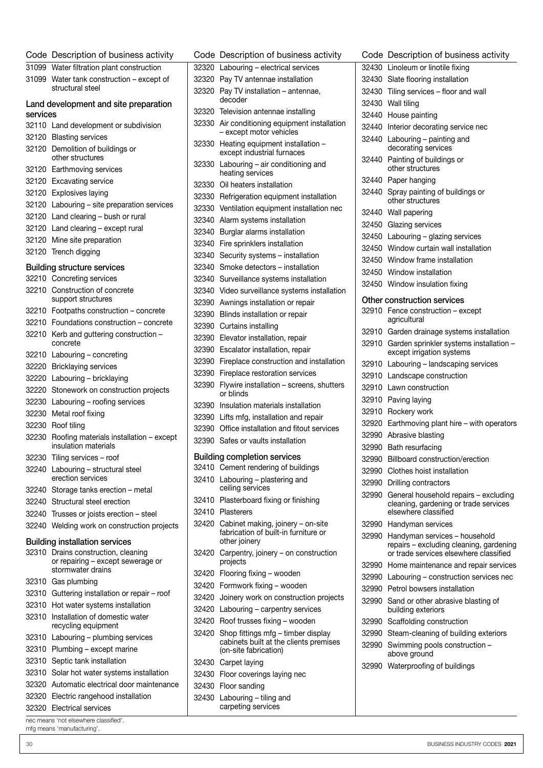| Code | Description of business activity |
|---|---|
| 31099 | Water filtration plant construction |
| 31099 | Water tank construction – except of structural steel |

### Land development and site preparation services

| Code | Description of business activity |
|---|---|
| 32110 | Land development or subdivision |
| 32120 | Blasting services |
| 32120 | Demolition of buildings or other structures |
| 32120 | Earthmoving services |
| 32120 | Excavating service |
| 32120 | Explosives laying |
| 32120 | Labouring – site preparation services |
| 32120 | Land clearing – bush or rural |
| 32120 | Land clearing – except rural |
| 32120 | Mine site preparation |
| 32120 | Trench digging |

### Building structure services

| Code | Description of business activity |
|---|---|
| 32210 | Concreting services |
| 32210 | Construction of concrete support structures |
| 32210 | Footpaths construction – concrete |
| 32210 | Foundations construction – concrete |
| 32210 | Kerb and guttering construction – concrete |
| 32210 | Labouring – concreting |
| 32220 | Bricklaying services |
| 32220 | Labouring – bricklaying |
| 32220 | Stonework on construction projects |
| 32230 | Labouring – roofing services |
| 32230 | Metal roof fixing |
| 32230 | Roof tiling |
| 32230 | Roofing materials installation – except insulation materials |
| 32230 | Tiling services – roof |
| 32240 | Labouring – structural steel erection services |
| 32240 | Storage tanks erection – metal |
| 32240 | Structural steel erection |
| 32240 | Trusses or joists erection – steel |
| 32240 | Welding work on construction projects |

### Building installation services

| Code | Description of business activity |
|---|---|
| 32310 | Drains construction, cleaning or repairing – except sewerage or stormwater drains |
| 32310 | Gas plumbing |
| 32310 | Guttering installation or repair – roof |
| 32310 | Hot water systems installation |
| 32310 | Installation of domestic water recycling equipment |
| 32310 | Labouring – plumbing services |
| 32310 | Plumbing – except marine |
| 32310 | Septic tank installation |
| 32310 | Solar hot water systems installation |
| 32320 | Automatic electrical door maintenance |
| 32320 | Electric rangehood installation |
| 32320 | Electrical services |
| 32320 | Labouring – electrical services |
| 32320 | Pay TV antennae installation |
| 32320 | Pay TV installation – antennae, decoder |
| 32320 | Television antennae installing |
| 32330 | Air conditioning equipment installation – except motor vehicles |
| 32330 | Heating equipment installation – except industrial furnaces |
| 32330 | Labouring – air conditioning and heating services |
| 32330 | Oil heaters installation |
| 32330 | Refrigeration equipment installation |
| 32330 | Ventilation equipment installation nec |
| 32340 | Alarm systems installation |
| 32340 | Burglar alarms installation |
| 32340 | Fire sprinklers installation |
| 32340 | Security systems – installation |
| 32340 | Smoke detectors – installation |
| 32340 | Surveillance systems installation |
| 32340 | Video surveillance systems installation |
| 32390 | Awnings installation or repair |
| 32390 | Blinds installation or repair |
| 32390 | Curtains installing |
| 32390 | Elevator installation, repair |
| 32390 | Escalator installation, repair |
| 32390 | Fireplace construction and installation |
| 32390 | Fireplace restoration services |
| 32390 | Flywire installation – screens, shutters or blinds |
| 32390 | Insulation materials installation |
| 32390 | Lifts mfg, installation and repair |
| 32390 | Office installation and fitout services |
| 32390 | Safes or vaults installation |

### Building completion services

| Code | Description of business activity |
|---|---|
| 32410 | Cement rendering of buildings |
| 32410 | Labouring – plastering and ceiling services |
| 32410 | Plasterboard fixing or finishing |
| 32410 | Plasterers |
| 32420 | Cabinet making, joinery – on-site fabrication of built-in furniture or other joinery |
| 32420 | Carpentry, joinery – on construction projects |
| 32420 | Flooring fixing – wooden |
| 32420 | Formwork fixing – wooden |
| 32420 | Joinery work on construction projects |
| 32420 | Labouring – carpentry services |
| 32420 | Roof trusses fixing – wooden |
| 32420 | Shop fittings mfg – timber display cabinets built at the clients premises (on-site fabrication) |
| 32430 | Carpet laying |
| 32430 | Floor coverings laying nec |
| 32430 | Floor sanding |
| 32430 | Labouring – tiling and carpeting services |
| 32430 | Linoleum or linotile fixing |
| 32430 | Slate flooring installation |
| 32430 | Tiling services – floor and wall |
| 32430 | Wall tiling |
| 32440 | House painting |
| 32440 | Interior decorating service nec |
| 32440 | Labouring – painting and decorating services |
| 32440 | Painting of buildings or other structures |
| 32440 | Paper hanging |
| 32440 | Spray painting of buildings or other structures |
| 32440 | Wall papering |
| 32450 | Glazing services |
| 32450 | Labouring – glazing services |
| 32450 | Window curtain wall installation |
| 32450 | Window frame installation |
| 32450 | Window installation |
| 32450 | Window insulation fixing |

### Other construction services

| Code | Description of business activity |
|---|---|
| 32910 | Fence construction – except agricultural |
| 32910 | Garden drainage systems installation |
| 32910 | Garden sprinkler systems installation – except irrigation systems |
| 32910 | Labouring – landscaping services |
| 32910 | Landscape construction |
| 32910 | Lawn construction |
| 32910 | Paving laying |
| 32910 | Rockery work |
| 32920 | Earthmoving plant hire – with operators |
| 32990 | Abrasive blasting |
| 32990 | Bath resurfacing |
| 32990 | Billboard construction/erection |
| 32990 | Clothes hoist installation |
| 32990 | Drilling contractors |
| 32990 | General household repairs – excluding cleaning, gardening or trade services elsewhere classified |
| 32990 | Handyman services |
| 32990 | Handyman services – household repairs – excluding cleaning, gardening or trade services elsewhere classified |
| 32990 | Home maintenance and repair services |
| 32990 | Labouring – construction services nec |
| 32990 | Petrol bowsers installation |
| 32990 | Sand or other abrasive blasting of building exteriors |
| 32990 | Scaffolding construction |
| 32990 | Steam-cleaning of building exteriors |
| 32990 | Swimming pools construction – above ground |
| 32990 | Waterproofing of buildings |

nec means 'not elsewhere classified'.
mfg means 'manufacturing'.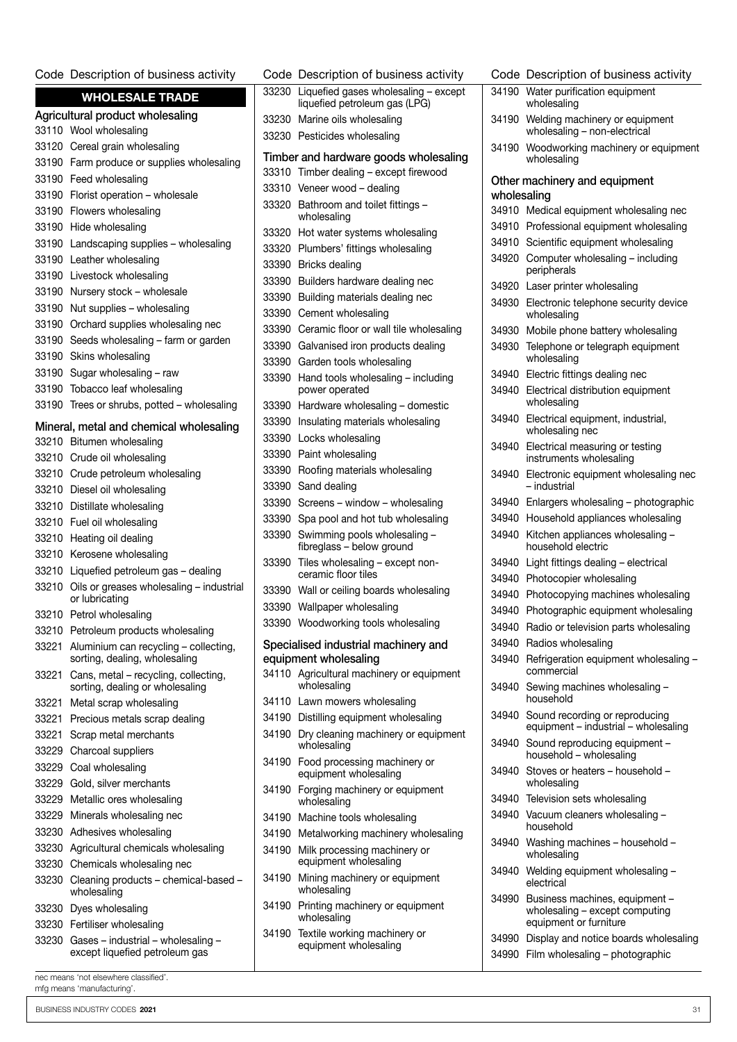| Code | Description of business activity |
|---|---|
| | **WHOLESALE TRADE** |
| | **Agricultural product wholesaling** |
| 33110 | Wool wholesaling |
| 33120 | Cereal grain wholesaling |
| 33190 | Farm produce or supplies wholesaling |
| 33190 | Feed wholesaling |
| 33190 | Florist operation – wholesale |
| 33190 | Flowers wholesaling |
| 33190 | Hide wholesaling |
| 33190 | Landscaping supplies – wholesaling |
| 33190 | Leather wholesaling |
| 33190 | Livestock wholesaling |
| 33190 | Nursery stock – wholesale |
| 33190 | Nut supplies – wholesaling |
| 33190 | Orchard supplies wholesaling nec |
| 33190 | Seeds wholesaling – farm or garden |
| 33190 | Skins wholesaling |
| 33190 | Sugar wholesaling – raw |
| 33190 | Tobacco leaf wholesaling |
| 33190 | Trees or shrubs, potted – wholesaling |
| | **Mineral, metal and chemical wholesaling** |
| 33210 | Bitumen wholesaling |
| 33210 | Crude oil wholesaling |
| 33210 | Crude petroleum wholesaling |
| 33210 | Diesel oil wholesaling |
| 33210 | Distillate wholesaling |
| 33210 | Fuel oil wholesaling |
| 33210 | Heating oil dealing |
| 33210 | Kerosene wholesaling |
| 33210 | Liquefied petroleum gas – dealing |
| 33210 | Oils or greases wholesaling – industrial or lubricating |
| 33210 | Petrol wholesaling |
| 33210 | Petroleum products wholesaling |
| 33221 | Aluminium can recycling – collecting, sorting, dealing, wholesaling |
| 33221 | Cans, metal – recycling, collecting, sorting, dealing or wholesaling |
| 33221 | Metal scrap wholesaling |
| 33221 | Precious metals scrap dealing |
| 33221 | Scrap metal merchants |
| 33229 | Charcoal suppliers |
| 33229 | Coal wholesaling |
| 33229 | Gold, silver merchants |
| 33229 | Metallic ores wholesaling |
| 33229 | Minerals wholesaling nec |
| 33230 | Adhesives wholesaling |
| 33230 | Agricultural chemicals wholesaling |
| 33230 | Chemicals wholesaling nec |
| 33230 | Cleaning products – chemical-based – wholesaling |
| 33230 | Dyes wholesaling |
| 33230 | Fertiliser wholesaling |
| 33230 | Gases – industrial – wholesaling – except liquefied petroleum gas |
| 33230 | Liquefied gases wholesaling – except liquefied petroleum gas (LPG) |
| 33230 | Marine oils wholesaling |
| 33230 | Pesticides wholesaling |
| | **Timber and hardware goods wholesaling** |
| 33310 | Timber dealing – except firewood |
| 33310 | Veneer wood – dealing |
| 33320 | Bathroom and toilet fittings – wholesaling |
| 33320 | Hot water systems wholesaling |
| 33320 | Plumbers' fittings wholesaling |
| 33390 | Bricks dealing |
| 33390 | Builders hardware dealing nec |
| 33390 | Building materials dealing nec |
| 33390 | Cement wholesaling |
| 33390 | Ceramic floor or wall tile wholesaling |
| 33390 | Galvanised iron products dealing |
| 33390 | Garden tools wholesaling |
| 33390 | Hand tools wholesaling – including power operated |
| 33390 | Hardware wholesaling – domestic |
| 33390 | Insulating materials wholesaling |
| 33390 | Locks wholesaling |
| 33390 | Paint wholesaling |
| 33390 | Roofing materials wholesaling |
| 33390 | Sand dealing |
| 33390 | Screens – window – wholesaling |
| 33390 | Spa pool and hot tub wholesaling |
| 33390 | Swimming pools wholesaling – fibreglass – below ground |
| 33390 | Tiles wholesaling – except non-ceramic floor tiles |
| 33390 | Wall or ceiling boards wholesaling |
| 33390 | Wallpaper wholesaling |
| 33390 | Woodworking tools wholesaling |
| | **Specialised industrial machinery and equipment wholesaling** |
| 34110 | Agricultural machinery or equipment wholesaling |
| 34110 | Lawn mowers wholesaling |
| 34190 | Distilling equipment wholesaling |
| 34190 | Dry cleaning machinery or equipment wholesaling |
| 34190 | Food processing machinery or equipment wholesaling |
| 34190 | Forging machinery or equipment wholesaling |
| 34190 | Machine tools wholesaling |
| 34190 | Metalworking machinery wholesaling |
| 34190 | Milk processing machinery or equipment wholesaling |
| 34190 | Mining machinery or equipment wholesaling |
| 34190 | Printing machinery or equipment wholesaling |
| 34190 | Textile working machinery or equipment wholesaling |
| 34190 | Water purification equipment wholesaling |
| 34190 | Welding machinery or equipment wholesaling – non-electrical |
| 34190 | Woodworking machinery or equipment wholesaling |
| | **Other machinery and equipment wholesaling** |
| 34910 | Medical equipment wholesaling nec |
| 34910 | Professional equipment wholesaling |
| 34910 | Scientific equipment wholesaling |
| 34920 | Computer wholesaling – including peripherals |
| 34920 | Laser printer wholesaling |
| 34930 | Electronic telephone security device wholesaling |
| 34930 | Mobile phone battery wholesaling |
| 34930 | Telephone or telegraph equipment wholesaling |
| 34940 | Electric fittings dealing nec |
| 34940 | Electrical distribution equipment wholesaling |
| 34940 | Electrical equipment, industrial, wholesaling nec |
| 34940 | Electrical measuring or testing instruments wholesaling |
| 34940 | Electronic equipment wholesaling nec – industrial |
| 34940 | Enlargers wholesaling – photographic |
| 34940 | Household appliances wholesaling |
| 34940 | Kitchen appliances wholesaling – household electric |
| 34940 | Light fittings dealing – electrical |
| 34940 | Photocopier wholesaling |
| 34940 | Photocopying machines wholesaling |
| 34940 | Photographic equipment wholesaling |
| 34940 | Radio or television parts wholesaling |
| 34940 | Radios wholesaling |
| 34940 | Refrigeration equipment wholesaling – commercial |
| 34940 | Sewing machines wholesaling – household |
| 34940 | Sound recording or reproducing equipment – industrial – wholesaling |
| 34940 | Sound reproducing equipment – household – wholesaling |
| 34940 | Stoves or heaters – household – wholesaling |
| 34940 | Television sets wholesaling |
| 34940 | Vacuum cleaners wholesaling – household |
| 34940 | Washing machines – household – wholesaling |
| 34940 | Welding equipment wholesaling – electrical |
| 34990 | Business machines, equipment – wholesaling – except computing equipment or furniture |
| 34990 | Display and notice boards wholesaling |
| 34990 | Film wholesaling – photographic |

nec means 'not elsewhere classified'.
mfg means 'manufacturing'.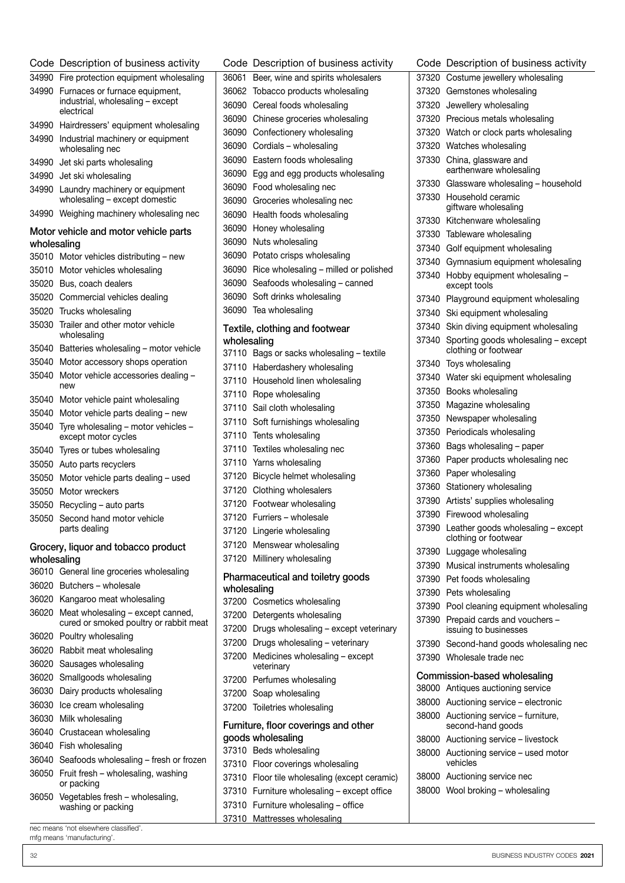| Code | Description of business activity |
|---|---|
| 34990 | Fire protection equipment wholesaling |
| 34990 | Furnaces or furnace equipment, industrial, wholesaling – except electrical |
| 34990 | Hairdressers' equipment wholesaling |
| 34990 | Industrial machinery or equipment wholesaling nec |
| 34990 | Jet ski parts wholesaling |
| 34990 | Jet ski wholesaling |
| 34990 | Laundry machinery or equipment wholesaling – except domestic |
| 34990 | Weighing machinery wholesaling nec |

### Motor vehicle and motor vehicle parts wholesaling

| Code | Description of business activity |
|---|---|
| 35010 | Motor vehicles distributing – new |
| 35010 | Motor vehicles wholesaling |
| 35020 | Bus, coach dealers |
| 35020 | Commercial vehicles dealing |
| 35020 | Trucks wholesaling |
| 35030 | Trailer and other motor vehicle wholesaling |
| 35040 | Batteries wholesaling – motor vehicle |
| 35040 | Motor accessory shops operation |
| 35040 | Motor vehicle accessories dealing – new |
| 35040 | Motor vehicle paint wholesaling |
| 35040 | Motor vehicle parts dealing – new |
| 35040 | Tyre wholesaling – motor vehicles – except motor cycles |
| 35040 | Tyres or tubes wholesaling |
| 35050 | Auto parts recyclers |
| 35050 | Motor vehicle parts dealing – used |
| 35050 | Motor wreckers |
| 35050 | Recycling – auto parts |
| 35050 | Second hand motor vehicle parts dealing |

### Grocery, liquor and tobacco product wholesaling

| Code | Description of business activity |
|---|---|
| 36010 | General line groceries wholesaling |
| 36020 | Butchers – wholesale |
| 36020 | Kangaroo meat wholesaling |
| 36020 | Meat wholesaling – except canned, cured or smoked poultry or rabbit meat |
| 36020 | Poultry wholesaling |
| 36020 | Rabbit meat wholesaling |
| 36020 | Sausages wholesaling |
| 36020 | Smallgoods wholesaling |
| 36030 | Dairy products wholesaling |
| 36030 | Ice cream wholesaling |
| 36030 | Milk wholesaling |
| 36040 | Crustacean wholesaling |
| 36040 | Fish wholesaling |
| 36040 | Seafoods wholesaling – fresh or frozen |
| 36050 | Fruit fresh – wholesaling, washing or packing |
| 36050 | Vegetables fresh – wholesaling, washing or packing |
| 36061 | Beer, wine and spirits wholesalers |
| 36062 | Tobacco products wholesaling |
| 36090 | Cereal foods wholesaling |
| 36090 | Chinese groceries wholesaling |
| 36090 | Confectionery wholesaling |
| 36090 | Cordials – wholesaling |
| 36090 | Eastern foods wholesaling |
| 36090 | Egg and egg products wholesaling |
| 36090 | Food wholesaling nec |
| 36090 | Groceries wholesaling nec |
| 36090 | Health foods wholesaling |
| 36090 | Honey wholesaling |
| 36090 | Nuts wholesaling |
| 36090 | Potato crisps wholesaling |
| 36090 | Rice wholesaling – milled or polished |
| 36090 | Seafoods wholesaling – canned |
| 36090 | Soft drinks wholesaling |
| 36090 | Tea wholesaling |

### Textile, clothing and footwear wholesaling

| Code | Description of business activity |
|---|---|
| 37110 | Bags or sacks wholesaling – textile |
| 37110 | Haberdashery wholesaling |
| 37110 | Household linen wholesaling |
| 37110 | Rope wholesaling |
| 37110 | Sail cloth wholesaling |
| 37110 | Soft furnishings wholesaling |
| 37110 | Tents wholesaling |
| 37110 | Textiles wholesaling nec |
| 37110 | Yarns wholesaling |
| 37120 | Bicycle helmet wholesaling |
| 37120 | Clothing wholesalers |
| 37120 | Footwear wholesaling |
| 37120 | Furriers – wholesale |
| 37120 | Lingerie wholesaling |
| 37120 | Menswear wholesaling |
| 37120 | Millinery wholesaling |

### Pharmaceutical and toiletry goods wholesaling

| Code | Description of business activity |
|---|---|
| 37200 | Cosmetics wholesaling |
| 37200 | Detergents wholesaling |
| 37200 | Drugs wholesaling – except veterinary |
| 37200 | Drugs wholesaling – veterinary |
| 37200 | Medicines wholesaling – except veterinary |
| 37200 | Perfumes wholesaling |
| 37200 | Soap wholesaling |
| 37200 | Toiletries wholesaling |

### Furniture, floor coverings and other goods wholesaling

| Code | Description of business activity |
|---|---|
| 37310 | Beds wholesaling |
| 37310 | Floor coverings wholesaling |
| 37310 | Floor tile wholesaling (except ceramic) |
| 37310 | Furniture wholesaling – except office |
| 37310 | Furniture wholesaling – office |
| 37310 | Mattresses wholesaling |
| 37320 | Costume jewellery wholesaling |
| 37320 | Gemstones wholesaling |
| 37320 | Jewellery wholesaling |
| 37320 | Precious metals wholesaling |
| 37320 | Watch or clock parts wholesaling |
| 37320 | Watches wholesaling |
| 37330 | China, glassware and earthenware wholesaling |
| 37330 | Glassware wholesaling – household |
| 37330 | Household ceramic giftware wholesaling |
| 37330 | Kitchenware wholesaling |
| 37330 | Tableware wholesaling |
| 37340 | Golf equipment wholesaling |
| 37340 | Gymnasium equipment wholesaling |
| 37340 | Hobby equipment wholesaling – except tools |
| 37340 | Playground equipment wholesaling |
| 37340 | Ski equipment wholesaling |
| 37340 | Skin diving equipment wholesaling |
| 37340 | Sporting goods wholesaling – except clothing or footwear |
| 37340 | Toys wholesaling |
| 37340 | Water ski equipment wholesaling |
| 37350 | Books wholesaling |
| 37350 | Magazine wholesaling |
| 37350 | Newspaper wholesaling |
| 37350 | Periodicals wholesaling |
| 37360 | Bags wholesaling – paper |
| 37360 | Paper products wholesaling nec |
| 37360 | Paper wholesaling |
| 37360 | Stationery wholesaling |
| 37390 | Artists' supplies wholesaling |
| 37390 | Firewood wholesaling |
| 37390 | Leather goods wholesaling – except clothing or footwear |
| 37390 | Luggage wholesaling |
| 37390 | Musical instruments wholesaling |
| 37390 | Pet foods wholesaling |
| 37390 | Pets wholesaling |
| 37390 | Pool cleaning equipment wholesaling |
| 37390 | Prepaid cards and vouchers – issuing to businesses |
| 37390 | Second-hand goods wholesaling nec |
| 37390 | Wholesale trade nec |

### Commission-based wholesaling

| Code | Description of business activity |
|---|---|
| 38000 | Antiques auctioning service |
| 38000 | Auctioning service – electronic |
| 38000 | Auctioning service – furniture, second-hand goods |
| 38000 | Auctioning service – livestock |
| 38000 | Auctioning service – used motor vehicles |
| 38000 | Auctioning service nec |
| 38000 | Wool broking – wholesaling |

nec means 'not elsewhere classified'.
mfg means 'manufacturing'.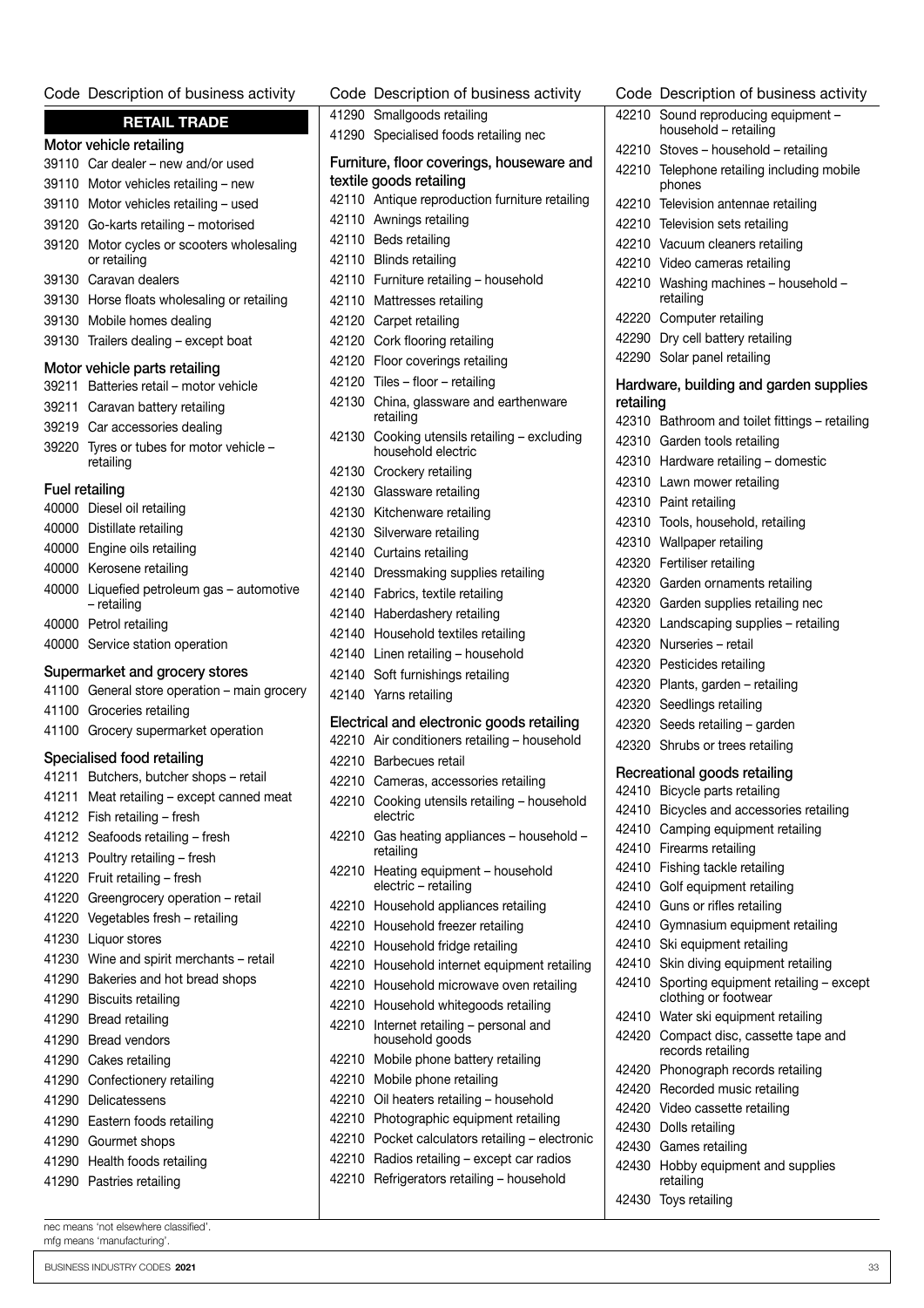# RETAIL TRADE

## Motor vehicle retailing

| Code | Description of business activity |
|---|---|
| 39110 | Car dealer – new and/or used |
| 39110 | Motor vehicles retailing – new |
| 39110 | Motor vehicles retailing – used |
| 39120 | Go-karts retailing – motorised |
| 39120 | Motor cycles or scooters wholesaling or retailing |
| 39130 | Caravan dealers |
| 39130 | Horse floats wholesaling or retailing |
| 39130 | Mobile homes dealing |
| 39130 | Trailers dealing – except boat |

## Motor vehicle parts retailing

| Code | Description of business activity |
|---|---|
| 39211 | Batteries retail – motor vehicle |
| 39211 | Caravan battery retailing |
| 39219 | Car accessories dealing |
| 39220 | Tyres or tubes for motor vehicle – retailing |

## Fuel retailing

| Code | Description of business activity |
|---|---|
| 40000 | Diesel oil retailing |
| 40000 | Distillate retailing |
| 40000 | Engine oils retailing |
| 40000 | Kerosene retailing |
| 40000 | Liquefied petroleum gas – automotive – retailing |
| 40000 | Petrol retailing |
| 40000 | Service station operation |

## Supermarket and grocery stores

| Code | Description of business activity |
|---|---|
| 41100 | General store operation – main grocery |
| 41100 | Groceries retailing |
| 41100 | Grocery supermarket operation |

## Specialised food retailing

| Code | Description of business activity |
|---|---|
| 41211 | Butchers, butcher shops – retail |
| 41211 | Meat retailing – except canned meat |
| 41212 | Fish retailing – fresh |
| 41212 | Seafoods retailing – fresh |
| 41213 | Poultry retailing – fresh |
| 41220 | Fruit retailing – fresh |
| 41220 | Greengrocery operation – retail |
| 41220 | Vegetables fresh – retailing |
| 41230 | Liquor stores |
| 41230 | Wine and spirit merchants – retail |
| 41290 | Bakeries and hot bread shops |
| 41290 | Biscuits retailing |
| 41290 | Bread retailing |
| 41290 | Bread vendors |
| 41290 | Cakes retailing |
| 41290 | Confectionery retailing |
| 41290 | Delicatessens |
| 41290 | Eastern foods retailing |
| 41290 | Gourmet shops |
| 41290 | Health foods retailing |
| 41290 | Pastries retailing |
| 41290 | Smallgoods retailing |
| 41290 | Specialised foods retailing nec |

## Furniture, floor coverings, houseware and textile goods retailing

| Code | Description of business activity |
|---|---|
| 42110 | Antique reproduction furniture retailing |
| 42110 | Awnings retailing |
| 42110 | Beds retailing |
| 42110 | Blinds retailing |
| 42110 | Furniture retailing – household |
| 42110 | Mattresses retailing |
| 42120 | Carpet retailing |
| 42120 | Cork flooring retailing |
| 42120 | Floor coverings retailing |
| 42120 | Tiles – floor – retailing |
| 42130 | China, glassware and earthenware retailing |
| 42130 | Cooking utensils retailing – excluding household electric |
| 42130 | Crockery retailing |
| 42130 | Glassware retailing |
| 42130 | Kitchenware retailing |
| 42130 | Silverware retailing |
| 42140 | Curtains retailing |
| 42140 | Dressmaking supplies retailing |
| 42140 | Fabrics, textile retailing |
| 42140 | Haberdashery retailing |
| 42140 | Household textiles retailing |
| 42140 | Linen retailing – household |
| 42140 | Soft furnishings retailing |
| 42140 | Yarns retailing |

## Electrical and electronic goods retailing

| Code | Description of business activity |
|---|---|
| 42210 | Air conditioners retailing – household |
| 42210 | Barbecues retail |
| 42210 | Cameras, accessories retailing |
| 42210 | Cooking utensils retailing – household electric |
| 42210 | Gas heating appliances – household – retailing |
| 42210 | Heating equipment – household electric – retailing |
| 42210 | Household appliances retailing |
| 42210 | Household freezer retailing |
| 42210 | Household fridge retailing |
| 42210 | Household internet equipment retailing |
| 42210 | Household microwave oven retailing |
| 42210 | Household whitegoods retailing |
| 42210 | Internet retailing – personal and household goods |
| 42210 | Mobile phone battery retailing |
| 42210 | Mobile phone retailing |
| 42210 | Oil heaters retailing – household |
| 42210 | Photographic equipment retailing |
| 42210 | Pocket calculators retailing – electronic |
| 42210 | Radios retailing – except car radios |
| 42210 | Refrigerators retailing – household |
| 42210 | Sound reproducing equipment – household – retailing |
| 42210 | Stoves – household – retailing |
| 42210 | Telephone retailing including mobile phones |
| 42210 | Television antennae retailing |
| 42210 | Television sets retailing |
| 42210 | Vacuum cleaners retailing |
| 42210 | Video cameras retailing |
| 42210 | Washing machines – household – retailing |
| 42220 | Computer retailing |
| 42290 | Dry cell battery retailing |
| 42290 | Solar panel retailing |

## Hardware, building and garden supplies retailing

| Code | Description of business activity |
|---|---|
| 42310 | Bathroom and toilet fittings – retailing |
| 42310 | Garden tools retailing |
| 42310 | Hardware retailing – domestic |
| 42310 | Lawn mower retailing |
| 42310 | Paint retailing |
| 42310 | Tools, household, retailing |
| 42310 | Wallpaper retailing |
| 42320 | Fertiliser retailing |
| 42320 | Garden ornaments retailing |
| 42320 | Garden supplies retailing nec |
| 42320 | Landscaping supplies – retailing |
| 42320 | Nurseries – retail |
| 42320 | Pesticides retailing |
| 42320 | Plants, garden – retailing |
| 42320 | Seedlings retailing |
| 42320 | Seeds retailing – garden |
| 42320 | Shrubs or trees retailing |

## Recreational goods retailing

| Code | Description of business activity |
|---|---|
| 42410 | Bicycle parts retailing |
| 42410 | Bicycles and accessories retailing |
| 42410 | Camping equipment retailing |
| 42410 | Firearms retailing |
| 42410 | Fishing tackle retailing |
| 42410 | Golf equipment retailing |
| 42410 | Guns or rifles retailing |
| 42410 | Gymnasium equipment retailing |
| 42410 | Ski equipment retailing |
| 42410 | Skin diving equipment retailing |
| 42410 | Sporting equipment retailing – except clothing or footwear |
| 42410 | Water ski equipment retailing |
| 42420 | Compact disc, cassette tape and records retailing |
| 42420 | Phonograph records retailing |
| 42420 | Recorded music retailing |
| 42420 | Video cassette retailing |
| 42430 | Dolls retailing |
| 42430 | Games retailing |
| 42430 | Hobby equipment and supplies retailing |
| 42430 | Toys retailing |

nec means 'not elsewhere classified'.
mfg means 'manufacturing'.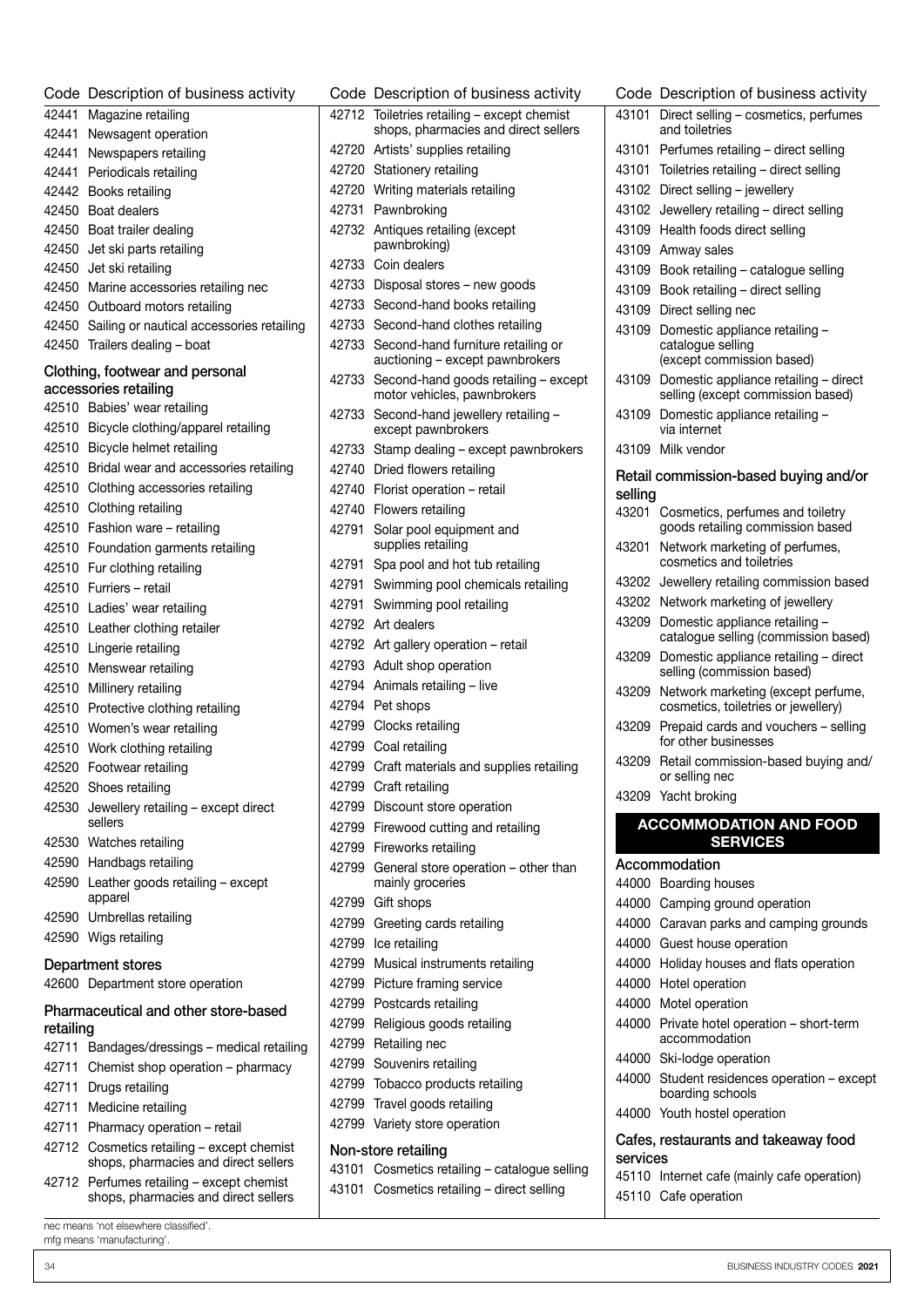| Code | Description of business activity |
|---|---|
| 42441 | Magazine retailing |
| 42441 | Newsagent operation |
| 42441 | Newspapers retailing |
| 42441 | Periodicals retailing |
| 42442 | Books retailing |
| 42450 | Boat dealers |
| 42450 | Boat trailer dealing |
| 42450 | Jet ski parts retailing |
| 42450 | Jet ski retailing |
| 42450 | Marine accessories retailing nec |
| 42450 | Outboard motors retailing |
| 42450 | Sailing or nautical accessories retailing |
| 42450 | Trailers dealing – boat |

### Clothing, footwear and personal accessories retailing

| Code | Description of business activity |
|---|---|
| 42510 | Babies' wear retailing |
| 42510 | Bicycle clothing/apparel retailing |
| 42510 | Bicycle helmet retailing |
| 42510 | Bridal wear and accessories retailing |
| 42510 | Clothing accessories retailing |
| 42510 | Clothing retailing |
| 42510 | Fashion ware – retailing |
| 42510 | Foundation garments retailing |
| 42510 | Fur clothing retailing |
| 42510 | Furriers – retail |
| 42510 | Ladies' wear retailing |
| 42510 | Leather clothing retailer |
| 42510 | Lingerie retailing |
| 42510 | Menswear retailing |
| 42510 | Millinery retailing |
| 42510 | Protective clothing retailing |
| 42510 | Women's wear retailing |
| 42510 | Work clothing retailing |
| 42520 | Footwear retailing |
| 42520 | Shoes retailing |
| 42530 | Jewellery retailing – except direct sellers |
| 42530 | Watches retailing |
| 42590 | Handbags retailing |
| 42590 | Leather goods retailing – except apparel |
| 42590 | Umbrellas retailing |
| 42590 | Wigs retailing |

### Department stores

| Code | Description of business activity |
|---|---|
| 42600 | Department store operation |

### Pharmaceutical and other store-based retailing

| Code | Description of business activity |
|---|---|
| 42711 | Bandages/dressings – medical retailing |
| 42711 | Chemist shop operation – pharmacy |
| 42711 | Drugs retailing |
| 42711 | Medicine retailing |
| 42711 | Pharmacy operation – retail |
| 42712 | Cosmetics retailing – except chemist shops, pharmacies and direct sellers |
| 42712 | Perfumes retailing – except chemist shops, pharmacies and direct sellers |
| 42712 | Toiletries retailing – except chemist shops, pharmacies and direct sellers |
| 42720 | Artists' supplies retailing |
| 42720 | Stationery retailing |
| 42720 | Writing materials retailing |
| 42731 | Pawnbroking |
| 42732 | Antiques retailing (except pawnbroking) |
| 42733 | Coin dealers |
| 42733 | Disposal stores – new goods |
| 42733 | Second-hand books retailing |
| 42733 | Second-hand clothes retailing |
| 42733 | Second-hand furniture retailing or auctioning – except pawnbrokers |
| 42733 | Second-hand goods retailing – except motor vehicles, pawnbrokers |
| 42733 | Second-hand jewellery retailing – except pawnbrokers |
| 42733 | Stamp dealing – except pawnbrokers |
| 42740 | Dried flowers retailing |
| 42740 | Florist operation – retail |
| 42740 | Flowers retailing |
| 42791 | Solar pool equipment and supplies retailing |
| 42791 | Spa pool and hot tub retailing |
| 42791 | Swimming pool chemicals retailing |
| 42791 | Swimming pool retailing |
| 42792 | Art dealers |
| 42792 | Art gallery operation – retail |
| 42793 | Adult shop operation |
| 42794 | Animals retailing – live |
| 42794 | Pet shops |
| 42799 | Clocks retailing |
| 42799 | Coal retailing |
| 42799 | Craft materials and supplies retailing |
| 42799 | Craft retailing |
| 42799 | Discount store operation |
| 42799 | Firewood cutting and retailing |
| 42799 | Fireworks retailing |
| 42799 | General store operation – other than mainly groceries |
| 42799 | Gift shops |
| 42799 | Greeting cards retailing |
| 42799 | Ice retailing |
| 42799 | Musical instruments retailing |
| 42799 | Picture framing service |
| 42799 | Postcards retailing |
| 42799 | Religious goods retailing |
| 42799 | Retailing nec |
| 42799 | Souvenirs retailing |
| 42799 | Tobacco products retailing |
| 42799 | Travel goods retailing |
| 42799 | Variety store operation |

### Non-store retailing

| Code | Description of business activity |
|---|---|
| 43101 | Cosmetics retailing – catalogue selling |
| 43101 | Cosmetics retailing – direct selling |
| 43101 | Direct selling – cosmetics, perfumes and toiletries |
| 43101 | Perfumes retailing – direct selling |
| 43101 | Toiletries retailing – direct selling |
| 43102 | Direct selling – jewellery |
| 43102 | Jewellery retailing – direct selling |
| 43109 | Health foods direct selling |
| 43109 | Amway sales |
| 43109 | Book retailing – catalogue selling |
| 43109 | Book retailing – direct selling |
| 43109 | Direct selling nec |
| 43109 | Domestic appliance retailing – catalogue selling (except commission based) |
| 43109 | Domestic appliance retailing – direct selling (except commission based) |
| 43109 | Domestic appliance retailing – via internet |
| 43109 | Milk vendor |

### Retail commission-based buying and/or selling

| Code | Description of business activity |
|---|---|
| 43201 | Cosmetics, perfumes and toiletry goods retailing commission based |
| 43201 | Network marketing of perfumes, cosmetics and toiletries |
| 43202 | Jewellery retailing commission based |
| 43202 | Network marketing of jewellery |
| 43209 | Domestic appliance retailing – catalogue selling (commission based) |
| 43209 | Domestic appliance retailing – direct selling (commission based) |
| 43209 | Network marketing (except perfume, cosmetics, toiletries or jewellery) |
| 43209 | Prepaid cards and vouchers – selling for other businesses |
| 43209 | Retail commission-based buying and/ or selling nec |
| 43209 | Yacht broking |

## ACCOMMODATION AND FOOD SERVICES

### Accommodation

| Code | Description of business activity |
|---|---|
| 44000 | Boarding houses |
| 44000 | Camping ground operation |
| 44000 | Caravan parks and camping grounds |
| 44000 | Guest house operation |
| 44000 | Holiday houses and flats operation |
| 44000 | Hotel operation |
| 44000 | Motel operation |
| 44000 | Private hotel operation – short-term accommodation |
| 44000 | Ski-lodge operation |
| 44000 | Student residences operation – except boarding schools |
| 44000 | Youth hostel operation |

### Cafes, restaurants and takeaway food services

| Code | Description of business activity |
|---|---|
| 45110 | Internet cafe (mainly cafe operation) |
| 45110 | Cafe operation |

nec means 'not elsewhere classified'.
mfg means 'manufacturing'.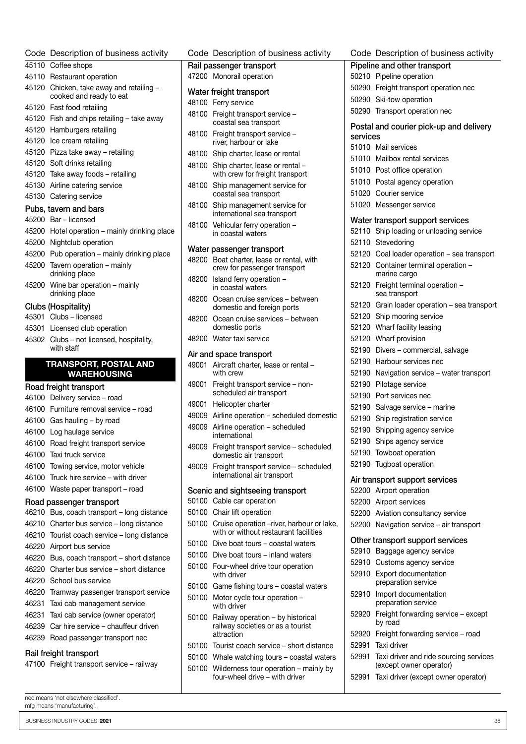| Code | Description of business activity |
|---|---|
| 45110 | Coffee shops |
| 45110 | Restaurant operation |
| 45120 | Chicken, take away and retailing – cooked and ready to eat |
| 45120 | Fast food retailing |
| 45120 | Fish and chips retailing – take away |
| 45120 | Hamburgers retailing |
| 45120 | Ice cream retailing |
| 45120 | Pizza take away – retailing |
| 45120 | Soft drinks retailing |
| 45120 | Take away foods – retailing |
| 45130 | Airline catering service |
| 45130 | Catering service |

### Pubs, tavern and bars

| Code | Description of business activity |
|---|---|
| 45200 | Bar – licensed |
| 45200 | Hotel operation – mainly drinking place |
| 45200 | Nightclub operation |
| 45200 | Pub operation – mainly drinking place |
| 45200 | Tavern operation – mainly drinking place |
| 45200 | Wine bar operation – mainly drinking place |

### Clubs (Hospitality)

| Code | Description of business activity |
|---|---|
| 45301 | Clubs – licensed |
| 45301 | Licensed club operation |
| 45302 | Clubs – not licensed, hospitality, with staff |

## TRANSPORT, POSTAL AND WAREHOUSING

### Road freight transport

| Code | Description of business activity |
|---|---|
| 46100 | Delivery service – road |
| 46100 | Furniture removal service – road |
| 46100 | Gas hauling – by road |
| 46100 | Log haulage service |
| 46100 | Road freight transport service |
| 46100 | Taxi truck service |
| 46100 | Towing service, motor vehicle |
| 46100 | Truck hire service – with driver |
| 46100 | Waste paper transport – road |

### Road passenger transport

| Code | Description of business activity |
|---|---|
| 46210 | Bus, coach transport – long distance |
| 46210 | Charter bus service – long distance |
| 46210 | Tourist coach service – long distance |
| 46220 | Airport bus service |
| 46220 | Bus, coach transport – short distance |
| 46220 | Charter bus service – short distance |
| 46220 | School bus service |
| 46220 | Tramway passenger transport service |
| 46231 | Taxi cab management service |
| 46231 | Taxi cab service (owner operator) |
| 46239 | Car hire service – chauffeur driven |
| 46239 | Road passenger transport nec |

### Rail freight transport

| Code | Description of business activity |
|---|---|
| 47100 | Freight transport service – railway |

### Rail passenger transport

| Code | Description of business activity |
|---|---|
| 47200 | Monorail operation |

### Water freight transport

| Code | Description of business activity |
|---|---|
| 48100 | Ferry service |
| 48100 | Freight transport service – coastal sea transport |
| 48100 | Freight transport service – river, harbour or lake |
| 48100 | Ship charter, lease or rental |
| 48100 | Ship charter, lease or rental – with crew for freight transport |
| 48100 | Ship management service for coastal sea transport |
| 48100 | Ship management service for international sea transport |
| 48100 | Vehicular ferry operation – in coastal waters |

### Water passenger transport

| Code | Description of business activity |
|---|---|
| 48200 | Boat charter, lease or rental, with crew for passenger transport |
| 48200 | Island ferry operation – in coastal waters |
| 48200 | Ocean cruise services – between domestic and foreign ports |
| 48200 | Ocean cruise services – between domestic ports |
| 48200 | Water taxi service |

### Air and space transport

| Code | Description of business activity |
|---|---|
| 49001 | Aircraft charter, lease or rental – with crew |
| 49001 | Freight transport service – non-scheduled air transport |
| 49001 | Helicopter charter |
| 49009 | Airline operation – scheduled domestic |
| 49009 | Airline operation – scheduled international |
| 49009 | Freight transport service – scheduled domestic air transport |
| 49009 | Freight transport service – scheduled international air transport |

### Scenic and sightseeing transport

| Code | Description of business activity |
|---|---|
| 50100 | Cable car operation |
| 50100 | Chair lift operation |
| 50100 | Cruise operation –river, harbour or lake, with or without restaurant facilities |
| 50100 | Dive boat tours – coastal waters |
| 50100 | Dive boat tours – inland waters |
| 50100 | Four-wheel drive tour operation with driver |
| 50100 | Game fishing tours – coastal waters |
| 50100 | Motor cycle tour operation – with driver |
| 50100 | Railway operation – by historical railway societies or as a tourist attraction |
| 50100 | Tourist coach service – short distance |
| 50100 | Whale watching tours – coastal waters |
| 50100 | Wilderness tour operation – mainly by four-wheel drive – with driver |

### Pipeline and other transport

| Code | Description of business activity |
|---|---|
| 50210 | Pipeline operation |
| 50290 | Freight transport operation nec |
| 50290 | Ski-tow operation |
| 50290 | Transport operation nec |

### Postal and courier pick-up and delivery services

| Code | Description of business activity |
|---|---|
| 51010 | Mail services |
| 51010 | Mailbox rental services |
| 51010 | Post office operation |
| 51010 | Postal agency operation |
| 51020 | Courier service |
| 51020 | Messenger service |

### Water transport support services

| Code | Description of business activity |
|---|---|
| 52110 | Ship loading or unloading service |
| 52110 | Stevedoring |
| 52120 | Coal loader operation – sea transport |
| 52120 | Container terminal operation – marine cargo |
| 52120 | Freight terminal operation – sea transport |
| 52120 | Grain loader operation – sea transport |
| 52120 | Ship mooring service |
| 52120 | Wharf facility leasing |
| 52120 | Wharf provision |
| 52190 | Divers – commercial, salvage |
| 52190 | Harbour services nec |
| 52190 | Navigation service – water transport |
| 52190 | Pilotage service |
| 52190 | Port services nec |
| 52190 | Salvage service – marine |
| 52190 | Ship registration service |
| 52190 | Shipping agency service |
| 52190 | Ships agency service |
| 52190 | Towboat operation |
| 52190 | Tugboat operation |

### Air transport support services

| Code | Description of business activity |
|---|---|
| 52200 | Airport operation |
| 52200 | Airport services |
| 52200 | Aviation consultancy service |
| 52200 | Navigation service – air transport |

### Other transport support services

| Code | Description of business activity |
|---|---|
| 52910 | Baggage agency service |
| 52910 | Customs agency service |
| 52910 | Export documentation preparation service |
| 52910 | Import documentation preparation service |
| 52920 | Freight forwarding service – except by road |
| 52920 | Freight forwarding service – road |
| 52991 | Taxi driver |
| 52991 | Taxi driver and ride sourcing services (except owner operator) |
| 52991 | Taxi driver (except owner operator) |

nec means 'not elsewhere classified'.
mfg means 'manufacturing'.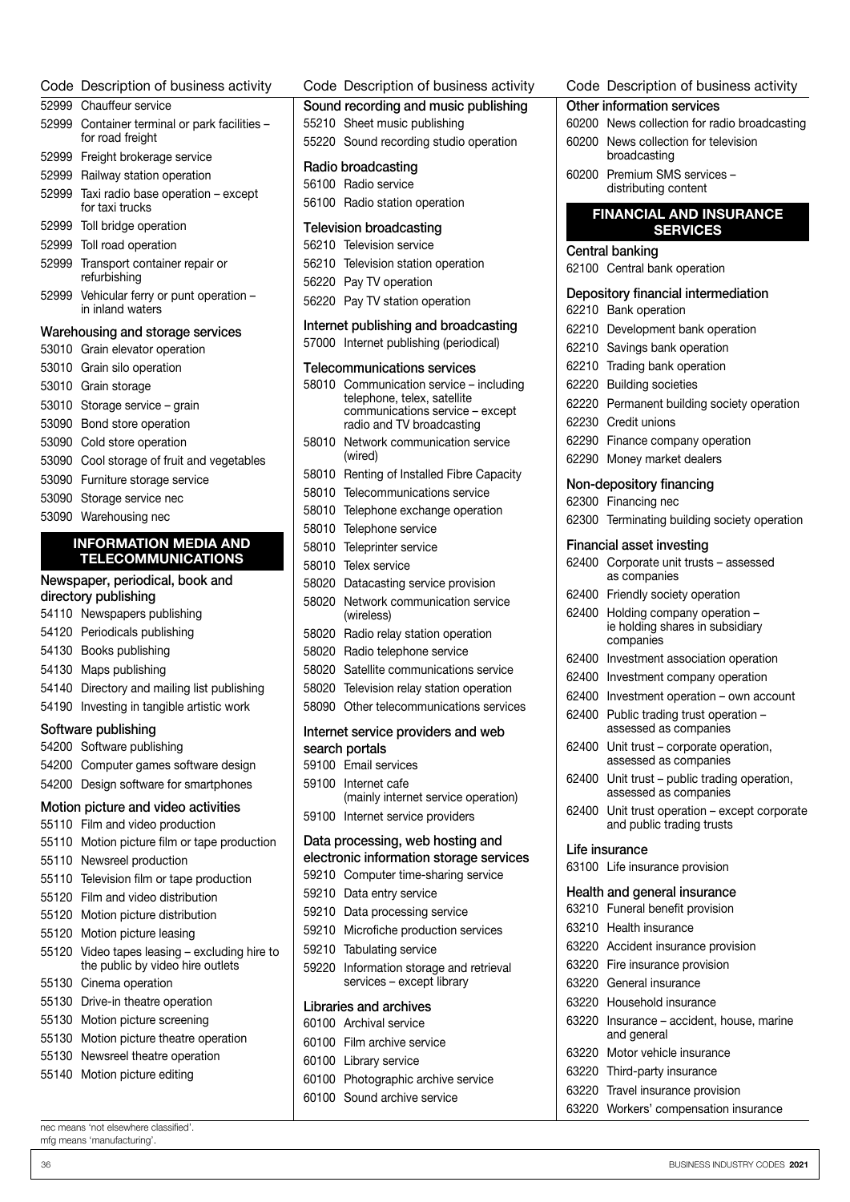| Code | Description of business activity |
|---|---|
| 52999 | Chauffeur service |
| 52999 | Container terminal or park facilities – for road freight |
| 52999 | Freight brokerage service |
| 52999 | Railway station operation |
| 52999 | Taxi radio base operation – except for taxi trucks |
| 52999 | Toll bridge operation |
| 52999 | Toll road operation |
| 52999 | Transport container repair or refurbishing |
| 52999 | Vehicular ferry or punt operation – in inland waters |

### Warehousing and storage services

| Code | Description of business activity |
|---|---|
| 53010 | Grain elevator operation |
| 53010 | Grain silo operation |
| 53010 | Grain storage |
| 53010 | Storage service – grain |
| 53090 | Bond store operation |
| 53090 | Cold store operation |
| 53090 | Cool storage of fruit and vegetables |
| 53090 | Furniture storage service |
| 53090 | Storage service nec |
| 53090 | Warehousing nec |

## INFORMATION MEDIA AND TELECOMMUNICATIONS

### Newspaper, periodical, book and directory publishing

| Code | Description of business activity |
|---|---|
| 54110 | Newspapers publishing |
| 54120 | Periodicals publishing |
| 54130 | Books publishing |
| 54130 | Maps publishing |
| 54140 | Directory and mailing list publishing |
| 54190 | Investing in tangible artistic work |

### Software publishing

| Code | Description of business activity |
|---|---|
| 54200 | Software publishing |
| 54200 | Computer games software design |
| 54200 | Design software for smartphones |

### Motion picture and video activities

| Code | Description of business activity |
|---|---|
| 55110 | Film and video production |
| 55110 | Motion picture film or tape production |
| 55110 | Newsreel production |
| 55110 | Television film or tape production |
| 55120 | Film and video distribution |
| 55120 | Motion picture distribution |
| 55120 | Motion picture leasing |
| 55120 | Video tapes leasing – excluding hire to the public by video hire outlets |
| 55130 | Cinema operation |
| 55130 | Drive-in theatre operation |
| 55130 | Motion picture screening |
| 55130 | Motion picture theatre operation |
| 55130 | Newsreel theatre operation |
| 55140 | Motion picture editing |

### Sound recording and music publishing

| Code | Description of business activity |
|---|---|
| 55210 | Sheet music publishing |
| 55220 | Sound recording studio operation |

### Radio broadcasting

| Code | Description of business activity |
|---|---|
| 56100 | Radio service |
| 56100 | Radio station operation |

### Television broadcasting

| Code | Description of business activity |
|---|---|
| 56210 | Television service |
| 56210 | Television station operation |
| 56220 | Pay TV operation |
| 56220 | Pay TV station operation |

### Internet publishing and broadcasting

| Code | Description of business activity |
|---|---|
| 57000 | Internet publishing (periodical) |

### Telecommunications services

| Code | Description of business activity |
|---|---|
| 58010 | Communication service – including telephone, telex, satellite communications service – except radio and TV broadcasting |
| 58010 | Network communication service (wired) |
| 58010 | Renting of Installed Fibre Capacity |
| 58010 | Telecommunications service |
| 58010 | Telephone exchange operation |
| 58010 | Telephone service |
| 58010 | Teleprinter service |
| 58010 | Telex service |
| 58020 | Datacasting service provision |
| 58020 | Network communication service (wireless) |
| 58020 | Radio relay station operation |
| 58020 | Radio telephone service |
| 58020 | Satellite communications service |
| 58020 | Television relay station operation |
| 58090 | Other telecommunications services |

### Internet service providers and web search portals

| Code | Description of business activity |
|---|---|
| 59100 | Email services |
| 59100 | Internet cafe (mainly internet service operation) |
| 59100 | Internet service providers |

### Data processing, web hosting and electronic information storage services

| Code | Description of business activity |
|---|---|
| 59210 | Computer time-sharing service |
| 59210 | Data entry service |
| 59210 | Data processing service |
| 59210 | Microfiche production services |
| 59210 | Tabulating service |
| 59220 | Information storage and retrieval services – except library |

### Libraries and archives

| Code | Description of business activity |
|---|---|
| 60100 | Archival service |
| 60100 | Film archive service |
| 60100 | Library service |
| 60100 | Photographic archive service |
| 60100 | Sound archive service |

### Other information services

| Code | Description of business activity |
|---|---|
| 60200 | News collection for radio broadcasting |
| 60200 | News collection for television broadcasting |
| 60200 | Premium SMS services – distributing content |

## FINANCIAL AND INSURANCE SERVICES

### Central banking

| Code | Description of business activity |
|---|---|
| 62100 | Central bank operation |

### Depository financial intermediation

| Code | Description of business activity |
|---|---|
| 62210 | Bank operation |
| 62210 | Development bank operation |
| 62210 | Savings bank operation |
| 62210 | Trading bank operation |
| 62220 | Building societies |
| 62220 | Permanent building society operation |
| 62230 | Credit unions |
| 62290 | Finance company operation |
| 62290 | Money market dealers |

### Non-depository financing

| Code | Description of business activity |
|---|---|
| 62300 | Financing nec |
| 62300 | Terminating building society operation |

### Financial asset investing

| Code | Description of business activity |
|---|---|
| 62400 | Corporate unit trusts – assessed as companies |
| 62400 | Friendly society operation |
| 62400 | Holding company operation – ie holding shares in subsidiary companies |
| 62400 | Investment association operation |
| 62400 | Investment company operation |
| 62400 | Investment operation – own account |
| 62400 | Public trading trust operation – assessed as companies |
| 62400 | Unit trust – corporate operation, assessed as companies |
| 62400 | Unit trust – public trading operation, assessed as companies |
| 62400 | Unit trust operation – except corporate and public trading trusts |

### Life insurance

| Code | Description of business activity |
|---|---|
| 63100 | Life insurance provision |

### Health and general insurance

| Code | Description of business activity |
|---|---|
| 63210 | Funeral benefit provision |
| 63210 | Health insurance |
| 63220 | Accident insurance provision |
| 63220 | Fire insurance provision |
| 63220 | General insurance |
| 63220 | Household insurance |
| 63220 | Insurance – accident, house, marine and general |
| 63220 | Motor vehicle insurance |
| 63220 | Third-party insurance |
| 63220 | Travel insurance provision |
| 63220 | Workers' compensation insurance |

nec means 'not elsewhere classified'.
mfg means 'manufacturing'.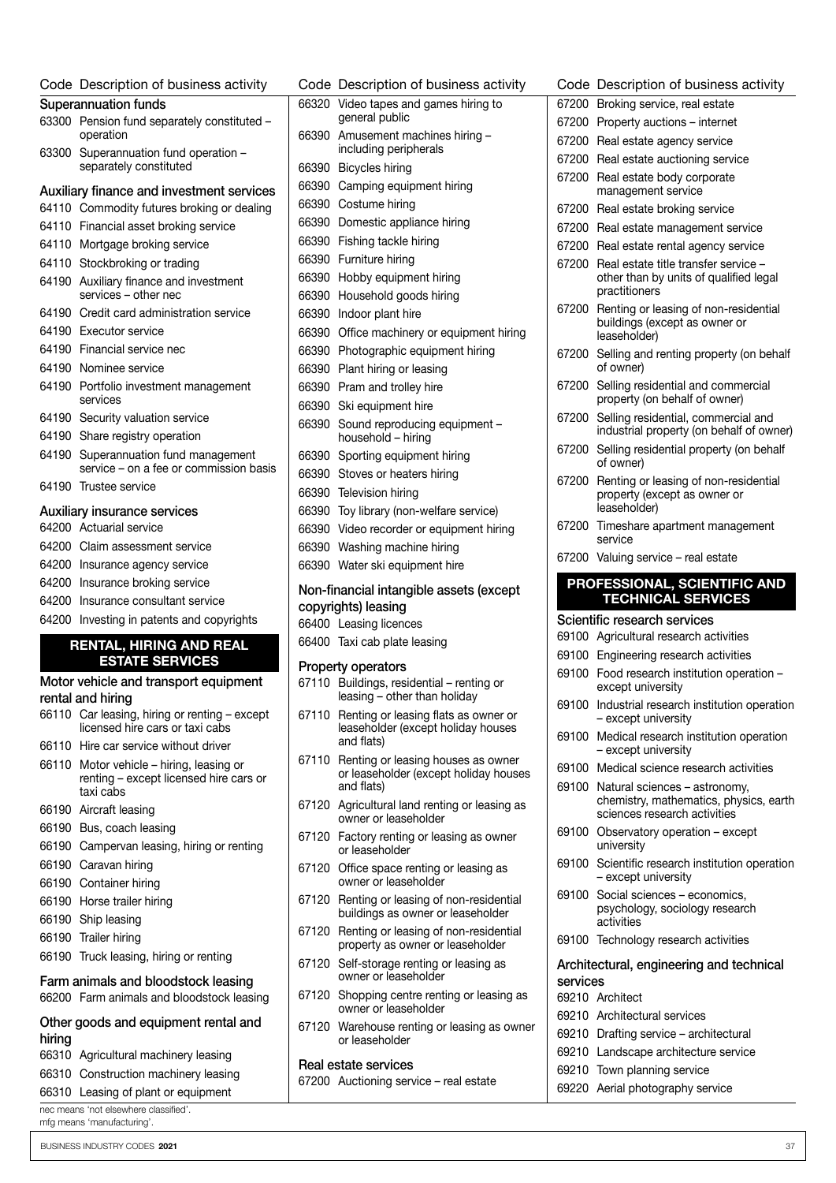| Code | Description of business activity |
|---|---|
| **Superannuation funds** | |
| 63300 | Pension fund separately constituted – operation |
| 63300 | Superannuation fund operation – separately constituted |
| **Auxiliary finance and investment services** | |
| 64110 | Commodity futures broking or dealing |
| 64110 | Financial asset broking service |
| 64110 | Mortgage broking service |
| 64110 | Stockbroking or trading |
| 64190 | Auxiliary finance and investment services – other nec |
| 64190 | Credit card administration service |
| 64190 | Executor service |
| 64190 | Financial service nec |
| 64190 | Nominee service |
| 64190 | Portfolio investment management services |
| 64190 | Security valuation service |
| 64190 | Share registry operation |
| 64190 | Superannuation fund management service – on a fee or commission basis |
| 64190 | Trustee service |
| **Auxiliary insurance services** | |
| 64200 | Actuarial service |
| 64200 | Claim assessment service |
| 64200 | Insurance agency service |
| 64200 | Insurance broking service |
| 64200 | Insurance consultant service |
| 64200 | Investing in patents and copyrights |

## RENTAL, HIRING AND REAL ESTATE SERVICES

| Code | Description of business activity |
|---|---|
| **Motor vehicle and transport equipment rental and hiring** | |
| 66110 | Car leasing, hiring or renting – except licensed hire cars or taxi cabs |
| 66110 | Hire car service without driver |
| 66110 | Motor vehicle – hiring, leasing or renting – except licensed hire cars or taxi cabs |
| 66190 | Aircraft leasing |
| 66190 | Bus, coach leasing |
| 66190 | Campervan leasing, hiring or renting |
| 66190 | Caravan hiring |
| 66190 | Container hiring |
| 66190 | Horse trailer hiring |
| 66190 | Ship leasing |
| 66190 | Trailer hiring |
| 66190 | Truck leasing, hiring or renting |
| **Farm animals and bloodstock leasing** | |
| 66200 | Farm animals and bloodstock leasing |
| **Other goods and equipment rental and hiring** | |
| 66310 | Agricultural machinery leasing |
| 66310 | Construction machinery leasing |
| 66310 | Leasing of plant or equipment |
| 66320 | Video tapes and games hiring to general public |
| 66390 | Amusement machines hiring – including peripherals |
| 66390 | Bicycles hiring |
| 66390 | Camping equipment hiring |
| 66390 | Costume hiring |
| 66390 | Domestic appliance hiring |
| 66390 | Fishing tackle hiring |
| 66390 | Furniture hiring |
| 66390 | Hobby equipment hiring |
| 66390 | Household goods hiring |
| 66390 | Indoor plant hire |
| 66390 | Office machinery or equipment hiring |
| 66390 | Photographic equipment hiring |
| 66390 | Plant hiring or leasing |
| 66390 | Pram and trolley hire |
| 66390 | Ski equipment hire |
| 66390 | Sound reproducing equipment – household – hiring |
| 66390 | Sporting equipment hiring |
| 66390 | Stoves or heaters hiring |
| 66390 | Television hiring |
| 66390 | Toy library (non-welfare service) |
| 66390 | Video recorder or equipment hiring |
| 66390 | Washing machine hiring |
| 66390 | Water ski equipment hire |
| **Non-financial intangible assets (except copyrights) leasing** | |
| 66400 | Leasing licences |
| 66400 | Taxi cab plate leasing |
| **Property operators** | |
| 67110 | Buildings, residential – renting or leasing – other than holiday |
| 67110 | Renting or leasing flats as owner or leaseholder (except holiday houses and flats) |
| 67110 | Renting or leasing houses as owner or leaseholder (except holiday houses and flats) |
| 67120 | Agricultural land renting or leasing as owner or leaseholder |
| 67120 | Factory renting or leasing as owner or leaseholder |
| 67120 | Office space renting or leasing as owner or leaseholder |
| 67120 | Renting or leasing of non-residential buildings as owner or leaseholder |
| 67120 | Renting or leasing of non-residential property as owner or leaseholder |
| 67120 | Self-storage renting or leasing as owner or leaseholder |
| 67120 | Shopping centre renting or leasing as owner or leaseholder |
| 67120 | Warehouse renting or leasing as owner or leaseholder |
| **Real estate services** | |
| 67200 | Auctioning service – real estate |
| 67200 | Broking service, real estate |
| 67200 | Property auctions – internet |
| 67200 | Real estate agency service |
| 67200 | Real estate auctioning service |
| 67200 | Real estate body corporate management service |
| 67200 | Real estate broking service |
| 67200 | Real estate management service |
| 67200 | Real estate rental agency service |
| 67200 | Real estate title transfer service – other than by units of qualified legal practitioners |
| 67200 | Renting or leasing of non-residential buildings (except as owner or leaseholder) |
| 67200 | Selling and renting property (on behalf of owner) |
| 67200 | Selling residential and commercial property (on behalf of owner) |
| 67200 | Selling residential, commercial and industrial property (on behalf of owner) |
| 67200 | Selling residential property (on behalf of owner) |
| 67200 | Renting or leasing of non-residential property (except as owner or leaseholder) |
| 67200 | Timeshare apartment management service |
| 67200 | Valuing service – real estate |

## PROFESSIONAL, SCIENTIFIC AND TECHNICAL SERVICES

| Code | Description of business activity |
|---|---|
| **Scientific research services** | |
| 69100 | Agricultural research activities |
| 69100 | Engineering research activities |
| 69100 | Food research institution operation – except university |
| 69100 | Industrial research institution operation – except university |
| 69100 | Medical research institution operation – except university |
| 69100 | Medical science research activities |
| 69100 | Natural sciences – astronomy, chemistry, mathematics, physics, earth sciences research activities |
| 69100 | Observatory operation – except university |
| 69100 | Scientific research institution operation – except university |
| 69100 | Social sciences – economics, psychology, sociology research activities |
| 69100 | Technology research activities |
| **Architectural, engineering and technical services** | |
| 69210 | Architect |
| 69210 | Architectural services |
| 69210 | Drafting service – architectural |
| 69210 | Landscape architecture service |
| 69210 | Town planning service |
| 69220 | Aerial photography service |

nec means 'not elsewhere classified'.
mfg means 'manufacturing'.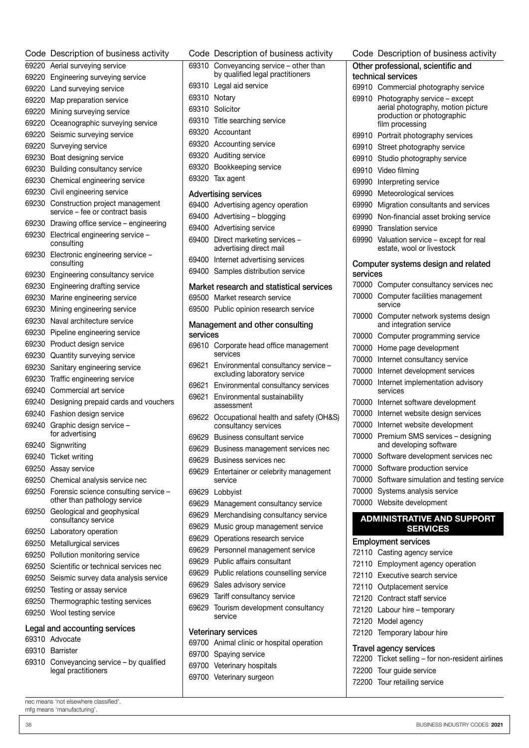| Code | Description of business activity |
|---|---|
| 69220 | Aerial surveying service |
| 69220 | Engineering surveying service |
| 69220 | Land surveying service |
| 69220 | Map preparation service |
| 69220 | Mining surveying service |
| 69220 | Oceanographic surveying service |
| 69220 | Seismic surveying service |
| 69220 | Surveying service |
| 69230 | Boat designing service |
| 69230 | Building consultancy service |
| 69230 | Chemical engineering service |
| 69230 | Civil engineering service |
| 69230 | Construction project management service – fee or contract basis |
| 69230 | Drawing office service – engineering |
| 69230 | Electrical engineering service – consulting |
| 69230 | Electronic engineering service – consulting |
| 69230 | Engineering consultancy service |
| 69230 | Engineering drafting service |
| 69230 | Marine engineering service |
| 69230 | Mining engineering service |
| 69230 | Naval architecture service |
| 69230 | Pipeline engineering service |
| 69230 | Product design service |
| 69230 | Quantity surveying service |
| 69230 | Sanitary engineering service |
| 69230 | Traffic engineering service |
| 69240 | Commercial art service |
| 69240 | Designing prepaid cards and vouchers |
| 69240 | Fashion design service |
| 69240 | Graphic design service – for advertising |
| 69240 | Signwriting |
| 69240 | Ticket writing |
| 69250 | Assay service |
| 69250 | Chemical analysis service nec |
| 69250 | Forensic science consulting service – other than pathology service |
| 69250 | Geological and geophysical consultancy service |
| 69250 | Laboratory operation |
| 69250 | Metallurgical services |
| 69250 | Pollution monitoring service |
| 69250 | Scientific or technical services nec |
| 69250 | Seismic survey data analysis service |
| 69250 | Testing or assay service |
| 69250 | Thermographic testing services |
| 69250 | Wool testing service |

### Legal and accounting services

| Code | Description of business activity |
|---|---|
| 69310 | Advocate |
| 69310 | Barrister |
| 69310 | Conveyancing service – by qualified legal practitioners |
| 69310 | Conveyancing service – other than by qualified legal practitioners |
| 69310 | Legal aid service |
| 69310 | Notary |
| 69310 | Solicitor |
| 69310 | Title searching service |
| 69320 | Accountant |
| 69320 | Accounting service |
| 69320 | Auditing service |
| 69320 | Bookkeeping service |
| 69320 | Tax agent |

### Advertising services

| Code | Description of business activity |
|---|---|
| 69400 | Advertising agency operation |
| 69400 | Advertising – blogging |
| 69400 | Advertising service |
| 69400 | Direct marketing services – advertising direct mail |
| 69400 | Internet advertising services |
| 69400 | Samples distribution service |

### Market research and statistical services

| Code | Description of business activity |
|---|---|
| 69500 | Market research service |
| 69500 | Public opinion research service |

### Management and other consulting services

| Code | Description of business activity |
|---|---|
| 69610 | Corporate head office management services |
| 69621 | Environmental consultancy service – excluding laboratory service |
| 69621 | Environmental consultancy services |
| 69621 | Environmental sustainability assessment |
| 69622 | Occupational health and safety (OH&S) consultancy services |
| 69629 | Business consultant service |
| 69629 | Business management services nec |
| 69629 | Business services nec |
| 69629 | Entertainer or celebrity management service |
| 69629 | Lobbyist |
| 69629 | Management consultancy service |
| 69629 | Merchandising consultancy service |
| 69629 | Music group management service |
| 69629 | Operations research service |
| 69629 | Personnel management service |
| 69629 | Public affairs consultant |
| 69629 | Public relations counselling service |
| 69629 | Sales advisory service |
| 69629 | Tariff consultancy service |
| 69629 | Tourism development consultancy service |

### Veterinary services

| Code | Description of business activity |
|---|---|
| 69700 | Animal clinic or hospital operation |
| 69700 | Spaying service |
| 69700 | Veterinary hospitals |
| 69700 | Veterinary surgeon |

### Other professional, scientific and technical services

| Code | Description of business activity |
|---|---|
| 69910 | Commercial photography service |
| 69910 | Photography service – except aerial photography, motion picture production or photographic film processing |
| 69910 | Portrait photography services |
| 69910 | Street photography service |
| 69910 | Studio photography service |
| 69910 | Video filming |
| 69990 | Interpreting service |
| 69990 | Meteorological services |
| 69990 | Migration consultants and services |
| 69990 | Non-financial asset broking service |
| 69990 | Translation service |
| 69990 | Valuation service – except for real estate, wool or livestock |

### Computer systems design and related services

| Code | Description of business activity |
|---|---|
| 70000 | Computer consultancy services nec |
| 70000 | Computer facilities management service |
| 70000 | Computer network systems design and integration service |
| 70000 | Computer programming service |
| 70000 | Home page development |
| 70000 | Internet consultancy service |
| 70000 | Internet development services |
| 70000 | Internet implementation advisory services |
| 70000 | Internet software development |
| 70000 | Internet website design services |
| 70000 | Internet website development |
| 70000 | Premium SMS services – designing and developing software |
| 70000 | Software development services nec |
| 70000 | Software production service |
| 70000 | Software simulation and testing service |
| 70000 | Systems analysis service |
| 70000 | Website development |

## ADMINISTRATIVE AND SUPPORT SERVICES

### Employment services

| Code | Description of business activity |
|---|---|
| 72110 | Casting agency service |
| 72110 | Employment agency operation |
| 72110 | Executive search service |
| 72110 | Outplacement service |
| 72120 | Contract staff service |
| 72120 | Labour hire – temporary |
| 72120 | Model agency |
| 72120 | Temporary labour hire |

### Travel agency services

| Code | Description of business activity |
|---|---|
| 72200 | Ticket selling – for non-resident airlines |
| 72200 | Tour guide service |
| 72200 | Tour retailing service |

nec means 'not elsewhere classified'.
mfg means 'manufacturing'.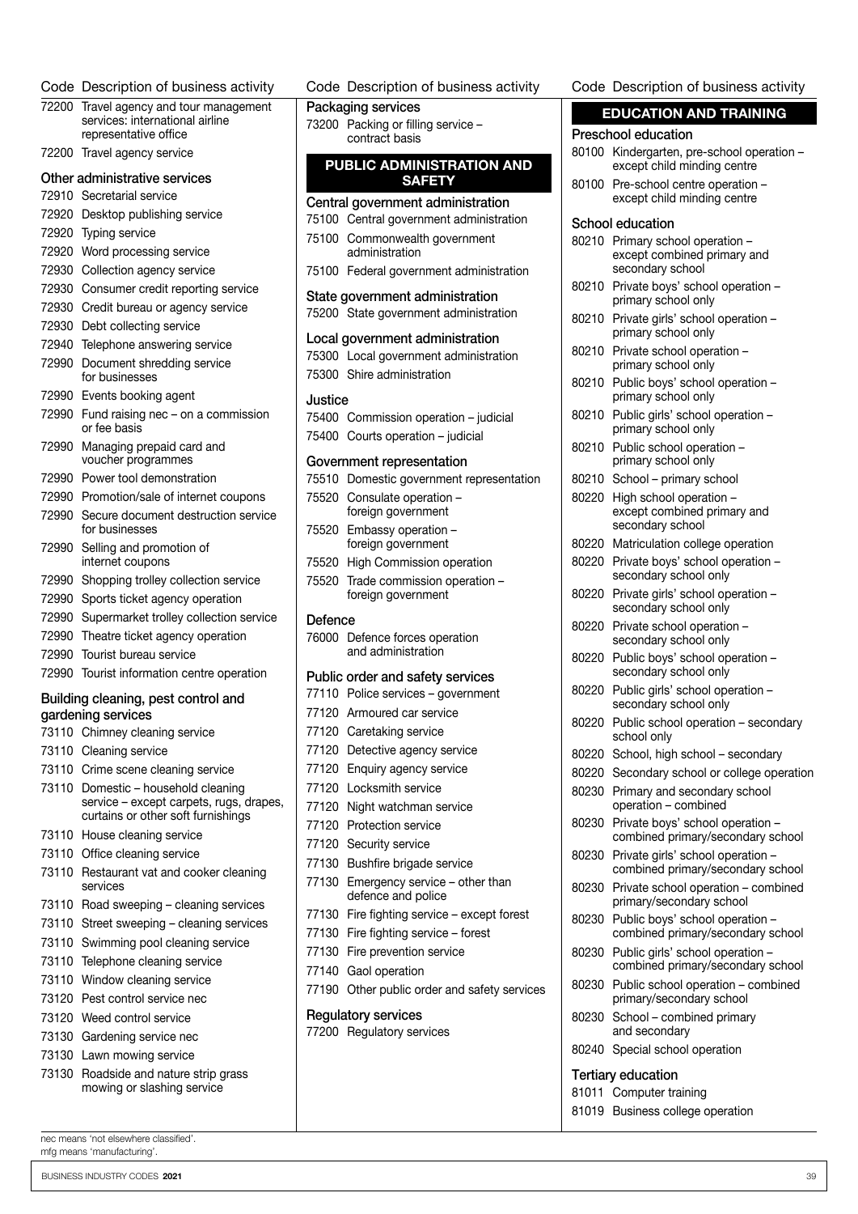| Code | Description of business activity |
|---|---|
| 72200 | Travel agency and tour management services: international airline representative office |
| 72200 | Travel agency service |

**Other administrative services**

| Code | Description of business activity |
|---|---|
| 72910 | Secretarial service |
| 72920 | Desktop publishing service |
| 72920 | Typing service |
| 72920 | Word processing service |
| 72930 | Collection agency service |
| 72930 | Consumer credit reporting service |
| 72930 | Credit bureau or agency service |
| 72930 | Debt collecting service |
| 72940 | Telephone answering service |
| 72990 | Document shredding service for businesses |
| 72990 | Events booking agent |
| 72990 | Fund raising nec – on a commission or fee basis |
| 72990 | Managing prepaid card and voucher programmes |
| 72990 | Power tool demonstration |
| 72990 | Promotion/sale of internet coupons |
| 72990 | Secure document destruction service for businesses |
| 72990 | Selling and promotion of internet coupons |
| 72990 | Shopping trolley collection service |
| 72990 | Sports ticket agency operation |
| 72990 | Supermarket trolley collection service |
| 72990 | Theatre ticket agency operation |
| 72990 | Tourist bureau service |
| 72990 | Tourist information centre operation |

**Building cleaning, pest control and gardening services**

| Code | Description of business activity |
|---|---|
| 73110 | Chimney cleaning service |
| 73110 | Cleaning service |
| 73110 | Crime scene cleaning service |
| 73110 | Domestic – household cleaning service – except carpets, rugs, drapes, curtains or other soft furnishings |
| 73110 | House cleaning service |
| 73110 | Office cleaning service |
| 73110 | Restaurant vat and cooker cleaning services |
| 73110 | Road sweeping – cleaning services |
| 73110 | Street sweeping – cleaning services |
| 73110 | Swimming pool cleaning service |
| 73110 | Telephone cleaning service |
| 73110 | Window cleaning service |
| 73120 | Pest control service nec |
| 73120 | Weed control service |
| 73130 | Gardening service nec |
| 73130 | Lawn mowing service |
| 73130 | Roadside and nature strip grass mowing or slashing service |

**Packaging services**

| Code | Description of business activity |
|---|---|
| 73200 | Packing or filling service – contract basis |

## PUBLIC ADMINISTRATION AND SAFETY

**Central government administration**

| Code | Description of business activity |
|---|---|
| 75100 | Central government administration |
| 75100 | Commonwealth government administration |
| 75100 | Federal government administration |

**State government administration**

| Code | Description of business activity |
|---|---|
| 75200 | State government administration |

**Local government administration**

| Code | Description of business activity |
|---|---|
| 75300 | Local government administration |
| 75300 | Shire administration |

**Justice**

| Code | Description of business activity |
|---|---|
| 75400 | Commission operation – judicial |
| 75400 | Courts operation – judicial |

**Government representation**

| Code | Description of business activity |
|---|---|
| 75510 | Domestic government representation |
| 75520 | Consulate operation – foreign government |
| 75520 | Embassy operation – foreign government |
| 75520 | High Commission operation |
| 75520 | Trade commission operation – foreign government |

**Defence**

| Code | Description of business activity |
|---|---|
| 76000 | Defence forces operation and administration |

**Public order and safety services**

| Code | Description of business activity |
|---|---|
| 77110 | Police services – government |
| 77120 | Armoured car service |
| 77120 | Caretaking service |
| 77120 | Detective agency service |
| 77120 | Enquiry agency service |
| 77120 | Locksmith service |
| 77120 | Night watchman service |
| 77120 | Protection service |
| 77120 | Security service |
| 77130 | Bushfire brigade service |
| 77130 | Emergency service – other than defence and police |
| 77130 | Fire fighting service – except forest |
| 77130 | Fire fighting service – forest |
| 77130 | Fire prevention service |
| 77140 | Gaol operation |
| 77190 | Other public order and safety services |

**Regulatory services**

| Code | Description of business activity |
|---|---|
| 77200 | Regulatory services |

## EDUCATION AND TRAINING

**Preschool education**

| Code | Description of business activity |
|---|---|
| 80100 | Kindergarten, pre-school operation – except child minding centre |
| 80100 | Pre-school centre operation – except child minding centre |

**School education**

| Code | Description of business activity |
|---|---|
| 80210 | Primary school operation – except combined primary and secondary school |
| 80210 | Private boys' school operation – primary school only |
| 80210 | Private girls' school operation – primary school only |
| 80210 | Private school operation – primary school only |
| 80210 | Public boys' school operation – primary school only |
| 80210 | Public girls' school operation – primary school only |
| 80210 | Public school operation – primary school only |
| 80210 | School – primary school |
| 80220 | High school operation – except combined primary and secondary school |
| 80220 | Matriculation college operation |
| 80220 | Private boys' school operation – secondary school only |
| 80220 | Private girls' school operation – secondary school only |
| 80220 | Private school operation – secondary school only |
| 80220 | Public boys' school operation – secondary school only |
| 80220 | Public girls' school operation – secondary school only |
| 80220 | Public school operation – secondary school only |
| 80220 | School, high school – secondary |
| 80220 | Secondary school or college operation |
| 80230 | Primary and secondary school operation – combined |
| 80230 | Private boys' school operation – combined primary/secondary school |
| 80230 | Private girls' school operation – combined primary/secondary school |
| 80230 | Private school operation – combined primary/secondary school |
| 80230 | Public boys' school operation – combined primary/secondary school |
| 80230 | Public girls' school operation – combined primary/secondary school |
| 80230 | Public school operation – combined primary/secondary school |
| 80230 | School – combined primary and secondary |
| 80240 | Special school operation |

**Tertiary education**

| Code | Description of business activity |
|---|---|
| 81011 | Computer training |
| 81019 | Business college operation |

nec means 'not elsewhere classified'.
mfg means 'manufacturing'.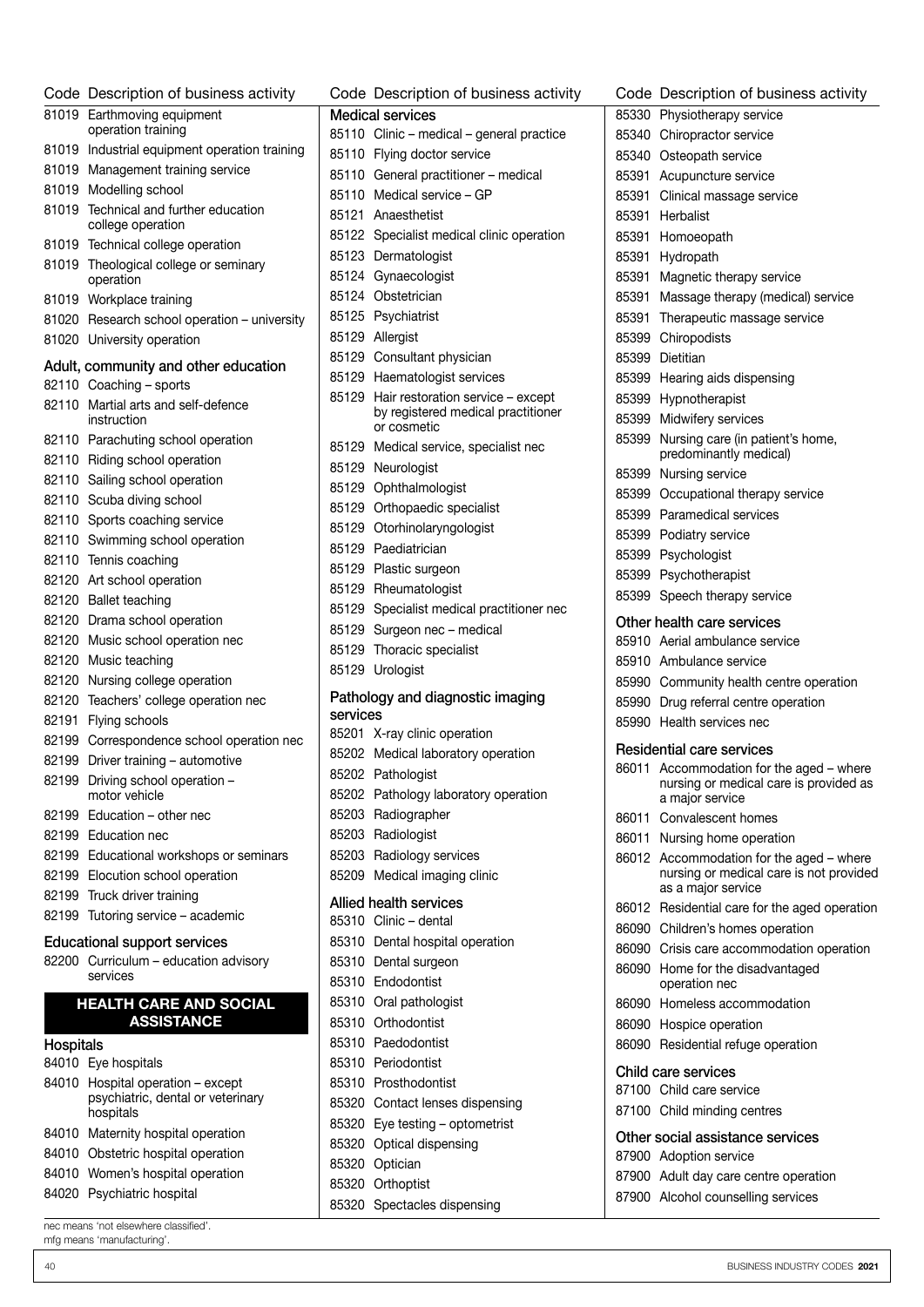| Code | Description of business activity |
|---|---|
| 81019 | Earthmoving equipment operation training |
| 81019 | Industrial equipment operation training |
| 81019 | Management training service |
| 81019 | Modelling school |
| 81019 | Technical and further education college operation |
| 81019 | Technical college operation |
| 81019 | Theological college or seminary operation |
| 81019 | Workplace training |
| 81020 | Research school operation – university |
| 81020 | University operation |

### Adult, community and other education

| Code | Description of business activity |
|---|---|
| 82110 | Coaching – sports |
| 82110 | Martial arts and self-defence instruction |
| 82110 | Parachuting school operation |
| 82110 | Riding school operation |
| 82110 | Sailing school operation |
| 82110 | Scuba diving school |
| 82110 | Sports coaching service |
| 82110 | Swimming school operation |
| 82110 | Tennis coaching |
| 82120 | Art school operation |
| 82120 | Ballet teaching |
| 82120 | Drama school operation |
| 82120 | Music school operation nec |
| 82120 | Music teaching |
| 82120 | Nursing college operation |
| 82120 | Teachers' college operation nec |
| 82191 | Flying schools |
| 82199 | Correspondence school operation nec |
| 82199 | Driver training – automotive |
| 82199 | Driving school operation – motor vehicle |
| 82199 | Education – other nec |
| 82199 | Education nec |
| 82199 | Educational workshops or seminars |
| 82199 | Elocution school operation |
| 82199 | Truck driver training |
| 82199 | Tutoring service – academic |

### Educational support services

| Code | Description of business activity |
|---|---|
| 82200 | Curriculum – education advisory services |

## HEALTH CARE AND SOCIAL ASSISTANCE

### Hospitals

| Code | Description of business activity |
|---|---|
| 84010 | Eye hospitals |
| 84010 | Hospital operation – except psychiatric, dental or veterinary hospitals |
| 84010 | Maternity hospital operation |
| 84010 | Obstetric hospital operation |
| 84010 | Women's hospital operation |
| 84020 | Psychiatric hospital |

### Medical services

| Code | Description of business activity |
|---|---|
| 85110 | Clinic – medical – general practice |
| 85110 | Flying doctor service |
| 85110 | General practitioner – medical |
| 85110 | Medical service – GP |
| 85121 | Anaesthetist |
| 85122 | Specialist medical clinic operation |
| 85123 | Dermatologist |
| 85124 | Gynaecologist |
| 85124 | Obstetrician |
| 85125 | Psychiatrist |
| 85129 | Allergist |
| 85129 | Consultant physician |
| 85129 | Haematologist services |
| 85129 | Hair restoration service – except by registered medical practitioner or cosmetic |
| 85129 | Medical service, specialist nec |
| 85129 | Neurologist |
| 85129 | Ophthalmologist |
| 85129 | Orthopaedic specialist |
| 85129 | Otorhinolaryngologist |
| 85129 | Paediatrician |
| 85129 | Plastic surgeon |
| 85129 | Rheumatologist |
| 85129 | Specialist medical practitioner nec |
| 85129 | Surgeon nec – medical |
| 85129 | Thoracic specialist |
| 85129 | Urologist |

### Pathology and diagnostic imaging services

| Code | Description of business activity |
|---|---|
| 85201 | X-ray clinic operation |
| 85202 | Medical laboratory operation |
| 85202 | Pathologist |
| 85202 | Pathology laboratory operation |
| 85203 | Radiographer |
| 85203 | Radiologist |
| 85203 | Radiology services |
| 85209 | Medical imaging clinic |

### Allied health services

| Code | Description of business activity |
|---|---|
| 85310 | Clinic – dental |
| 85310 | Dental hospital operation |
| 85310 | Dental surgeon |
| 85310 | Endodontist |
| 85310 | Oral pathologist |
| 85310 | Orthodontist |
| 85310 | Paedodontist |
| 85310 | Periodontist |
| 85310 | Prosthodontist |
| 85320 | Contact lenses dispensing |
| 85320 | Eye testing – optometrist |
| 85320 | Optical dispensing |
| 85320 | Optician |
| 85320 | Orthoptist |
| 85320 | Spectacles dispensing |
| 85330 | Physiotherapy service |
| 85340 | Chiropractor service |
| 85340 | Osteopath service |
| 85391 | Acupuncture service |
| 85391 | Clinical massage service |
| 85391 | Herbalist |
| 85391 | Homoeopath |
| 85391 | Hydropath |
| 85391 | Magnetic therapy service |
| 85391 | Massage therapy (medical) service |
| 85391 | Therapeutic massage service |
| 85399 | Chiropodists |
| 85399 | Dietitian |
| 85399 | Hearing aids dispensing |
| 85399 | Hypnotherapist |
| 85399 | Midwifery services |
| 85399 | Nursing care (in patient's home, predominantly medical) |
| 85399 | Nursing service |
| 85399 | Occupational therapy service |
| 85399 | Paramedical services |
| 85399 | Podiatry service |
| 85399 | Psychologist |
| 85399 | Psychotherapist |
| 85399 | Speech therapy service |

### Other health care services

| Code | Description of business activity |
|---|---|
| 85910 | Aerial ambulance service |
| 85910 | Ambulance service |
| 85990 | Community health centre operation |
| 85990 | Drug referral centre operation |
| 85990 | Health services nec |

### Residential care services

| Code | Description of business activity |
|---|---|
| 86011 | Accommodation for the aged – where nursing or medical care is provided as a major service |
| 86011 | Convalescent homes |
| 86011 | Nursing home operation |
| 86012 | Accommodation for the aged – where nursing or medical care is not provided as a major service |
| 86012 | Residential care for the aged operation |
| 86090 | Children's homes operation |
| 86090 | Crisis care accommodation operation |
| 86090 | Home for the disadvantaged operation nec |
| 86090 | Homeless accommodation |
| 86090 | Hospice operation |
| 86090 | Residential refuge operation |

### Child care services

| Code | Description of business activity |
|---|---|
| 87100 | Child care service |
| 87100 | Child minding centres |

### Other social assistance services

| Code | Description of business activity |
|---|---|
| 87900 | Adoption service |
| 87900 | Adult day care centre operation |
| 87900 | Alcohol counselling services |

nec means 'not elsewhere classified'.
mfg means 'manufacturing'.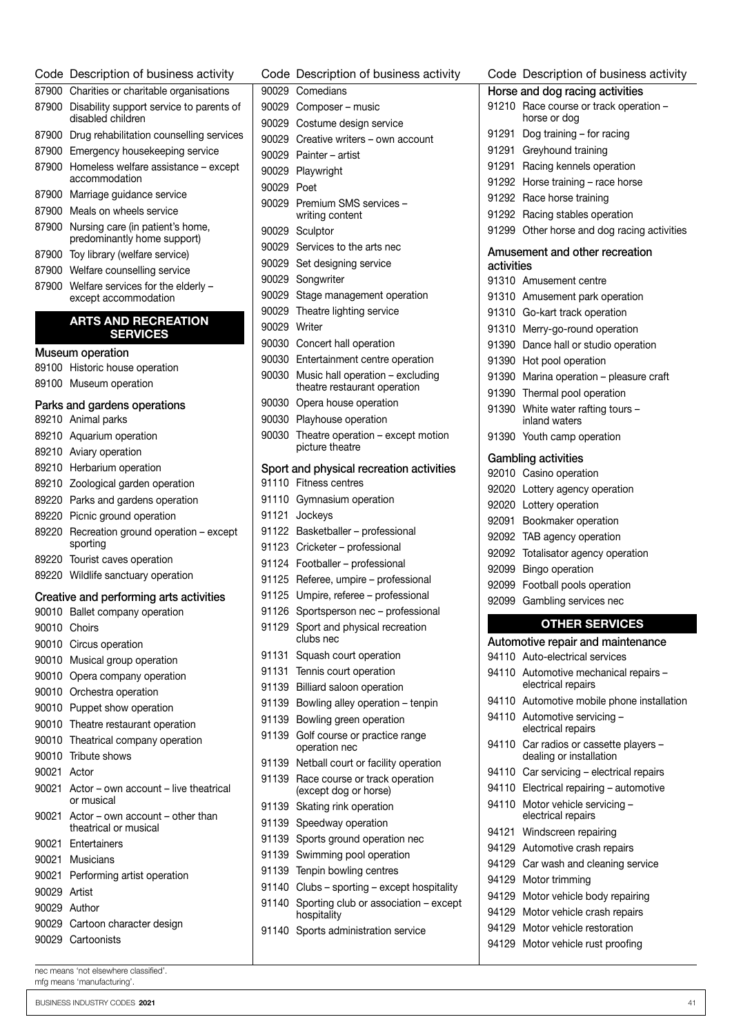| Code | Description of business activity |
|---|---|
| 87900 | Charities or charitable organisations |
| 87900 | Disability support service to parents of disabled children |
| 87900 | Drug rehabilitation counselling services |
| 87900 | Emergency housekeeping service |
| 87900 | Homeless welfare assistance – except accommodation |
| 87900 | Marriage guidance service |
| 87900 | Meals on wheels service |
| 87900 | Nursing care (in patient's home, predominantly home support) |
| 87900 | Toy library (welfare service) |
| 87900 | Welfare counselling service |
| 87900 | Welfare services for the elderly – except accommodation |

## ARTS AND RECREATION SERVICES

### Museum operation

| Code | Description of business activity |
|---|---|
| 89100 | Historic house operation |
| 89100 | Museum operation |

### Parks and gardens operations

| Code | Description of business activity |
|---|---|
| 89210 | Animal parks |
| 89210 | Aquarium operation |
| 89210 | Aviary operation |
| 89210 | Herbarium operation |
| 89210 | Zoological garden operation |
| 89220 | Parks and gardens operation |
| 89220 | Picnic ground operation |
| 89220 | Recreation ground operation – except sporting |
| 89220 | Tourist caves operation |
| 89220 | Wildlife sanctuary operation |

### Creative and performing arts activities

| Code | Description of business activity |
|---|---|
| 90010 | Ballet company operation |
| 90010 | Choirs |
| 90010 | Circus operation |
| 90010 | Musical group operation |
| 90010 | Opera company operation |
| 90010 | Orchestra operation |
| 90010 | Puppet show operation |
| 90010 | Theatre restaurant operation |
| 90010 | Theatrical company operation |
| 90010 | Tribute shows |
| 90021 | Actor |
| 90021 | Actor – own account – live theatrical or musical |
| 90021 | Actor – own account – other than theatrical or musical |
| 90021 | Entertainers |
| 90021 | Musicians |
| 90021 | Performing artist operation |
| 90029 | Artist |
| 90029 | Author |
| 90029 | Cartoon character design |
| 90029 | Cartoonists |
| 90029 | Comedians |
| 90029 | Composer – music |
| 90029 | Costume design service |
| 90029 | Creative writers – own account |
| 90029 | Painter – artist |
| 90029 | Playwright |
| 90029 | Poet |
| 90029 | Premium SMS services – writing content |
| 90029 | Sculptor |
| 90029 | Services to the arts nec |
| 90029 | Set designing service |
| 90029 | Songwriter |
| 90029 | Stage management operation |
| 90029 | Theatre lighting service |
| 90029 | Writer |
| 90030 | Concert hall operation |
| 90030 | Entertainment centre operation |
| 90030 | Music hall operation – excluding theatre restaurant operation |
| 90030 | Opera house operation |
| 90030 | Playhouse operation |
| 90030 | Theatre operation – except motion picture theatre |

### Sport and physical recreation activities

| Code | Description of business activity |
|---|---|
| 91110 | Fitness centres |
| 91110 | Gymnasium operation |
| 91121 | Jockeys |
| 91122 | Basketballer – professional |
| 91123 | Cricketer – professional |
| 91124 | Footballer – professional |
| 91125 | Referee, umpire – professional |
| 91125 | Umpire, referee – professional |
| 91126 | Sportsperson nec – professional |
| 91129 | Sport and physical recreation clubs nec |
| 91131 | Squash court operation |
| 91131 | Tennis court operation |
| 91139 | Billiard saloon operation |
| 91139 | Bowling alley operation – tenpin |
| 91139 | Bowling green operation |
| 91139 | Golf course or practice range operation nec |
| 91139 | Netball court or facility operation |
| 91139 | Race course or track operation (except dog or horse) |
| 91139 | Skating rink operation |
| 91139 | Speedway operation |
| 91139 | Sports ground operation nec |
| 91139 | Swimming pool operation |
| 91139 | Tenpin bowling centres |
| 91140 | Clubs – sporting – except hospitality |
| 91140 | Sporting club or association – except hospitality |
| 91140 | Sports administration service |

### Horse and dog racing activities

| Code | Description of business activity |
|---|---|
| 91210 | Race course or track operation – horse or dog |
| 91291 | Dog training – for racing |
| 91291 | Greyhound training |
| 91291 | Racing kennels operation |
| 91292 | Horse training – race horse |
| 91292 | Race horse training |
| 91292 | Racing stables operation |
| 91299 | Other horse and dog racing activities |

### Amusement and other recreation activities

| Code | Description of business activity |
|---|---|
| 91310 | Amusement centre |
| 91310 | Amusement park operation |
| 91310 | Go-kart track operation |
| 91310 | Merry-go-round operation |
| 91390 | Dance hall or studio operation |
| 91390 | Hot pool operation |
| 91390 | Marina operation – pleasure craft |
| 91390 | Thermal pool operation |
| 91390 | White water rafting tours – inland waters |
| 91390 | Youth camp operation |

### Gambling activities

| Code | Description of business activity |
|---|---|
| 92010 | Casino operation |
| 92020 | Lottery agency operation |
| 92020 | Lottery operation |
| 92091 | Bookmaker operation |
| 92092 | TAB agency operation |
| 92092 | Totalisator agency operation |
| 92099 | Bingo operation |
| 92099 | Football pools operation |
| 92099 | Gambling services nec |

## OTHER SERVICES

### Automotive repair and maintenance

| Code | Description of business activity |
|---|---|
| 94110 | Auto-electrical services |
| 94110 | Automotive mechanical repairs – electrical repairs |
| 94110 | Automotive mobile phone installation |
| 94110 | Automotive servicing – electrical repairs |
| 94110 | Car radios or cassette players – dealing or installation |
| 94110 | Car servicing – electrical repairs |
| 94110 | Electrical repairing – automotive |
| 94110 | Motor vehicle servicing – electrical repairs |
| 94121 | Windscreen repairing |
| 94129 | Automotive crash repairs |
| 94129 | Car wash and cleaning service |
| 94129 | Motor trimming |
| 94129 | Motor vehicle body repairing |
| 94129 | Motor vehicle crash repairs |
| 94129 | Motor vehicle restoration |
| 94129 | Motor vehicle rust proofing |

nec means 'not elsewhere classified'.
mfg means 'manufacturing'.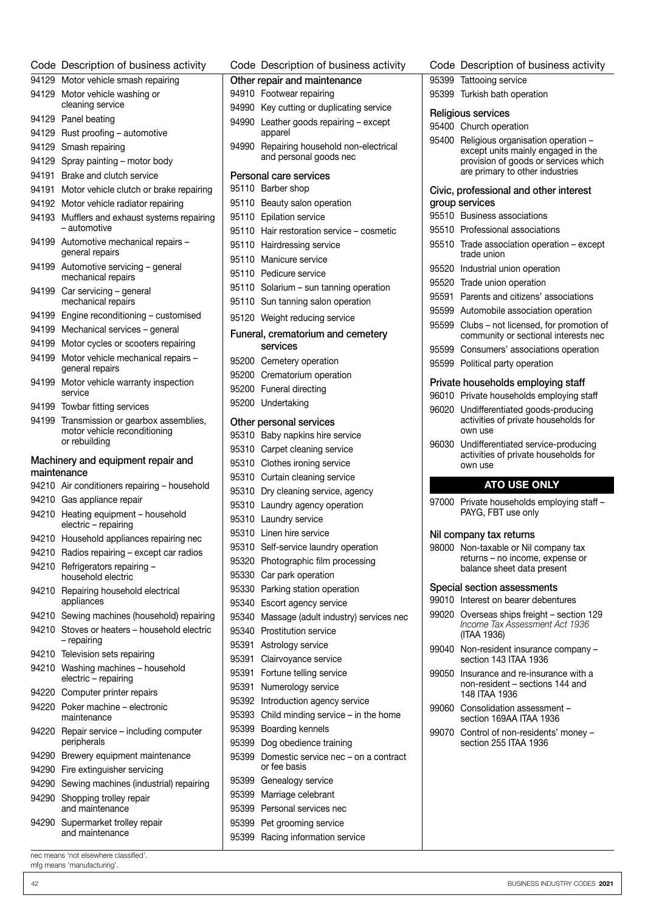| Code | Description of business activity |
|---|---|
| 94129 | Motor vehicle smash repairing |
| 94129 | Motor vehicle washing or cleaning service |
| 94129 | Panel beating |
| 94129 | Rust proofing – automotive |
| 94129 | Smash repairing |
| 94129 | Spray painting – motor body |
| 94191 | Brake and clutch service |
| 94191 | Motor vehicle clutch or brake repairing |
| 94192 | Motor vehicle radiator repairing |
| 94193 | Mufflers and exhaust systems repairing – automotive |
| 94199 | Automotive mechanical repairs – general repairs |
| 94199 | Automotive servicing – general mechanical repairs |
| 94199 | Car servicing – general mechanical repairs |
| 94199 | Engine reconditioning – customised |
| 94199 | Mechanical services – general |
| 94199 | Motor cycles or scooters repairing |
| 94199 | Motor vehicle mechanical repairs – general repairs |
| 94199 | Motor vehicle warranty inspection service |
| 94199 | Towbar fitting services |
| 94199 | Transmission or gearbox assemblies, motor vehicle reconditioning or rebuilding |

### Machinery and equipment repair and maintenance

| Code | Description of business activity |
|---|---|
| 94210 | Air conditioners repairing – household |
| 94210 | Gas appliance repair |
| 94210 | Heating equipment – household electric – repairing |
| 94210 | Household appliances repairing nec |
| 94210 | Radios repairing – except car radios |
| 94210 | Refrigerators repairing – household electric |
| 94210 | Repairing household electrical appliances |
| 94210 | Sewing machines (household) repairing |
| 94210 | Stoves or heaters – household electric – repairing |
| 94210 | Television sets repairing |
| 94210 | Washing machines – household electric – repairing |
| 94220 | Computer printer repairs |
| 94220 | Poker machine – electronic maintenance |
| 94220 | Repair service – including computer peripherals |
| 94290 | Brewery equipment maintenance |
| 94290 | Fire extinguisher servicing |
| 94290 | Sewing machines (industrial) repairing |
| 94290 | Shopping trolley repair and maintenance |
| 94290 | Supermarket trolley repair and maintenance |

### Other repair and maintenance

| Code | Description of business activity |
|---|---|
| 94910 | Footwear repairing |
| 94990 | Key cutting or duplicating service |
| 94990 | Leather goods repairing – except apparel |
| 94990 | Repairing household non-electrical and personal goods nec |

### Personal care services

| Code | Description of business activity |
|---|---|
| 95110 | Barber shop |
| 95110 | Beauty salon operation |
| 95110 | Epilation service |
| 95110 | Hair restoration service – cosmetic |
| 95110 | Hairdressing service |
| 95110 | Manicure service |
| 95110 | Pedicure service |
| 95110 | Solarium – sun tanning operation |
| 95110 | Sun tanning salon operation |
| 95120 | Weight reducing service |

### Funeral, crematorium and cemetery services

| Code | Description of business activity |
|---|---|
| 95200 | Cemetery operation |
| 95200 | Crematorium operation |
| 95200 | Funeral directing |
| 95200 | Undertaking |

### Other personal services

| Code | Description of business activity |
|---|---|
| 95310 | Baby napkins hire service |
| 95310 | Carpet cleaning service |
| 95310 | Clothes ironing service |
| 95310 | Curtain cleaning service |
| 95310 | Dry cleaning service, agency |
| 95310 | Laundry agency operation |
| 95310 | Laundry service |
| 95310 | Linen hire service |
| 95310 | Self-service laundry operation |
| 95320 | Photographic film processing |
| 95330 | Car park operation |
| 95330 | Parking station operation |
| 95340 | Escort agency service |
| 95340 | Massage (adult industry) services nec |
| 95340 | Prostitution service |
| 95391 | Astrology service |
| 95391 | Clairvoyance service |
| 95391 | Fortune telling service |
| 95391 | Numerology service |
| 95392 | Introduction agency service |
| 95393 | Child minding service – in the home |
| 95399 | Boarding kennels |
| 95399 | Dog obedience training |
| 95399 | Domestic service nec – on a contract or fee basis |
| 95399 | Genealogy service |
| 95399 | Marriage celebrant |
| 95399 | Personal services nec |
| 95399 | Pet grooming service |
| 95399 | Racing information service |
| 95399 | Tattooing service |
| 95399 | Turkish bath operation |

### Religious services

| Code | Description of business activity |
|---|---|
| 95400 | Church operation |
| 95400 | Religious organisation operation – except units mainly engaged in the provision of goods or services which are primary to other industries |

### Civic, professional and other interest group services

| Code | Description of business activity |
|---|---|
| 95510 | Business associations |
| 95510 | Professional associations |
| 95510 | Trade association operation – except trade union |
| 95520 | Industrial union operation |
| 95520 | Trade union operation |
| 95591 | Parents and citizens' associations |
| 95599 | Automobile association operation |
| 95599 | Clubs – not licensed, for promotion of community or sectional interests nec |
| 95599 | Consumers' associations operation |
| 95599 | Political party operation |

### Private households employing staff

| Code | Description of business activity |
|---|---|
| 96010 | Private households employing staff |
| 96020 | Undifferentiated goods-producing activities of private households for own use |
| 96030 | Undifferentiated service-producing activities of private households for own use |

## ATO USE ONLY

| Code | Description of business activity |
|---|---|
| 97000 | Private households employing staff – PAYG, FBT use only |

### Nil company tax returns

| Code | Description of business activity |
|---|---|
| 98000 | Non-taxable or Nil company tax returns – no income, expense or balance sheet data present |

### Special section assessments

| Code | Description of business activity |
|---|---|
| 99010 | Interest on bearer debentures |
| 99020 | Overseas ships freight – section 129 *Income Tax Assessment Act 1936* (ITAA 1936) |
| 99040 | Non-resident insurance company – section 143 ITAA 1936 |
| 99050 | Insurance and re-insurance with a non-resident – sections 144 and 148 ITAA 1936 |
| 99060 | Consolidation assessment – section 169AA ITAA 1936 |
| 99070 | Control of non-residents' money – section 255 ITAA 1936 |

nec means 'not elsewhere classified'.
mfg means 'manufacturing'.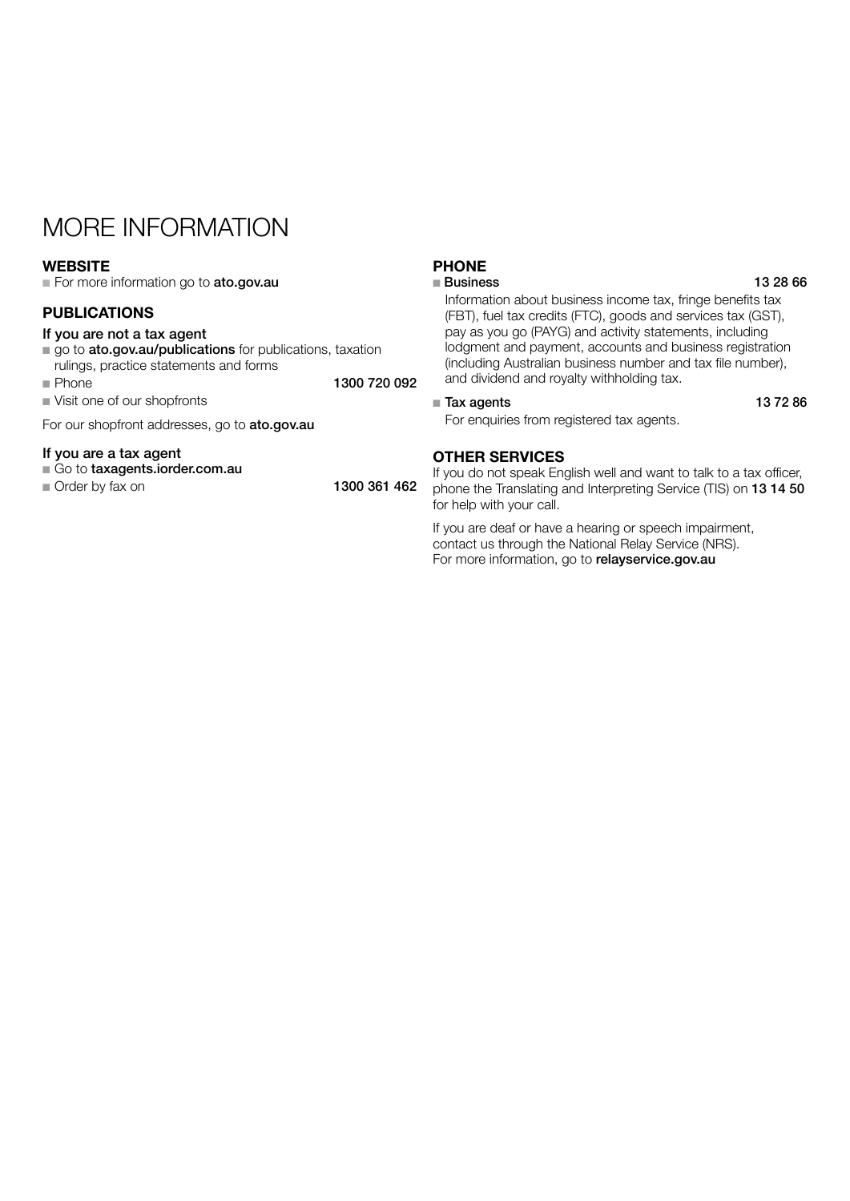# MORE INFORMATION

## WEBSITE

- For more information go to **ato.gov.au**

## PUBLICATIONS

### If you are not a tax agent

- go to **ato.gov.au/publications** for publications, taxation rulings, practice statements and forms
- Phone **1300 720 092**
- Visit one of our shopfronts

For our shopfront addresses, go to **ato.gov.au**

### If you are a tax agent

- Go to **taxagents.iorder.com.au**
- Order by fax on **1300 361 462**

## PHONE

- **Business** **13 28 66**

  Information about business income tax, fringe benefits tax (FBT), fuel tax credits (FTC), goods and services tax (GST), pay as you go (PAYG) and activity statements, including lodgment and payment, accounts and business registration (including Australian business number and tax file number), and dividend and royalty withholding tax.

- **Tax agents** **13 72 86**

  For enquiries from registered tax agents.

## OTHER SERVICES

If you do not speak English well and want to talk to a tax officer, phone the Translating and Interpreting Service (TIS) on **13 14 50** for help with your call.

If you are deaf or have a hearing or speech impairment, contact us through the National Relay Service (NRS). For more information, go to **relayservice.gov.au**